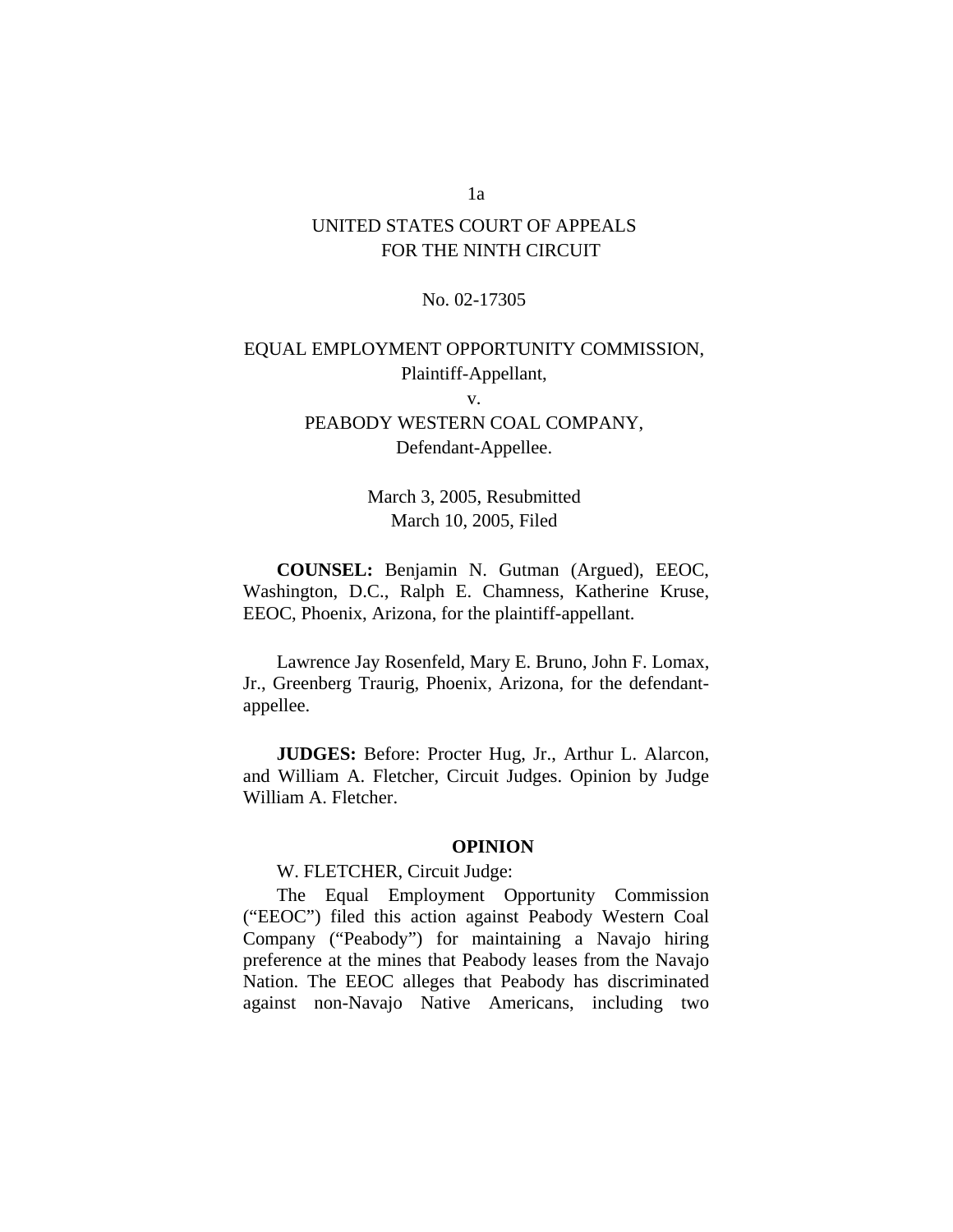UNITED STATES COURT OF APPEALS
FOR THE NINTH CIRCUIT

No. 02-17305

EQUAL EMPLOYMENT OPPORTUNITY COMMISSION,
Plaintiff-Appellant,

v.

PEABODY WESTERN COAL COMPANY,
Defendant-Appellee.

March 3, 2005, Resubmitted
March 10, 2005, Filed

**COUNSEL:** Benjamin N. Gutman (Argued), EEOC, Washington, D.C., Ralph E. Chamness, Katherine Kruse, EEOC, Phoenix, Arizona, for the plaintiff-appellant.

Lawrence Jay Rosenfeld, Mary E. Bruno, John F. Lomax, Jr., Greenberg Traurig, Phoenix, Arizona, for the defendant-appellee.

**JUDGES:** Before: Procter Hug, Jr., Arthur L. Alarcon, and William A. Fletcher, Circuit Judges. Opinion by Judge William A. Fletcher.

## OPINION

W. FLETCHER, Circuit Judge:

The Equal Employment Opportunity Commission ("EEOC") filed this action against Peabody Western Coal Company ("Peabody") for maintaining a Navajo hiring preference at the mines that Peabody leases from the Navajo Nation. The EEOC alleges that Peabody has discriminated against non-Navajo Native Americans, including two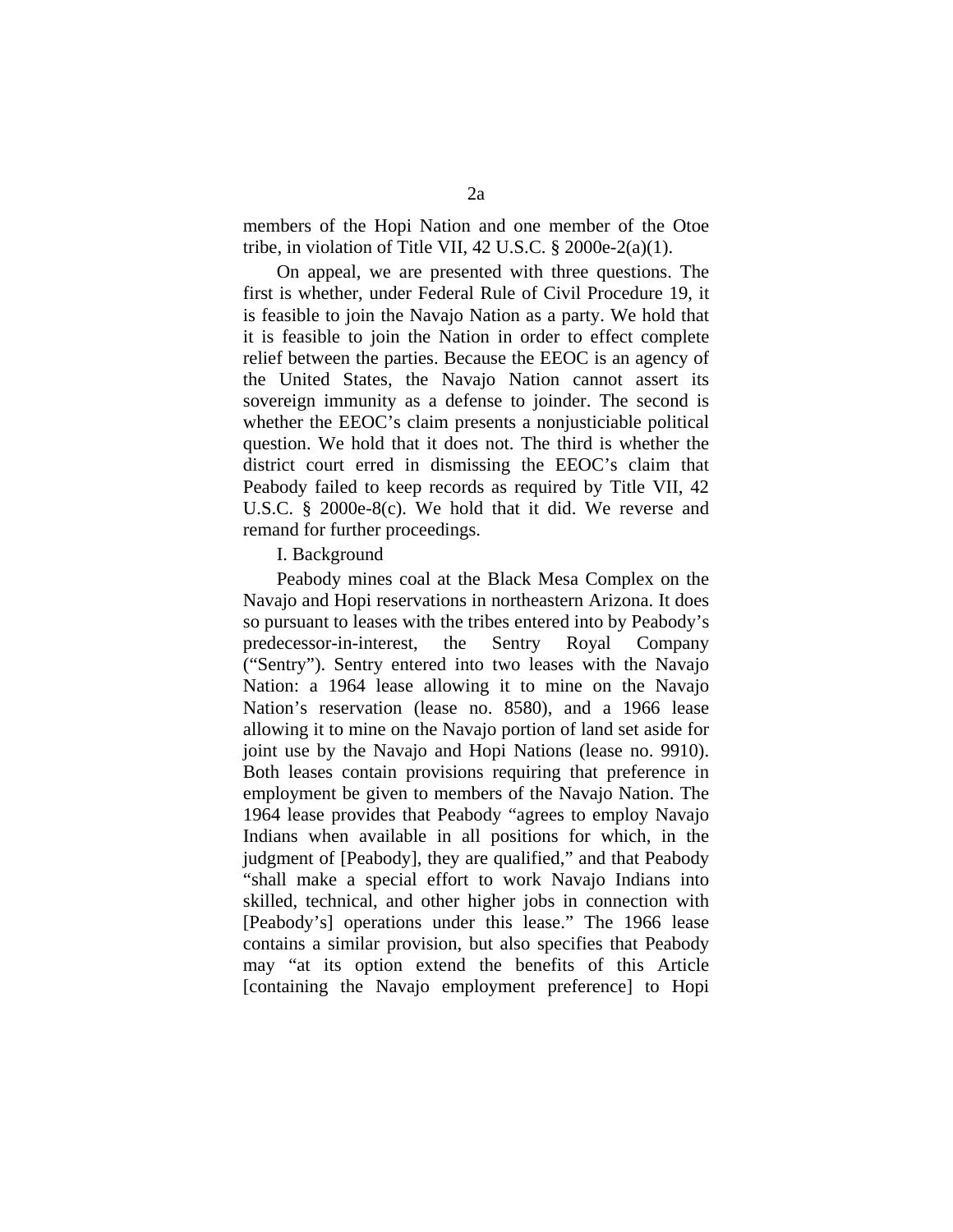members of the Hopi Nation and one member of the Otoe tribe, in violation of Title VII, 42 U.S.C. § 2000e-2(a)(1).

On appeal, we are presented with three questions. The first is whether, under Federal Rule of Civil Procedure 19, it is feasible to join the Navajo Nation as a party. We hold that it is feasible to join the Nation in order to effect complete relief between the parties. Because the EEOC is an agency of the United States, the Navajo Nation cannot assert its sovereign immunity as a defense to joinder. The second is whether the EEOC's claim presents a nonjusticiable political question. We hold that it does not. The third is whether the district court erred in dismissing the EEOC's claim that Peabody failed to keep records as required by Title VII, 42 U.S.C. § 2000e-8(c). We hold that it did. We reverse and remand for further proceedings.

I. Background

Peabody mines coal at the Black Mesa Complex on the Navajo and Hopi reservations in northeastern Arizona. It does so pursuant to leases with the tribes entered into by Peabody's predecessor-in-interest, the Sentry Royal Company ("Sentry"). Sentry entered into two leases with the Navajo Nation: a 1964 lease allowing it to mine on the Navajo Nation's reservation (lease no. 8580), and a 1966 lease allowing it to mine on the Navajo portion of land set aside for joint use by the Navajo and Hopi Nations (lease no. 9910). Both leases contain provisions requiring that preference in employment be given to members of the Navajo Nation. The 1964 lease provides that Peabody "agrees to employ Navajo Indians when available in all positions for which, in the judgment of [Peabody], they are qualified," and that Peabody "shall make a special effort to work Navajo Indians into skilled, technical, and other higher jobs in connection with [Peabody's] operations under this lease." The 1966 lease contains a similar provision, but also specifies that Peabody may "at its option extend the benefits of this Article [containing the Navajo employment preference] to Hopi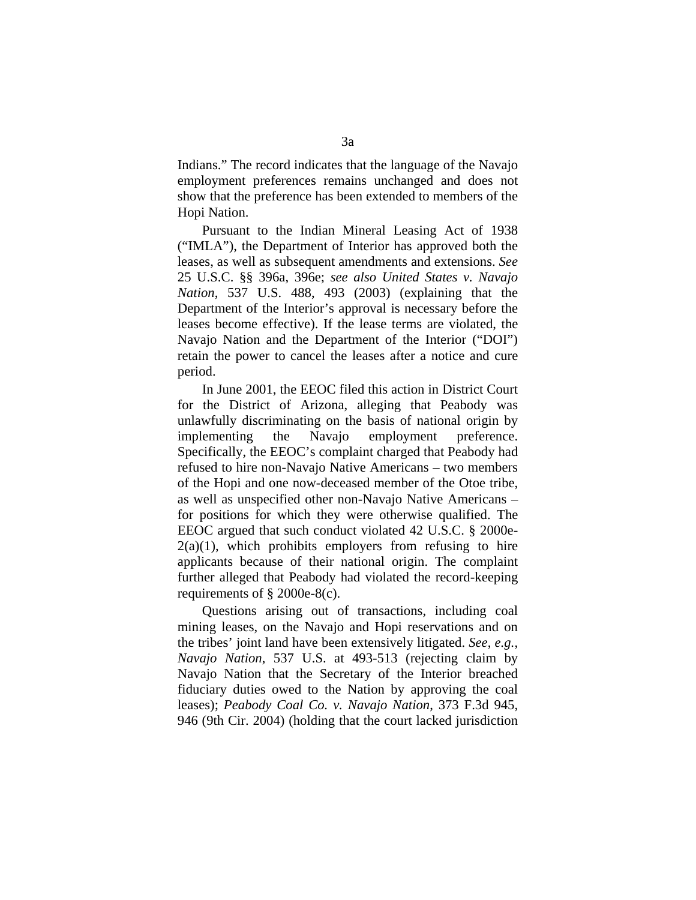Indians." The record indicates that the language of the Navajo employment preferences remains unchanged and does not show that the preference has been extended to members of the Hopi Nation.

Pursuant to the Indian Mineral Leasing Act of 1938 ("IMLA"), the Department of Interior has approved both the leases, as well as subsequent amendments and extensions. *See* 25 U.S.C. §§ 396a, 396e; *see also United States v. Navajo Nation*, 537 U.S. 488, 493 (2003) (explaining that the Department of the Interior's approval is necessary before the leases become effective). If the lease terms are violated, the Navajo Nation and the Department of the Interior ("DOI") retain the power to cancel the leases after a notice and cure period.

In June 2001, the EEOC filed this action in District Court for the District of Arizona, alleging that Peabody was unlawfully discriminating on the basis of national origin by implementing the Navajo employment preference. Specifically, the EEOC's complaint charged that Peabody had refused to hire non-Navajo Native Americans – two members of the Hopi and one now-deceased member of the Otoe tribe, as well as unspecified other non-Navajo Native Americans – for positions for which they were otherwise qualified. The EEOC argued that such conduct violated 42 U.S.C. § 2000e-2(a)(1), which prohibits employers from refusing to hire applicants because of their national origin. The complaint further alleged that Peabody had violated the record-keeping requirements of § 2000e-8(c).

Questions arising out of transactions, including coal mining leases, on the Navajo and Hopi reservations and on the tribes' joint land have been extensively litigated. *See, e.g.*, *Navajo Nation*, 537 U.S. at 493-513 (rejecting claim by Navajo Nation that the Secretary of the Interior breached fiduciary duties owed to the Nation by approving the coal leases); *Peabody Coal Co. v. Navajo Nation*, 373 F.3d 945, 946 (9th Cir. 2004) (holding that the court lacked jurisdiction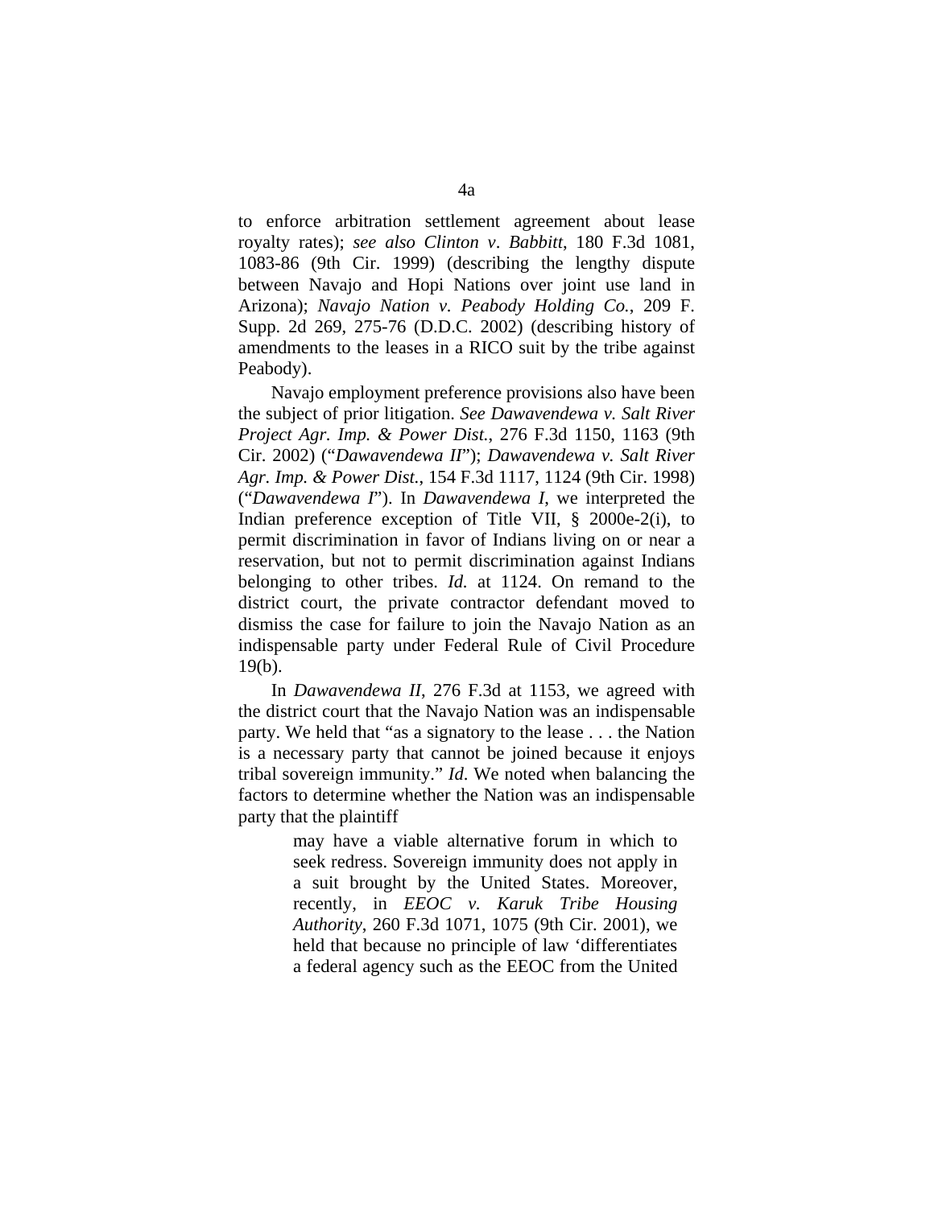to enforce arbitration settlement agreement about lease royalty rates); *see also Clinton v. Babbitt*, 180 F.3d 1081, 1083-86 (9th Cir. 1999) (describing the lengthy dispute between Navajo and Hopi Nations over joint use land in Arizona); *Navajo Nation v. Peabody Holding Co.*, 209 F. Supp. 2d 269, 275-76 (D.D.C. 2002) (describing history of amendments to the leases in a RICO suit by the tribe against Peabody).

Navajo employment preference provisions also have been the subject of prior litigation. *See Dawavendewa v. Salt River Project Agr. Imp. & Power Dist.*, 276 F.3d 1150, 1163 (9th Cir. 2002) ("*Dawavendewa II*"); *Dawavendewa v. Salt River Agr. Imp. & Power Dist.*, 154 F.3d 1117, 1124 (9th Cir. 1998) ("*Dawavendewa I*"). In *Dawavendewa I*, we interpreted the Indian preference exception of Title VII, § 2000e-2(i), to permit discrimination in favor of Indians living on or near a reservation, but not to permit discrimination against Indians belonging to other tribes. *Id.* at 1124. On remand to the district court, the private contractor defendant moved to dismiss the case for failure to join the Navajo Nation as an indispensable party under Federal Rule of Civil Procedure 19(b).

In *Dawavendewa II*, 276 F.3d at 1153, we agreed with the district court that the Navajo Nation was an indispensable party. We held that "as a signatory to the lease . . . the Nation is a necessary party that cannot be joined because it enjoys tribal sovereign immunity." *Id*. We noted when balancing the factors to determine whether the Nation was an indispensable party that the plaintiff

> may have a viable alternative forum in which to seek redress. Sovereign immunity does not apply in a suit brought by the United States. Moreover, recently, in *EEOC v. Karuk Tribe Housing Authority*, 260 F.3d 1071, 1075 (9th Cir. 2001), we held that because no principle of law 'differentiates a federal agency such as the EEOC from the United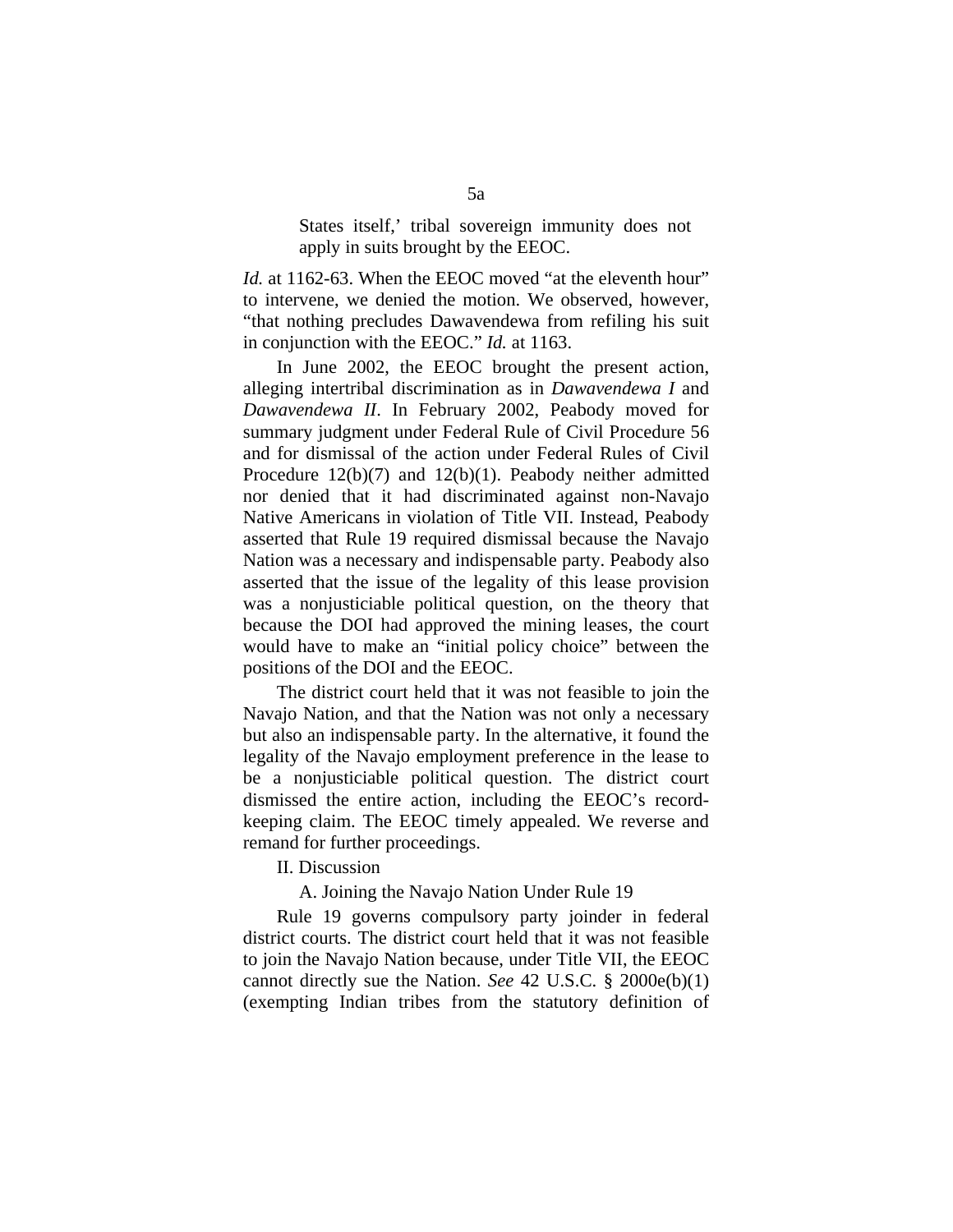> States itself,' tribal sovereign immunity does not apply in suits brought by the EEOC.

*Id.* at 1162-63. When the EEOC moved "at the eleventh hour" to intervene, we denied the motion. We observed, however, "that nothing precludes Dawavendewa from refiling his suit in conjunction with the EEOC." *Id.* at 1163.

In June 2002, the EEOC brought the present action, alleging intertribal discrimination as in *Dawavendewa I* and *Dawavendewa II*. In February 2002, Peabody moved for summary judgment under Federal Rule of Civil Procedure 56 and for dismissal of the action under Federal Rules of Civil Procedure 12(b)(7) and 12(b)(1). Peabody neither admitted nor denied that it had discriminated against non-Navajo Native Americans in violation of Title VII. Instead, Peabody asserted that Rule 19 required dismissal because the Navajo Nation was a necessary and indispensable party. Peabody also asserted that the issue of the legality of this lease provision was a nonjusticiable political question, on the theory that because the DOI had approved the mining leases, the court would have to make an "initial policy choice" between the positions of the DOI and the EEOC.

The district court held that it was not feasible to join the Navajo Nation, and that the Nation was not only a necessary but also an indispensable party. In the alternative, it found the legality of the Navajo employment preference in the lease to be a nonjusticiable political question. The district court dismissed the entire action, including the EEOC's record-keeping claim. The EEOC timely appealed. We reverse and remand for further proceedings.

## II. Discussion

### A. Joining the Navajo Nation Under Rule 19

Rule 19 governs compulsory party joinder in federal district courts. The district court held that it was not feasible to join the Navajo Nation because, under Title VII, the EEOC cannot directly sue the Nation. *See* 42 U.S.C. § 2000e(b)(1) (exempting Indian tribes from the statutory definition of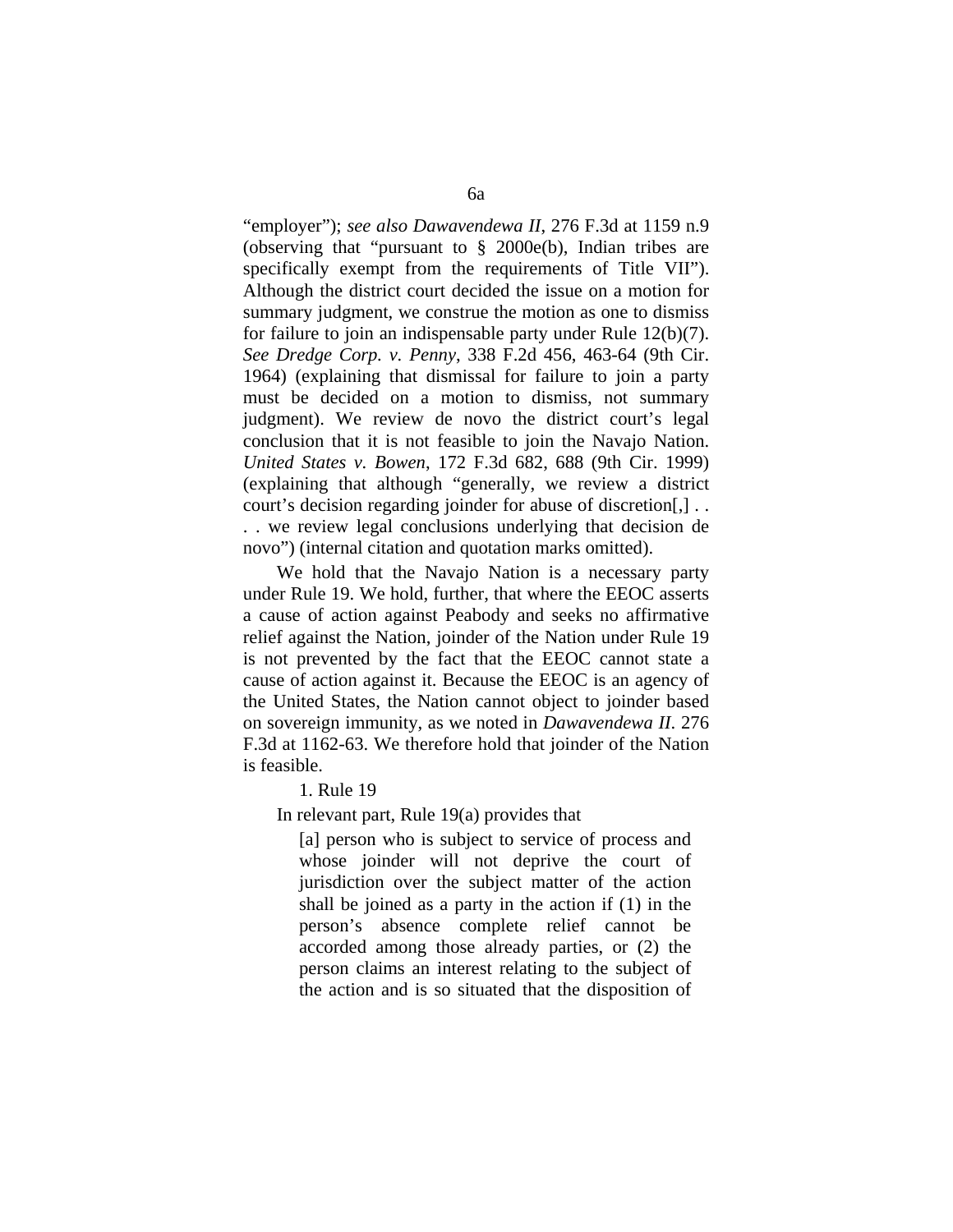“employer”); *see also Dawavendewa II*, 276 F.3d at 1159 n.9 (observing that “pursuant to § 2000e(b), Indian tribes are specifically exempt from the requirements of Title VII”). Although the district court decided the issue on a motion for summary judgment, we construe the motion as one to dismiss for failure to join an indispensable party under Rule 12(b)(7). *See Dredge Corp. v. Penny*, 338 F.2d 456, 463-64 (9th Cir. 1964) (explaining that dismissal for failure to join a party must be decided on a motion to dismiss, not summary judgment). We review de novo the district court’s legal conclusion that it is not feasible to join the Navajo Nation. *United States v. Bowen*, 172 F.3d 682, 688 (9th Cir. 1999) (explaining that although “generally, we review a district court’s decision regarding joinder for abuse of discretion[,] . . . . we review legal conclusions underlying that decision de novo”) (internal citation and quotation marks omitted).

We hold that the Navajo Nation is a necessary party under Rule 19. We hold, further, that where the EEOC asserts a cause of action against Peabody and seeks no affirmative relief against the Nation, joinder of the Nation under Rule 19 is not prevented by the fact that the EEOC cannot state a cause of action against it. Because the EEOC is an agency of the United States, the Nation cannot object to joinder based on sovereign immunity, as we noted in *Dawavendewa II*. 276 F.3d at 1162-63. We therefore hold that joinder of the Nation is feasible.

1. Rule 19

In relevant part, Rule 19(a) provides that

> [a] person who is subject to service of process and whose joinder will not deprive the court of jurisdiction over the subject matter of the action shall be joined as a party in the action if (1) in the person’s absence complete relief cannot be accorded among those already parties, or (2) the person claims an interest relating to the subject of the action and is so situated that the disposition of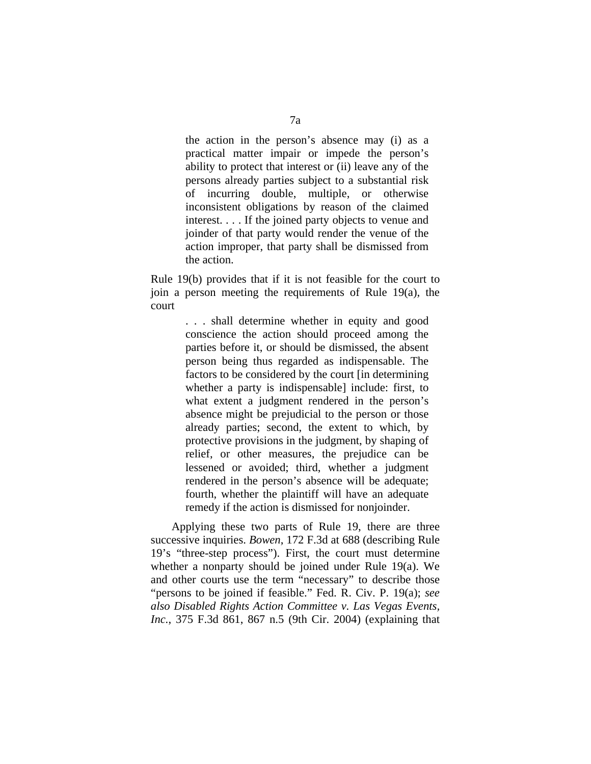> the action in the person's absence may (i) as a practical matter impair or impede the person's ability to protect that interest or (ii) leave any of the persons already parties subject to a substantial risk of incurring double, multiple, or otherwise inconsistent obligations by reason of the claimed interest. . . . If the joined party objects to venue and joinder of that party would render the venue of the action improper, that party shall be dismissed from the action.

Rule 19(b) provides that if it is not feasible for the court to join a person meeting the requirements of Rule 19(a), the court

> . . . shall determine whether in equity and good conscience the action should proceed among the parties before it, or should be dismissed, the absent person being thus regarded as indispensable. The factors to be considered by the court [in determining whether a party is indispensable] include: first, to what extent a judgment rendered in the person's absence might be prejudicial to the person or those already parties; second, the extent to which, by protective provisions in the judgment, by shaping of relief, or other measures, the prejudice can be lessened or avoided; third, whether a judgment rendered in the person's absence will be adequate; fourth, whether the plaintiff will have an adequate remedy if the action is dismissed for nonjoinder.

Applying these two parts of Rule 19, there are three successive inquiries. *Bowen*, 172 F.3d at 688 (describing Rule 19's "three-step process"). First, the court must determine whether a nonparty should be joined under Rule 19(a). We and other courts use the term "necessary" to describe those "persons to be joined if feasible." Fed. R. Civ. P. 19(a); *see also Disabled Rights Action Committee v. Las Vegas Events, Inc.*, 375 F.3d 861, 867 n.5 (9th Cir. 2004) (explaining that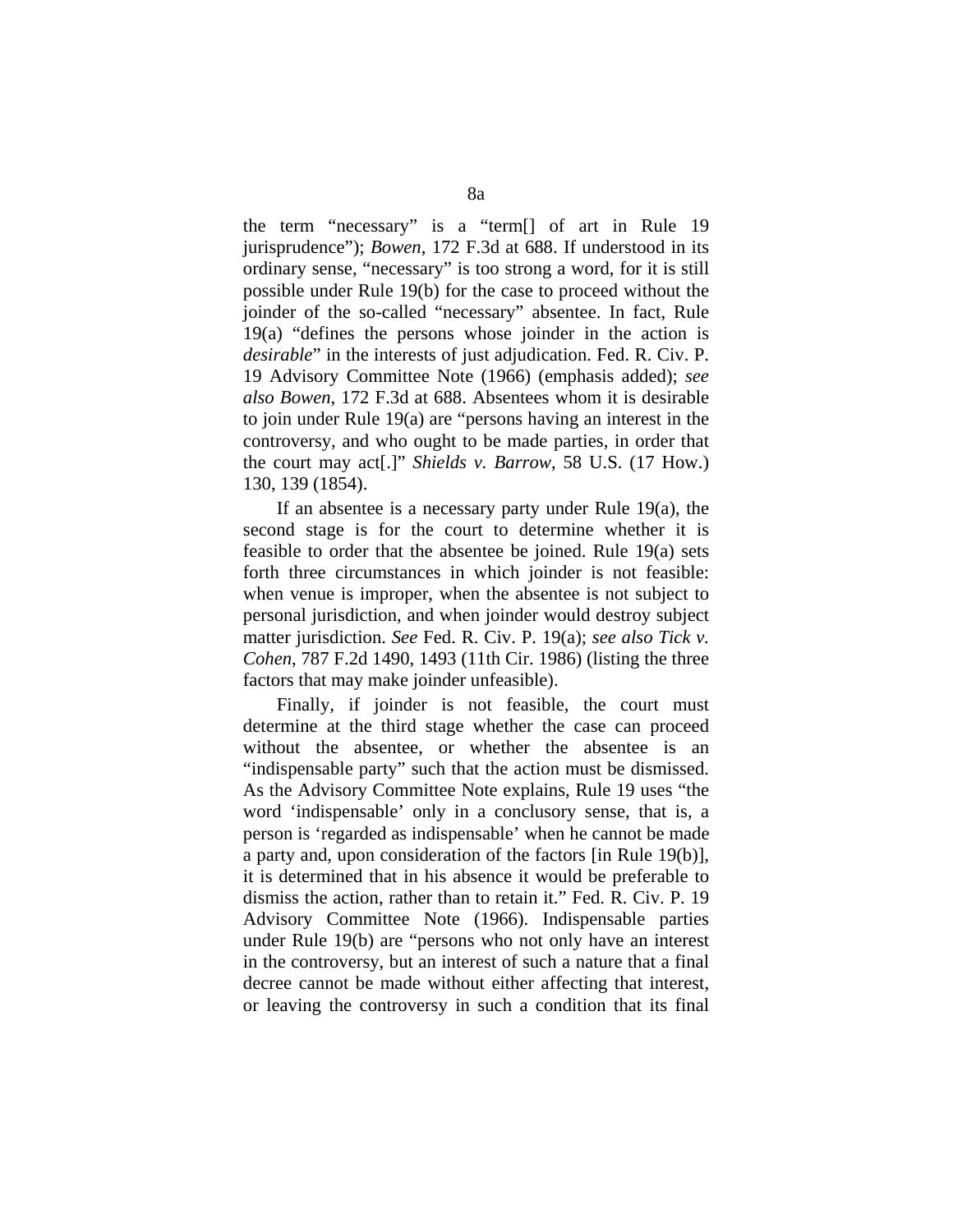the term "necessary" is a "term[] of art in Rule 19 jurisprudence"); *Bowen*, 172 F.3d at 688. If understood in its ordinary sense, "necessary" is too strong a word, for it is still possible under Rule 19(b) for the case to proceed without the joinder of the so-called "necessary" absentee. In fact, Rule 19(a) "defines the persons whose joinder in the action is *desirable*" in the interests of just adjudication. Fed. R. Civ. P. 19 Advisory Committee Note (1966) (emphasis added); *see also Bowen*, 172 F.3d at 688. Absentees whom it is desirable to join under Rule 19(a) are "persons having an interest in the controversy, and who ought to be made parties, in order that the court may act[.]" *Shields v. Barrow*, 58 U.S. (17 How.) 130, 139 (1854).

If an absentee is a necessary party under Rule 19(a), the second stage is for the court to determine whether it is feasible to order that the absentee be joined. Rule 19(a) sets forth three circumstances in which joinder is not feasible: when venue is improper, when the absentee is not subject to personal jurisdiction, and when joinder would destroy subject matter jurisdiction. *See* Fed. R. Civ. P. 19(a); *see also Tick v. Cohen*, 787 F.2d 1490, 1493 (11th Cir. 1986) (listing the three factors that may make joinder unfeasible).

Finally, if joinder is not feasible, the court must determine at the third stage whether the case can proceed without the absentee, or whether the absentee is an "indispensable party" such that the action must be dismissed. As the Advisory Committee Note explains, Rule 19 uses "the word 'indispensable' only in a conclusory sense, that is, a person is 'regarded as indispensable' when he cannot be made a party and, upon consideration of the factors [in Rule 19(b)], it is determined that in his absence it would be preferable to dismiss the action, rather than to retain it." Fed. R. Civ. P. 19 Advisory Committee Note (1966). Indispensable parties under Rule 19(b) are "persons who not only have an interest in the controversy, but an interest of such a nature that a final decree cannot be made without either affecting that interest, or leaving the controversy in such a condition that its final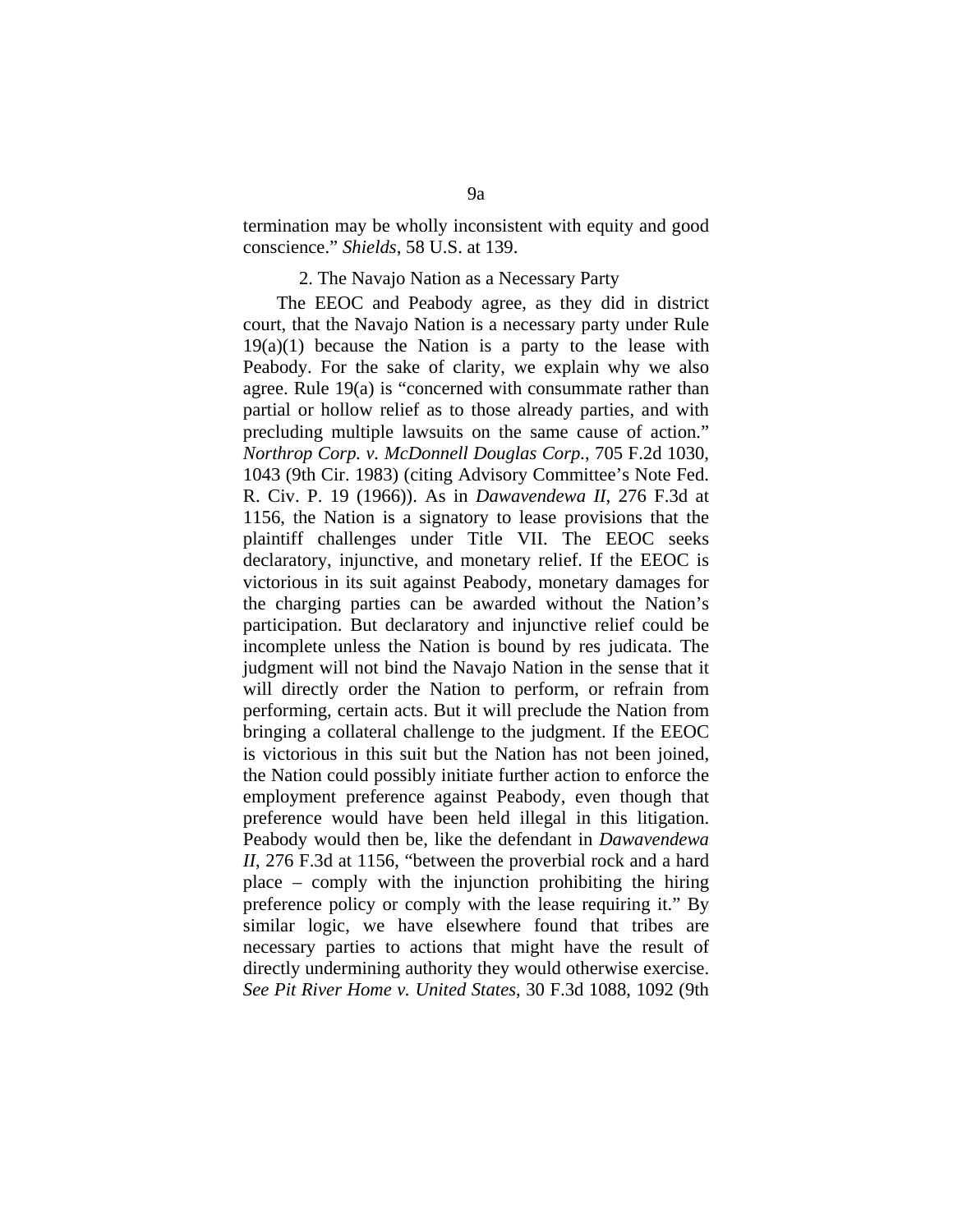termination may be wholly inconsistent with equity and good conscience." *Shields*, 58 U.S. at 139.

### 2. The Navajo Nation as a Necessary Party

The EEOC and Peabody agree, as they did in district court, that the Navajo Nation is a necessary party under Rule 19(a)(1) because the Nation is a party to the lease with Peabody. For the sake of clarity, we explain why we also agree. Rule 19(a) is "concerned with consummate rather than partial or hollow relief as to those already parties, and with precluding multiple lawsuits on the same cause of action." *Northrop Corp. v. McDonnell Douglas Corp.*, 705 F.2d 1030, 1043 (9th Cir. 1983) (citing Advisory Committee's Note Fed. R. Civ. P. 19 (1966)). As in *Dawavendewa II*, 276 F.3d at 1156, the Nation is a signatory to lease provisions that the plaintiff challenges under Title VII. The EEOC seeks declaratory, injunctive, and monetary relief. If the EEOC is victorious in its suit against Peabody, monetary damages for the charging parties can be awarded without the Nation's participation. But declaratory and injunctive relief could be incomplete unless the Nation is bound by res judicata. The judgment will not bind the Navajo Nation in the sense that it will directly order the Nation to perform, or refrain from performing, certain acts. But it will preclude the Nation from bringing a collateral challenge to the judgment. If the EEOC is victorious in this suit but the Nation has not been joined, the Nation could possibly initiate further action to enforce the employment preference against Peabody, even though that preference would have been held illegal in this litigation. Peabody would then be, like the defendant in *Dawavendewa II*, 276 F.3d at 1156, "between the proverbial rock and a hard place – comply with the injunction prohibiting the hiring preference policy or comply with the lease requiring it." By similar logic, we have elsewhere found that tribes are necessary parties to actions that might have the result of directly undermining authority they would otherwise exercise. *See Pit River Home v. United States*, 30 F.3d 1088, 1092 (9th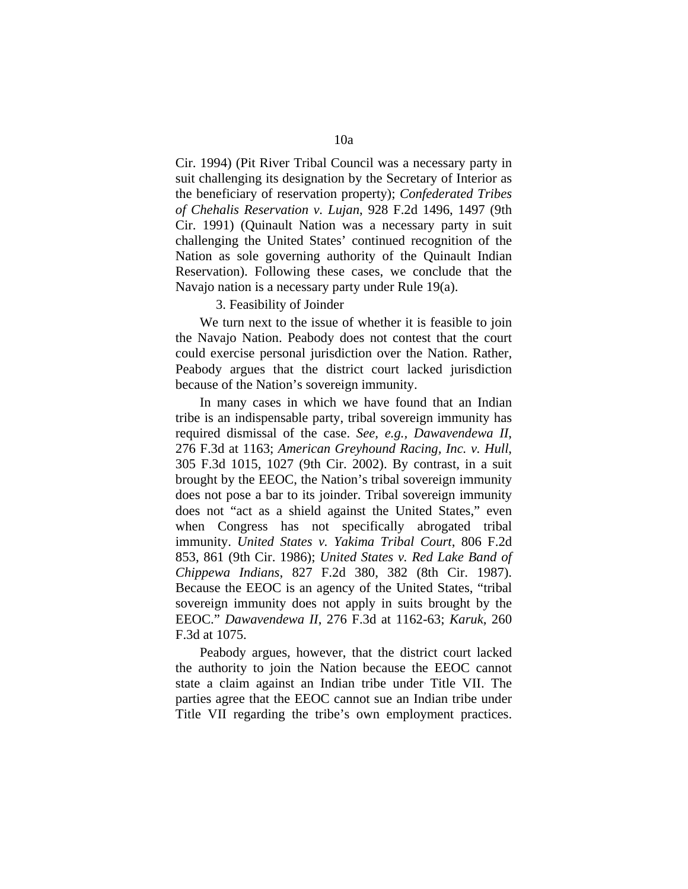Cir. 1994) (Pit River Tribal Council was a necessary party in suit challenging its designation by the Secretary of Interior as the beneficiary of reservation property); *Confederated Tribes of Chehalis Reservation v. Lujan*, 928 F.2d 1496, 1497 (9th Cir. 1991) (Quinault Nation was a necessary party in suit challenging the United States' continued recognition of the Nation as sole governing authority of the Quinault Indian Reservation). Following these cases, we conclude that the Navajo nation is a necessary party under Rule 19(a).

3. Feasibility of Joinder

We turn next to the issue of whether it is feasible to join the Navajo Nation. Peabody does not contest that the court could exercise personal jurisdiction over the Nation. Rather, Peabody argues that the district court lacked jurisdiction because of the Nation's sovereign immunity.

In many cases in which we have found that an Indian tribe is an indispensable party, tribal sovereign immunity has required dismissal of the case. *See, e.g.*, *Dawavendewa II*, 276 F.3d at 1163; *American Greyhound Racing, Inc. v. Hull*, 305 F.3d 1015, 1027 (9th Cir. 2002). By contrast, in a suit brought by the EEOC, the Nation's tribal sovereign immunity does not pose a bar to its joinder. Tribal sovereign immunity does not "act as a shield against the United States," even when Congress has not specifically abrogated tribal immunity. *United States v. Yakima Tribal Court*, 806 F.2d 853, 861 (9th Cir. 1986); *United States v. Red Lake Band of Chippewa Indians*, 827 F.2d 380, 382 (8th Cir. 1987). Because the EEOC is an agency of the United States, "tribal sovereign immunity does not apply in suits brought by the EEOC." *Dawavendewa II*, 276 F.3d at 1162-63; *Karuk*, 260 F.3d at 1075.

Peabody argues, however, that the district court lacked the authority to join the Nation because the EEOC cannot state a claim against an Indian tribe under Title VII. The parties agree that the EEOC cannot sue an Indian tribe under Title VII regarding the tribe's own employment practices.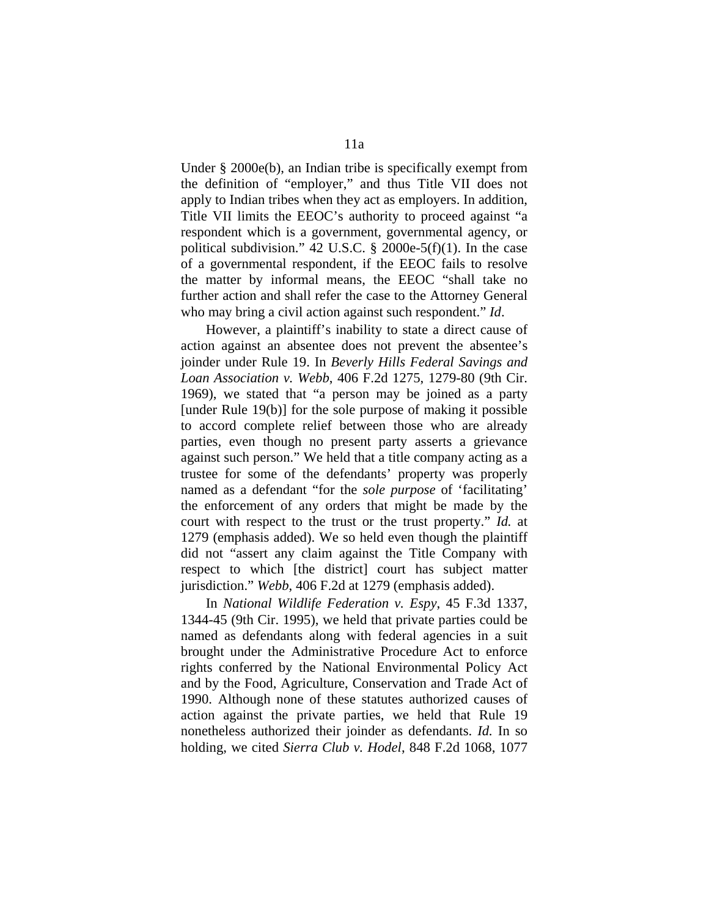Under § 2000e(b), an Indian tribe is specifically exempt from the definition of "employer," and thus Title VII does not apply to Indian tribes when they act as employers. In addition, Title VII limits the EEOC's authority to proceed against "a respondent which is a government, governmental agency, or political subdivision." 42 U.S.C. § 2000e-5(f)(1). In the case of a governmental respondent, if the EEOC fails to resolve the matter by informal means, the EEOC "shall take no further action and shall refer the case to the Attorney General who may bring a civil action against such respondent." *Id*.

However, a plaintiff's inability to state a direct cause of action against an absentee does not prevent the absentee's joinder under Rule 19. In *Beverly Hills Federal Savings and Loan Association v. Webb*, 406 F.2d 1275, 1279-80 (9th Cir. 1969), we stated that "a person may be joined as a party [under Rule 19(b)] for the sole purpose of making it possible to accord complete relief between those who are already parties, even though no present party asserts a grievance against such person." We held that a title company acting as a trustee for some of the defendants' property was properly named as a defendant "for the *sole purpose* of 'facilitating' the enforcement of any orders that might be made by the court with respect to the trust or the trust property." *Id.* at 1279 (emphasis added). We so held even though the plaintiff did not "assert any claim against the Title Company with respect to which [the district] court has subject matter jurisdiction." *Webb*, 406 F.2d at 1279 (emphasis added).

In *National Wildlife Federation v. Espy*, 45 F.3d 1337, 1344-45 (9th Cir. 1995), we held that private parties could be named as defendants along with federal agencies in a suit brought under the Administrative Procedure Act to enforce rights conferred by the National Environmental Policy Act and by the Food, Agriculture, Conservation and Trade Act of 1990. Although none of these statutes authorized causes of action against the private parties, we held that Rule 19 nonetheless authorized their joinder as defendants. *Id.* In so holding, we cited *Sierra Club v. Hodel*, 848 F.2d 1068, 1077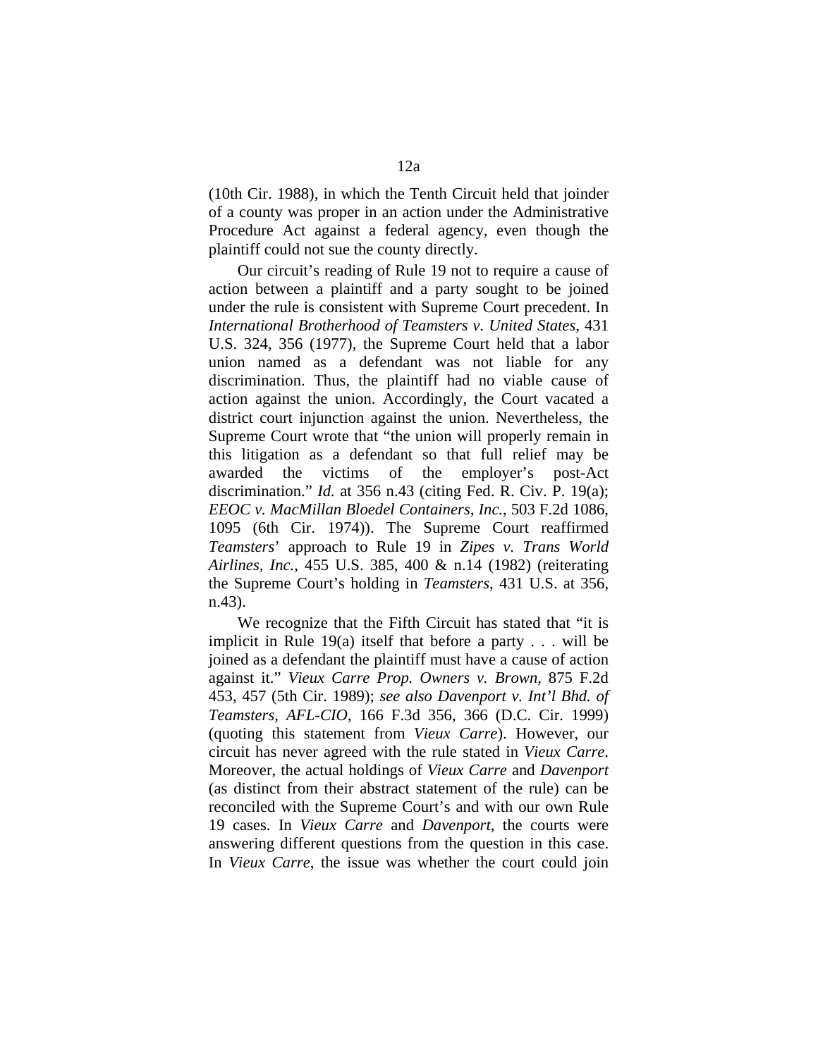(10th Cir. 1988), in which the Tenth Circuit held that joinder of a county was proper in an action under the Administrative Procedure Act against a federal agency, even though the plaintiff could not sue the county directly.

Our circuit's reading of Rule 19 not to require a cause of action between a plaintiff and a party sought to be joined under the rule is consistent with Supreme Court precedent. In *International Brotherhood of Teamsters v. United States*, 431 U.S. 324, 356 (1977), the Supreme Court held that a labor union named as a defendant was not liable for any discrimination. Thus, the plaintiff had no viable cause of action against the union. Accordingly, the Court vacated a district court injunction against the union. Nevertheless, the Supreme Court wrote that "the union will properly remain in this litigation as a defendant so that full relief may be awarded the victims of the employer's post-Act discrimination." *Id.* at 356 n.43 (citing Fed. R. Civ. P. 19(a); *EEOC v. MacMillan Bloedel Containers, Inc.*, 503 F.2d 1086, 1095 (6th Cir. 1974)). The Supreme Court reaffirmed *Teamsters*' approach to Rule 19 in *Zipes v. Trans World Airlines, Inc.*, 455 U.S. 385, 400 & n.14 (1982) (reiterating the Supreme Court's holding in *Teamsters*, 431 U.S. at 356, n.43).

We recognize that the Fifth Circuit has stated that "it is implicit in Rule 19(a) itself that before a party . . . will be joined as a defendant the plaintiff must have a cause of action against it." *Vieux Carre Prop. Owners v. Brown*, 875 F.2d 453, 457 (5th Cir. 1989); *see also Davenport v. Int'l Bhd. of Teamsters, AFL-CIO*, 166 F.3d 356, 366 (D.C. Cir. 1999) (quoting this statement from *Vieux Carre*). However, our circuit has never agreed with the rule stated in *Vieux Carre*. Moreover, the actual holdings of *Vieux Carre* and *Davenport* (as distinct from their abstract statement of the rule) can be reconciled with the Supreme Court's and with our own Rule 19 cases. In *Vieux Carre* and *Davenport*, the courts were answering different questions from the question in this case. In *Vieux Carre*, the issue was whether the court could join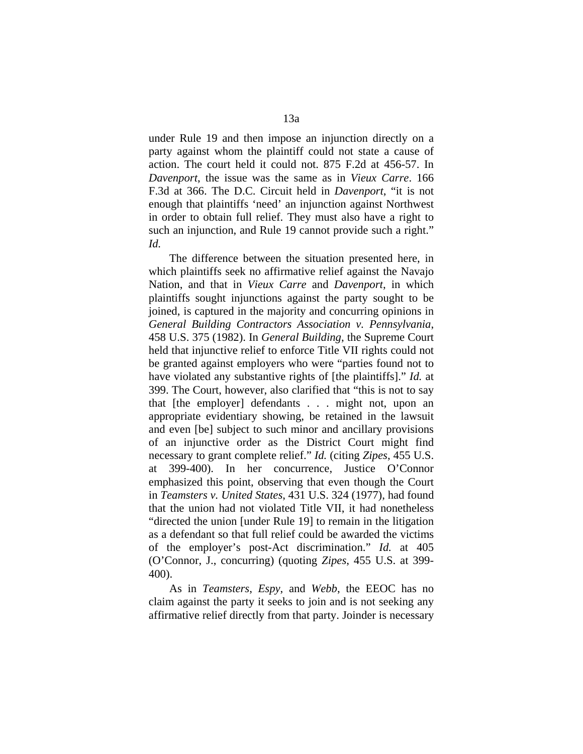under Rule 19 and then impose an injunction directly on a party against whom the plaintiff could not state a cause of action. The court held it could not. 875 F.2d at 456-57. In *Davenport*, the issue was the same as in *Vieux Carre*. 166 F.3d at 366. The D.C. Circuit held in *Davenport*, "it is not enough that plaintiffs 'need' an injunction against Northwest in order to obtain full relief. They must also have a right to such an injunction, and Rule 19 cannot provide such a right." *Id.*

The difference between the situation presented here, in which plaintiffs seek no affirmative relief against the Navajo Nation, and that in *Vieux Carre* and *Davenport*, in which plaintiffs sought injunctions against the party sought to be joined, is captured in the majority and concurring opinions in *General Building Contractors Association v. Pennsylvania*, 458 U.S. 375 (1982). In *General Building*, the Supreme Court held that injunctive relief to enforce Title VII rights could not be granted against employers who were "parties found not to have violated any substantive rights of [the plaintiffs]." *Id.* at 399. The Court, however, also clarified that "this is not to say that [the employer] defendants . . . might not, upon an appropriate evidentiary showing, be retained in the lawsuit and even [be] subject to such minor and ancillary provisions of an injunctive order as the District Court might find necessary to grant complete relief." *Id.* (citing *Zipes*, 455 U.S. at 399-400). In her concurrence, Justice O'Connor emphasized this point, observing that even though the Court in *Teamsters v. United States*, 431 U.S. 324 (1977), had found that the union had not violated Title VII, it had nonetheless "directed the union [under Rule 19] to remain in the litigation as a defendant so that full relief could be awarded the victims of the employer's post-Act discrimination." *Id.* at 405 (O'Connor, J., concurring) (quoting *Zipes*, 455 U.S. at 399-400).

As in *Teamsters*, *Espy*, and *Webb*, the EEOC has no claim against the party it seeks to join and is not seeking any affirmative relief directly from that party. Joinder is necessary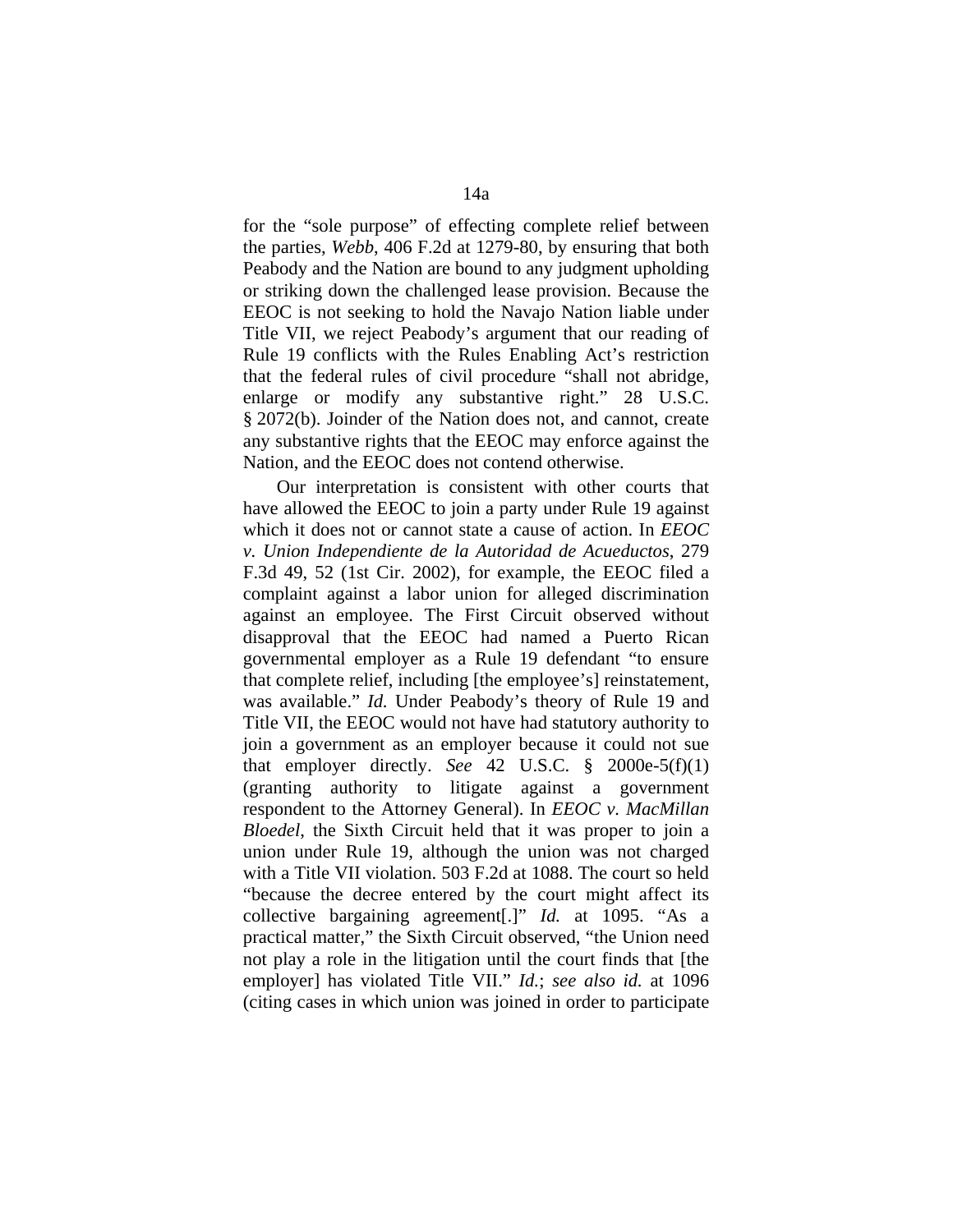for the "sole purpose" of effecting complete relief between the parties, *Webb*, 406 F.2d at 1279-80, by ensuring that both Peabody and the Nation are bound to any judgment upholding or striking down the challenged lease provision. Because the EEOC is not seeking to hold the Navajo Nation liable under Title VII, we reject Peabody's argument that our reading of Rule 19 conflicts with the Rules Enabling Act's restriction that the federal rules of civil procedure "shall not abridge, enlarge or modify any substantive right." 28 U.S.C. § 2072(b). Joinder of the Nation does not, and cannot, create any substantive rights that the EEOC may enforce against the Nation, and the EEOC does not contend otherwise.

Our interpretation is consistent with other courts that have allowed the EEOC to join a party under Rule 19 against which it does not or cannot state a cause of action. In *EEOC v. Union Independiente de la Autoridad de Acueductos*, 279 F.3d 49, 52 (1st Cir. 2002), for example, the EEOC filed a complaint against a labor union for alleged discrimination against an employee. The First Circuit observed without disapproval that the EEOC had named a Puerto Rican governmental employer as a Rule 19 defendant "to ensure that complete relief, including [the employee's] reinstatement, was available." *Id.* Under Peabody's theory of Rule 19 and Title VII, the EEOC would not have had statutory authority to join a government as an employer because it could not sue that employer directly. *See* 42 U.S.C. § 2000e-5(f)(1) (granting authority to litigate against a government respondent to the Attorney General). In *EEOC v. MacMillan Bloedel*, the Sixth Circuit held that it was proper to join a union under Rule 19, although the union was not charged with a Title VII violation. 503 F.2d at 1088. The court so held "because the decree entered by the court might affect its collective bargaining agreement[.]" *Id.* at 1095. "As a practical matter," the Sixth Circuit observed, "the Union need not play a role in the litigation until the court finds that [the employer] has violated Title VII." *Id.*; *see also id.* at 1096 (citing cases in which union was joined in order to participate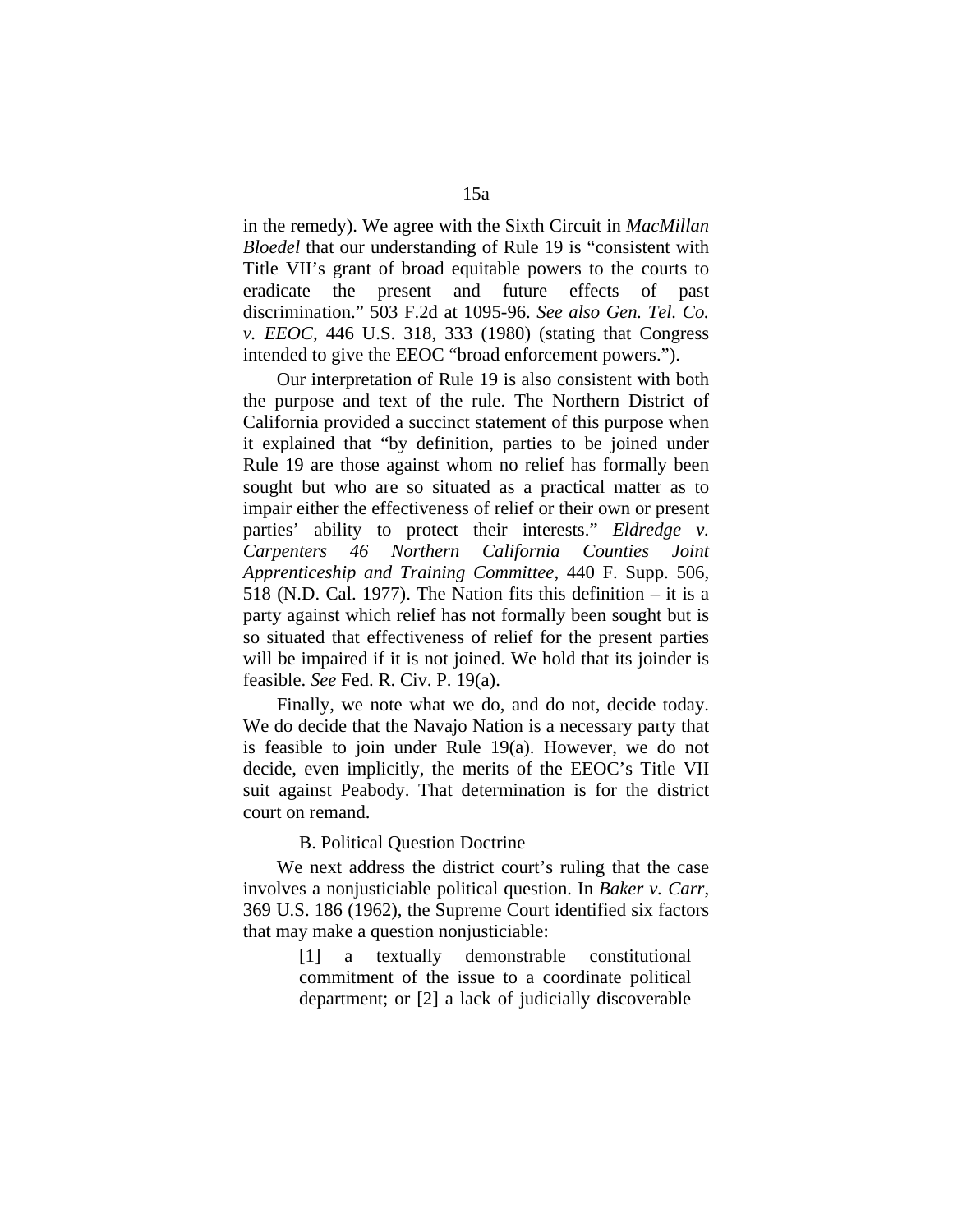in the remedy). We agree with the Sixth Circuit in *MacMillan Bloedel* that our understanding of Rule 19 is "consistent with Title VII's grant of broad equitable powers to the courts to eradicate the present and future effects of past discrimination." 503 F.2d at 1095-96. *See also Gen. Tel. Co. v. EEOC*, 446 U.S. 318, 333 (1980) (stating that Congress intended to give the EEOC "broad enforcement powers.").

Our interpretation of Rule 19 is also consistent with both the purpose and text of the rule. The Northern District of California provided a succinct statement of this purpose when it explained that "by definition, parties to be joined under Rule 19 are those against whom no relief has formally been sought but who are so situated as a practical matter as to impair either the effectiveness of relief or their own or present parties' ability to protect their interests." *Eldredge v. Carpenters 46 Northern California Counties Joint Apprenticeship and Training Committee*, 440 F. Supp. 506, 518 (N.D. Cal. 1977). The Nation fits this definition – it is a party against which relief has not formally been sought but is so situated that effectiveness of relief for the present parties will be impaired if it is not joined. We hold that its joinder is feasible. *See* Fed. R. Civ. P. 19(a).

Finally, we note what we do, and do not, decide today. We do decide that the Navajo Nation is a necessary party that is feasible to join under Rule 19(a). However, we do not decide, even implicitly, the merits of the EEOC's Title VII suit against Peabody. That determination is for the district court on remand.

### B. Political Question Doctrine

We next address the district court's ruling that the case involves a nonjusticiable political question. In *Baker v. Carr*, 369 U.S. 186 (1962), the Supreme Court identified six factors that may make a question nonjusticiable:

> [1] a textually demonstrable constitutional commitment of the issue to a coordinate political department; or [2] a lack of judicially discoverable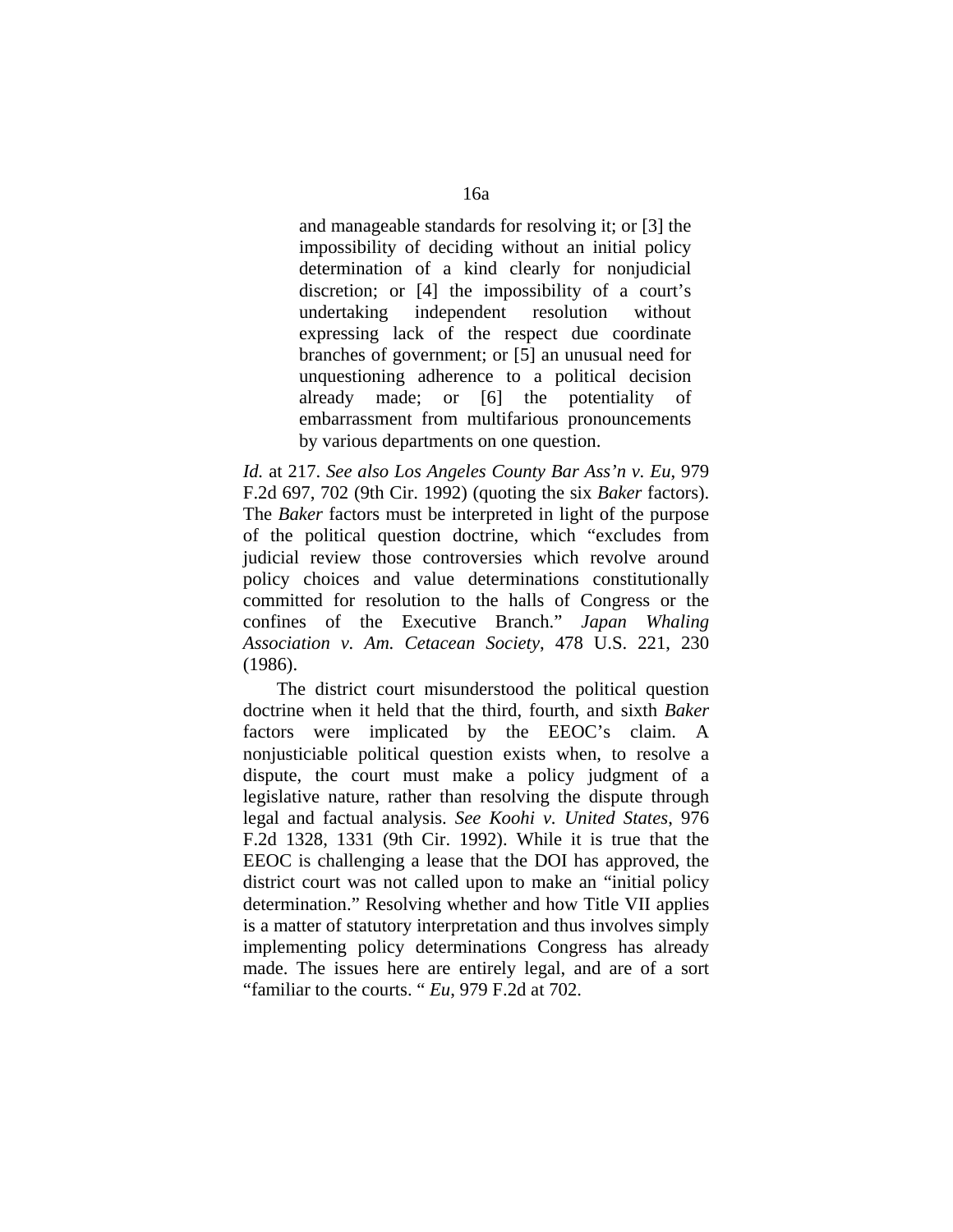> and manageable standards for resolving it; or [3] the impossibility of deciding without an initial policy determination of a kind clearly for nonjudicial discretion; or [4] the impossibility of a court's undertaking independent resolution without expressing lack of the respect due coordinate branches of government; or [5] an unusual need for unquestioning adherence to a political decision already made; or [6] the potentiality of embarrassment from multifarious pronouncements by various departments on one question.

*Id.* at 217. *See also Los Angeles County Bar Ass'n v. Eu*, 979 F.2d 697, 702 (9th Cir. 1992) (quoting the six *Baker* factors). The *Baker* factors must be interpreted in light of the purpose of the political question doctrine, which "excludes from judicial review those controversies which revolve around policy choices and value determinations constitutionally committed for resolution to the halls of Congress or the confines of the Executive Branch." *Japan Whaling Association v. Am. Cetacean Society*, 478 U.S. 221, 230 (1986).

The district court misunderstood the political question doctrine when it held that the third, fourth, and sixth *Baker* factors were implicated by the EEOC's claim. A nonjusticiable political question exists when, to resolve a dispute, the court must make a policy judgment of a legislative nature, rather than resolving the dispute through legal and factual analysis. *See Koohi v. United States*, 976 F.2d 1328, 1331 (9th Cir. 1992). While it is true that the EEOC is challenging a lease that the DOI has approved, the district court was not called upon to make an "initial policy determination." Resolving whether and how Title VII applies is a matter of statutory interpretation and thus involves simply implementing policy determinations Congress has already made. The issues here are entirely legal, and are of a sort "familiar to the courts. " *Eu*, 979 F.2d at 702.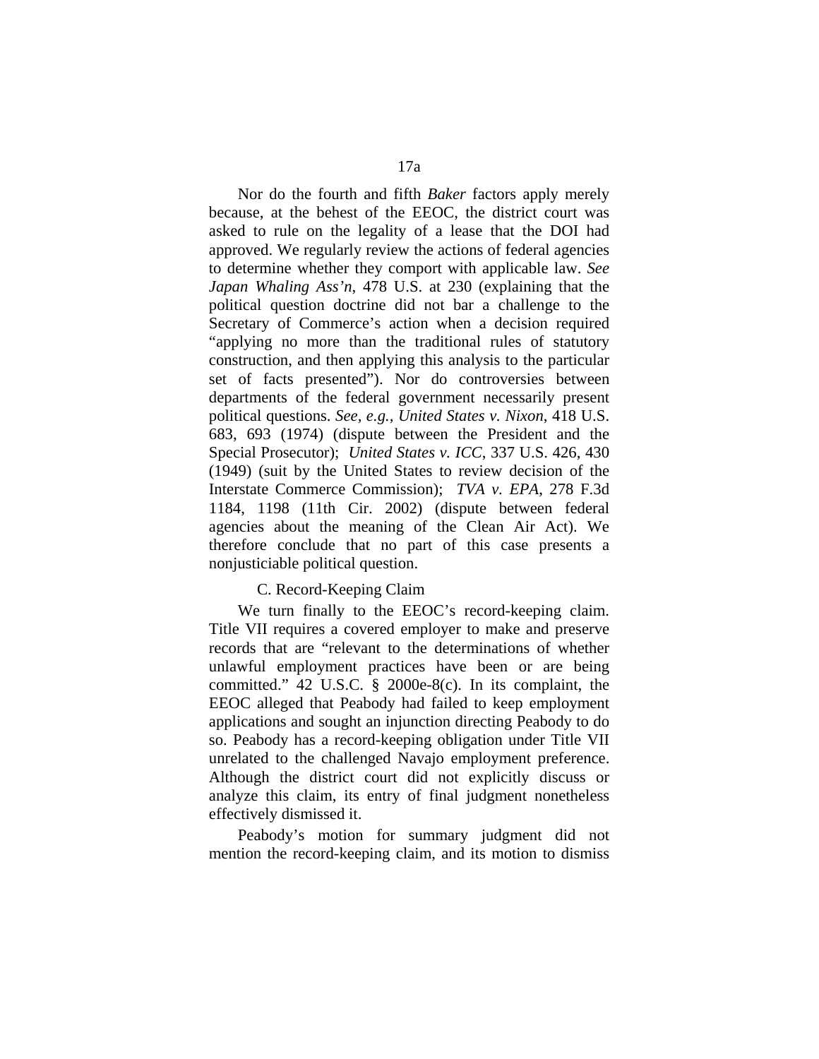Nor do the fourth and fifth *Baker* factors apply merely because, at the behest of the EEOC, the district court was asked to rule on the legality of a lease that the DOI had approved. We regularly review the actions of federal agencies to determine whether they comport with applicable law. *See Japan Whaling Ass'n*, 478 U.S. at 230 (explaining that the political question doctrine did not bar a challenge to the Secretary of Commerce's action when a decision required "applying no more than the traditional rules of statutory construction, and then applying this analysis to the particular set of facts presented"). Nor do controversies between departments of the federal government necessarily present political questions. *See, e.g., United States v. Nixon*, 418 U.S. 683, 693 (1974) (dispute between the President and the Special Prosecutor); *United States v. ICC*, 337 U.S. 426, 430 (1949) (suit by the United States to review decision of the Interstate Commerce Commission); *TVA v. EPA*, 278 F.3d 1184, 1198 (11th Cir. 2002) (dispute between federal agencies about the meaning of the Clean Air Act). We therefore conclude that no part of this case presents a nonjusticiable political question.

### C. Record-Keeping Claim

We turn finally to the EEOC's record-keeping claim. Title VII requires a covered employer to make and preserve records that are "relevant to the determinations of whether unlawful employment practices have been or are being committed." 42 U.S.C. § 2000e-8(c). In its complaint, the EEOC alleged that Peabody had failed to keep employment applications and sought an injunction directing Peabody to do so. Peabody has a record-keeping obligation under Title VII unrelated to the challenged Navajo employment preference. Although the district court did not explicitly discuss or analyze this claim, its entry of final judgment nonetheless effectively dismissed it.

Peabody's motion for summary judgment did not mention the record-keeping claim, and its motion to dismiss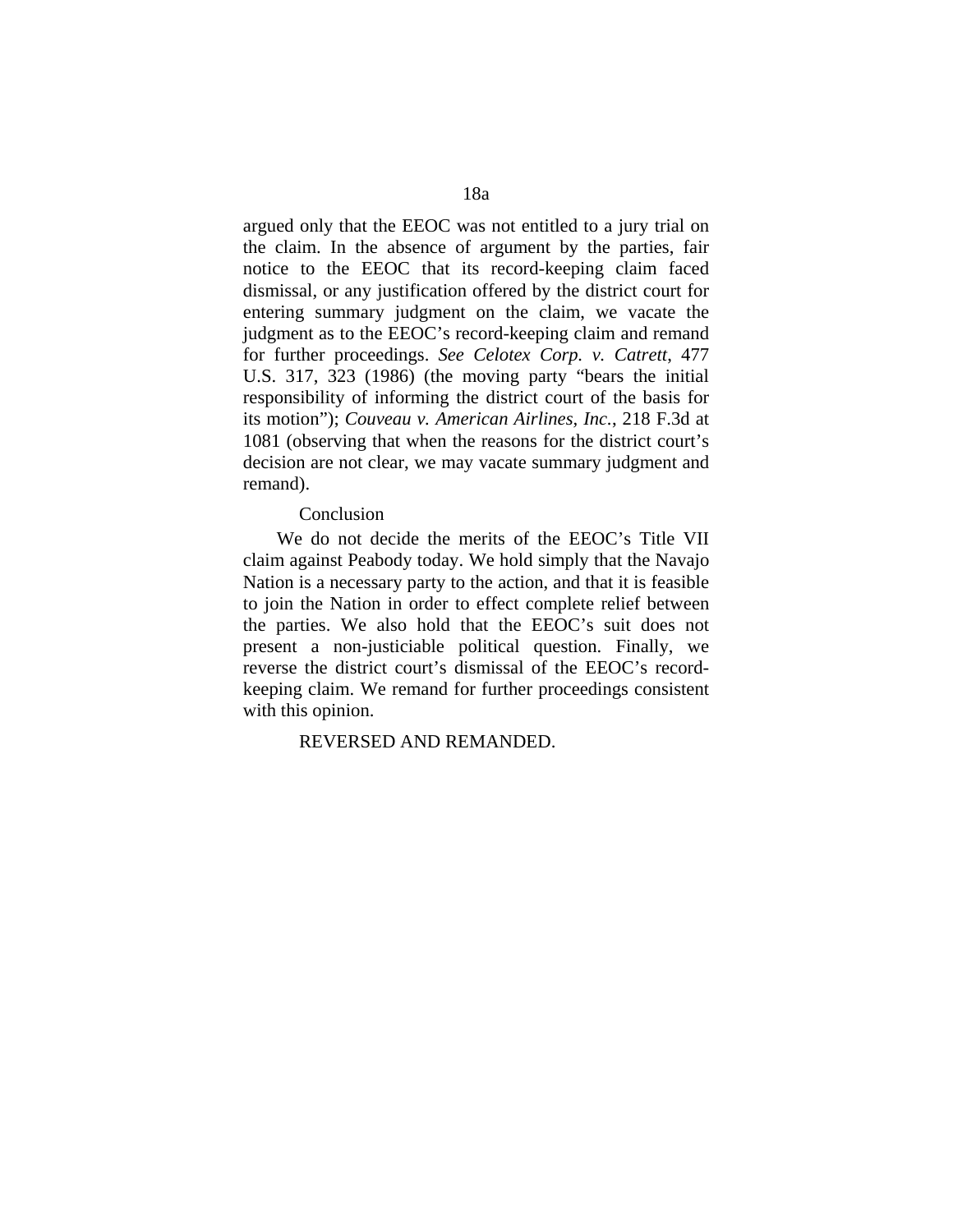argued only that the EEOC was not entitled to a jury trial on the claim. In the absence of argument by the parties, fair notice to the EEOC that its record-keeping claim faced dismissal, or any justification offered by the district court for entering summary judgment on the claim, we vacate the judgment as to the EEOC's record-keeping claim and remand for further proceedings. *See Celotex Corp. v. Catrett*, 477 U.S. 317, 323 (1986) (the moving party "bears the initial responsibility of informing the district court of the basis for its motion"); *Couveau v. American Airlines, Inc.*, 218 F.3d at 1081 (observing that when the reasons for the district court's decision are not clear, we may vacate summary judgment and remand).

Conclusion

We do not decide the merits of the EEOC's Title VII claim against Peabody today. We hold simply that the Navajo Nation is a necessary party to the action, and that it is feasible to join the Nation in order to effect complete relief between the parties. We also hold that the EEOC's suit does not present a non-justiciable political question. Finally, we reverse the district court's dismissal of the EEOC's record-keeping claim. We remand for further proceedings consistent with this opinion.

REVERSED AND REMANDED.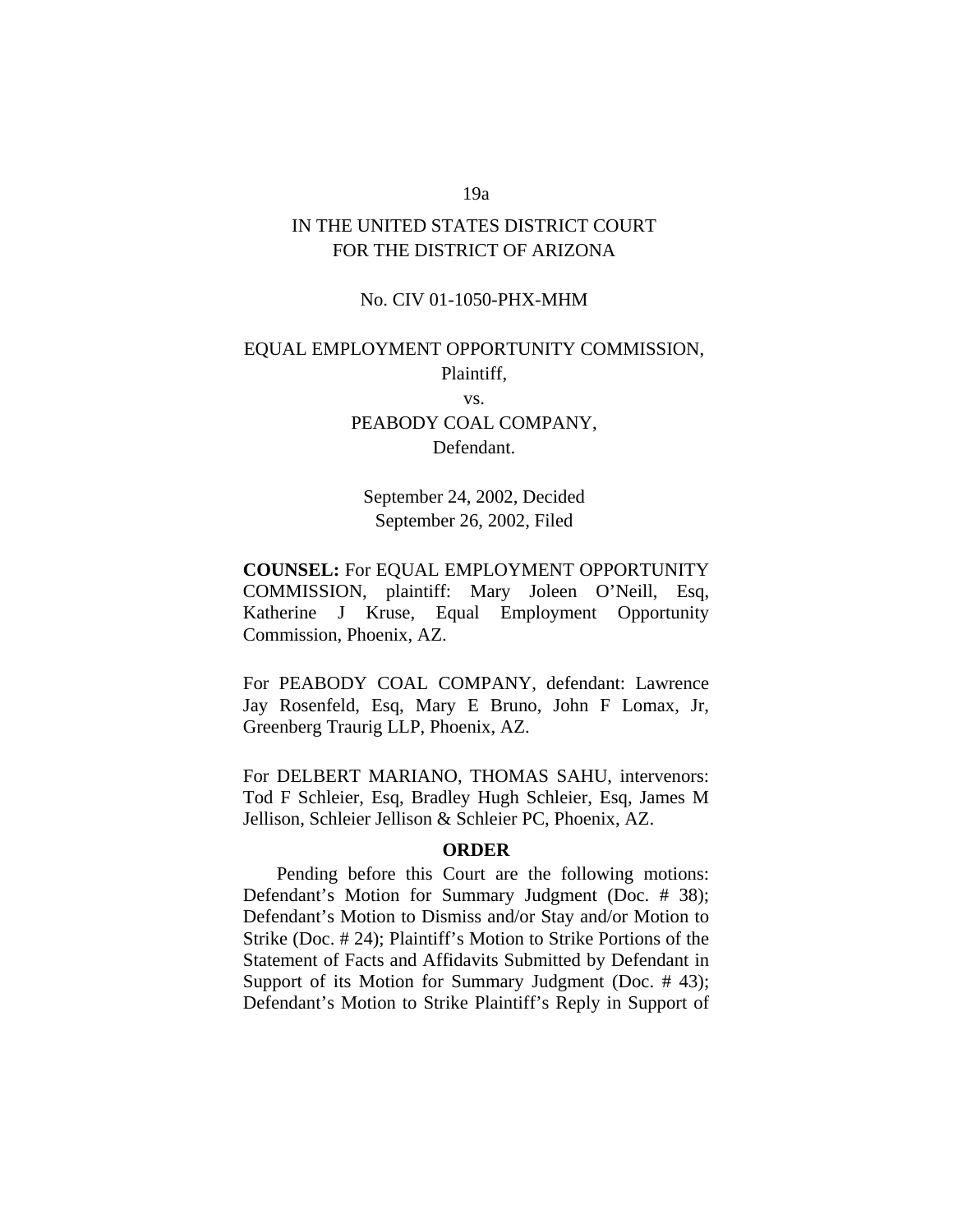IN THE UNITED STATES DISTRICT COURT
FOR THE DISTRICT OF ARIZONA

No. CIV 01-1050-PHX-MHM

EQUAL EMPLOYMENT OPPORTUNITY COMMISSION,
Plaintiff,
vs.
PEABODY COAL COMPANY,
Defendant.

September 24, 2002, Decided
September 26, 2002, Filed

**COUNSEL:** For EQUAL EMPLOYMENT OPPORTUNITY COMMISSION, plaintiff: Mary Joleen O'Neill, Esq, Katherine J Kruse, Equal Employment Opportunity Commission, Phoenix, AZ.

For PEABODY COAL COMPANY, defendant: Lawrence Jay Rosenfeld, Esq, Mary E Bruno, John F Lomax, Jr, Greenberg Traurig LLP, Phoenix, AZ.

For DELBERT MARIANO, THOMAS SAHU, intervenors: Tod F Schleier, Esq, Bradley Hugh Schleier, Esq, James M Jellison, Schleier Jellison & Schleier PC, Phoenix, AZ.

## ORDER

Pending before this Court are the following motions: Defendant's Motion for Summary Judgment (Doc. # 38); Defendant's Motion to Dismiss and/or Stay and/or Motion to Strike (Doc. # 24); Plaintiff's Motion to Strike Portions of the Statement of Facts and Affidavits Submitted by Defendant in Support of its Motion for Summary Judgment (Doc. # 43); Defendant's Motion to Strike Plaintiff's Reply in Support of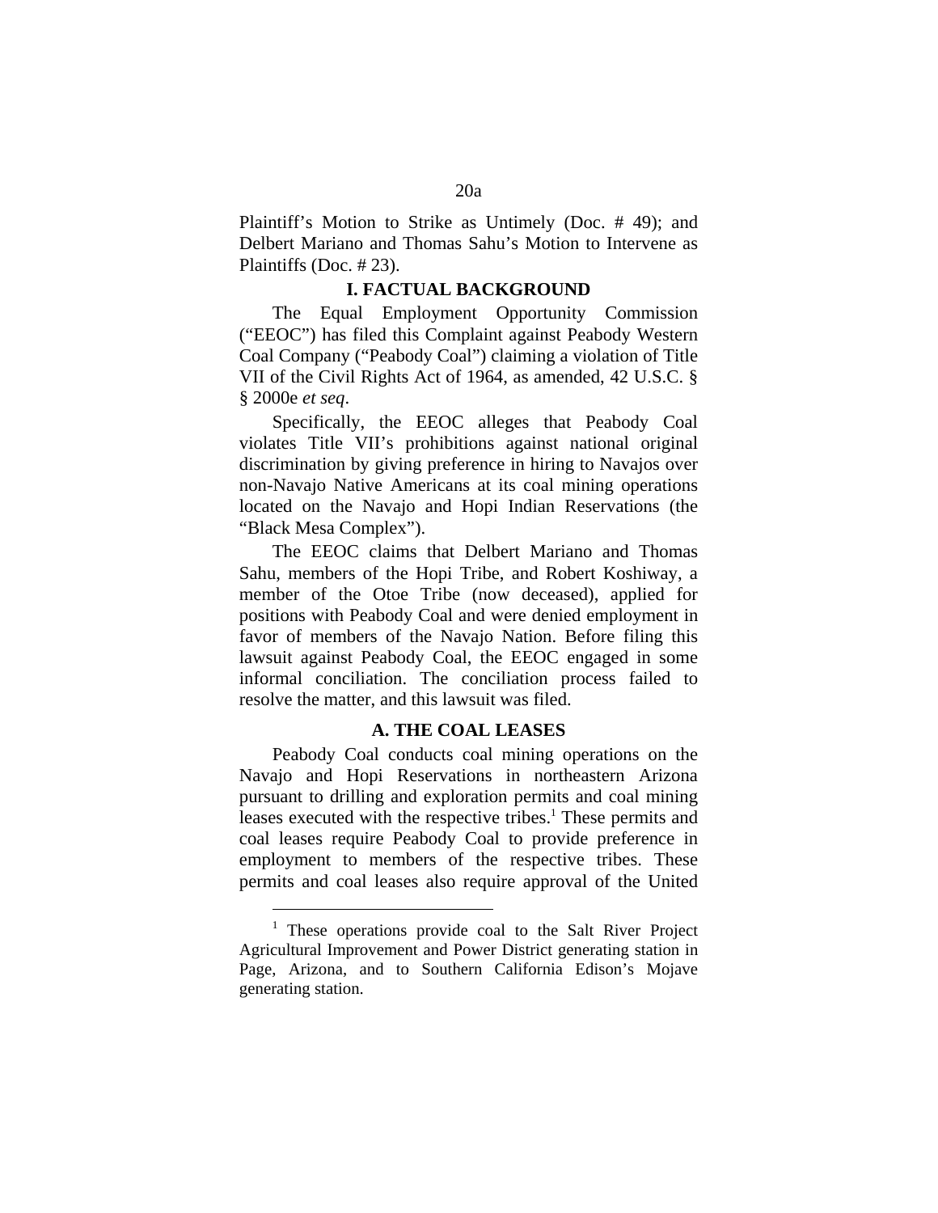Plaintiff's Motion to Strike as Untimely (Doc. # 49); and Delbert Mariano and Thomas Sahu's Motion to Intervene as Plaintiffs (Doc. # 23).

## I. FACTUAL BACKGROUND

The Equal Employment Opportunity Commission ("EEOC") has filed this Complaint against Peabody Western Coal Company ("Peabody Coal") claiming a violation of Title VII of the Civil Rights Act of 1964, as amended, 42 U.S.C. § § 2000e *et seq*.

Specifically, the EEOC alleges that Peabody Coal violates Title VII's prohibitions against national original discrimination by giving preference in hiring to Navajos over non-Navajo Native Americans at its coal mining operations located on the Navajo and Hopi Indian Reservations (the "Black Mesa Complex").

The EEOC claims that Delbert Mariano and Thomas Sahu, members of the Hopi Tribe, and Robert Koshiway, a member of the Otoe Tribe (now deceased), applied for positions with Peabody Coal and were denied employment in favor of members of the Navajo Nation. Before filing this lawsuit against Peabody Coal, the EEOC engaged in some informal conciliation. The conciliation process failed to resolve the matter, and this lawsuit was filed.

### A. THE COAL LEASES

Peabody Coal conducts coal mining operations on the Navajo and Hopi Reservations in northeastern Arizona pursuant to drilling and exploration permits and coal mining leases executed with the respective tribes.[1] These permits and coal leases require Peabody Coal to provide preference in employment to members of the respective tribes. These permits and coal leases also require approval of the United

[1] These operations provide coal to the Salt River Project Agricultural Improvement and Power District generating station in Page, Arizona, and to Southern California Edison's Mojave generating station.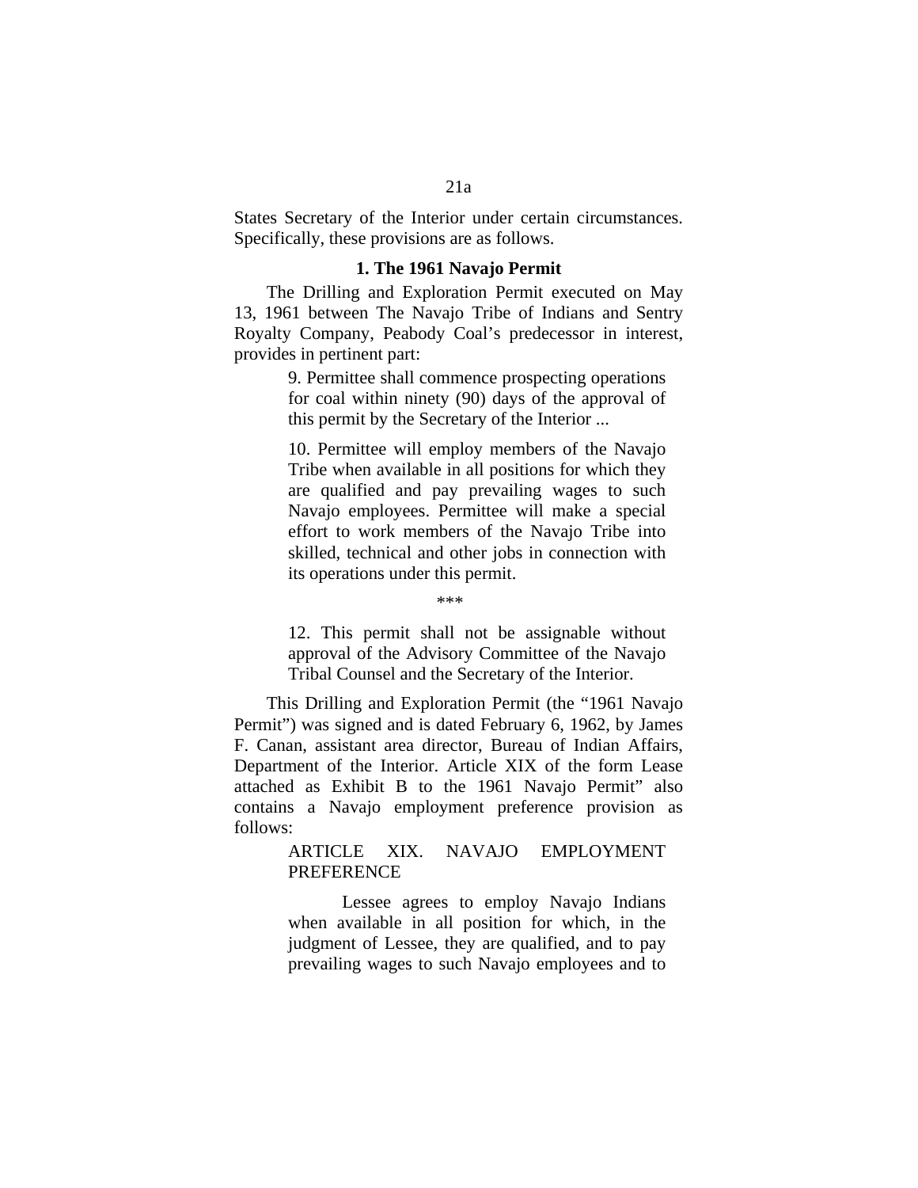States Secretary of the Interior under certain circumstances. Specifically, these provisions are as follows.

### 1. The 1961 Navajo Permit

The Drilling and Exploration Permit executed on May 13, 1961 between The Navajo Tribe of Indians and Sentry Royalty Company, Peabody Coal's predecessor in interest, provides in pertinent part:

> 9. Permittee shall commence prospecting operations for coal within ninety (90) days of the approval of this permit by the Secretary of the Interior ...
>
> 10. Permittee will employ members of the Navajo Tribe when available in all positions for which they are qualified and pay prevailing wages to such Navajo employees. Permittee will make a special effort to work members of the Navajo Tribe into skilled, technical and other jobs in connection with its operations under this permit.
>
> \*\*\*
>
> 12. This permit shall not be assignable without approval of the Advisory Committee of the Navajo Tribal Counsel and the Secretary of the Interior.

This Drilling and Exploration Permit (the "1961 Navajo Permit") was signed and is dated February 6, 1962, by James F. Canan, assistant area director, Bureau of Indian Affairs, Department of the Interior. Article XIX of the form Lease attached as Exhibit B to the 1961 Navajo Permit" also contains a Navajo employment preference provision as follows:

> ARTICLE XIX. NAVAJO EMPLOYMENT PREFERENCE
>
> Lessee agrees to employ Navajo Indians when available in all position for which, in the judgment of Lessee, they are qualified, and to pay prevailing wages to such Navajo employees and to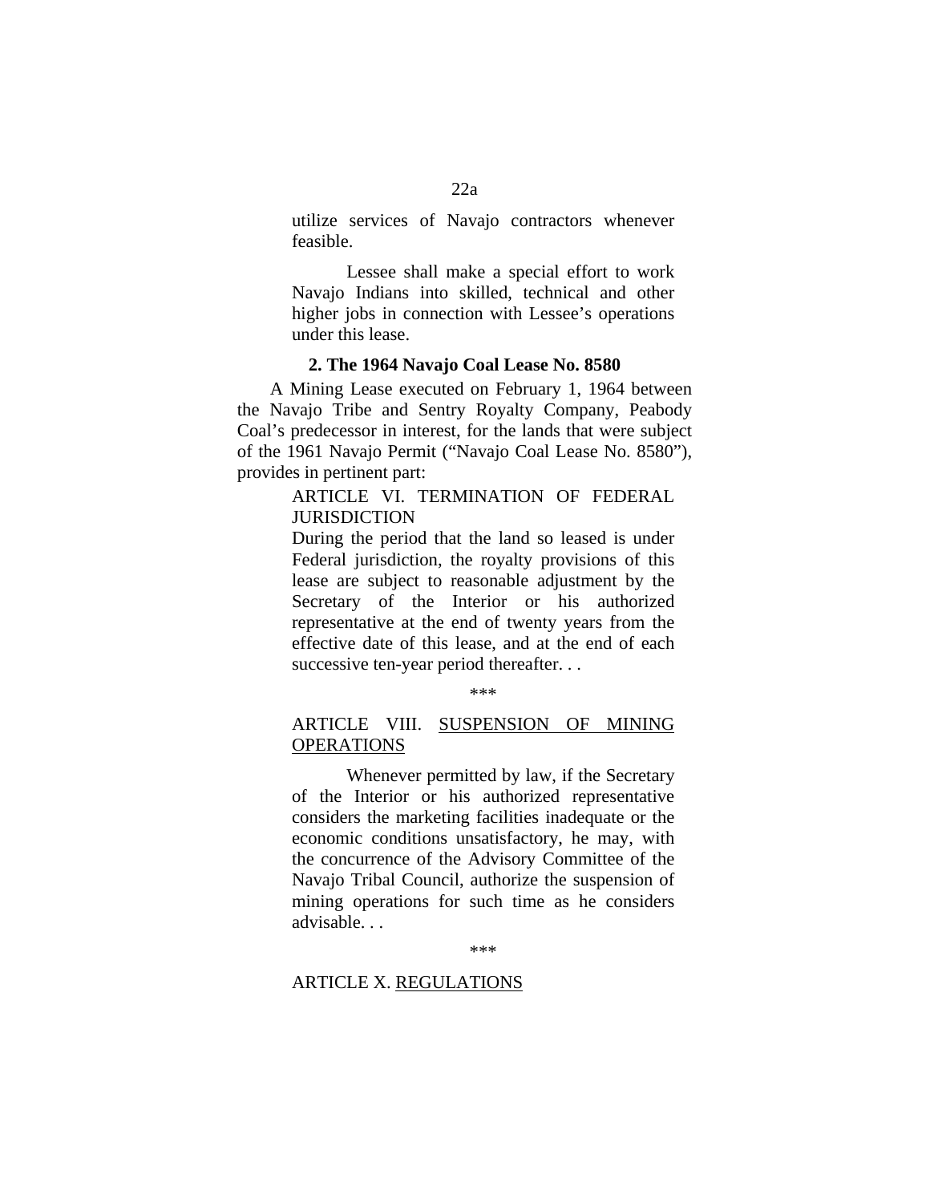> utilize services of Navajo contractors whenever feasible.
>
> Lessee shall make a special effort to work Navajo Indians into skilled, technical and other higher jobs in connection with Lessee's operations under this lease.

**2. The 1964 Navajo Coal Lease No. 8580**

A Mining Lease executed on February 1, 1964 between the Navajo Tribe and Sentry Royalty Company, Peabody Coal's predecessor in interest, for the lands that were subject of the 1961 Navajo Permit ("Navajo Coal Lease No. 8580"), provides in pertinent part:

> ARTICLE VI. TERMINATION OF FEDERAL JURISDICTION
>
> During the period that the land so leased is under Federal jurisdiction, the royalty provisions of this lease are subject to reasonable adjustment by the Secretary of the Interior or his authorized representative at the end of twenty years from the effective date of this lease, and at the end of each successive ten-year period thereafter. . .
>
> \*\*\*
>
> ARTICLE VIII. <u>SUSPENSION OF MINING OPERATIONS</u>
>
> Whenever permitted by law, if the Secretary of the Interior or his authorized representative considers the marketing facilities inadequate or the economic conditions unsatisfactory, he may, with the concurrence of the Advisory Committee of the Navajo Tribal Council, authorize the suspension of mining operations for such time as he considers advisable. . .
>
> \*\*\*
>
> ARTICLE X. <u>REGULATIONS</u>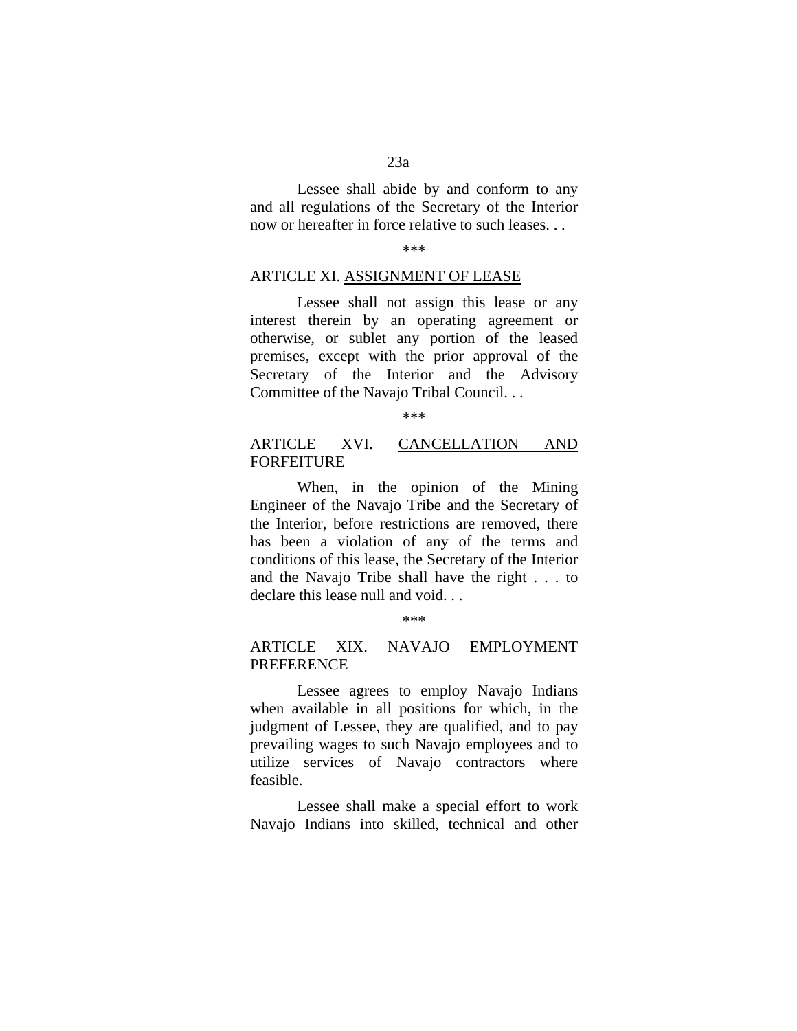Lessee shall abide by and conform to any and all regulations of the Secretary of the Interior now or hereafter in force relative to such leases. . .

\*\*\*

ARTICLE XI. <u>ASSIGNMENT OF LEASE</u>

Lessee shall not assign this lease or any interest therein by an operating agreement or otherwise, or sublet any portion of the leased premises, except with the prior approval of the Secretary of the Interior and the Advisory Committee of the Navajo Tribal Council. . .

\*\*\*

ARTICLE XVI. <u>CANCELLATION AND FORFEITURE</u>

When, in the opinion of the Mining Engineer of the Navajo Tribe and the Secretary of the Interior, before restrictions are removed, there has been a violation of any of the terms and conditions of this lease, the Secretary of the Interior and the Navajo Tribe shall have the right . . . to declare this lease null and void. . .

\*\*\*

ARTICLE XIX. <u>NAVAJO EMPLOYMENT PREFERENCE</u>

Lessee agrees to employ Navajo Indians when available in all positions for which, in the judgment of Lessee, they are qualified, and to pay prevailing wages to such Navajo employees and to utilize services of Navajo contractors where feasible.

Lessee shall make a special effort to work Navajo Indians into skilled, technical and other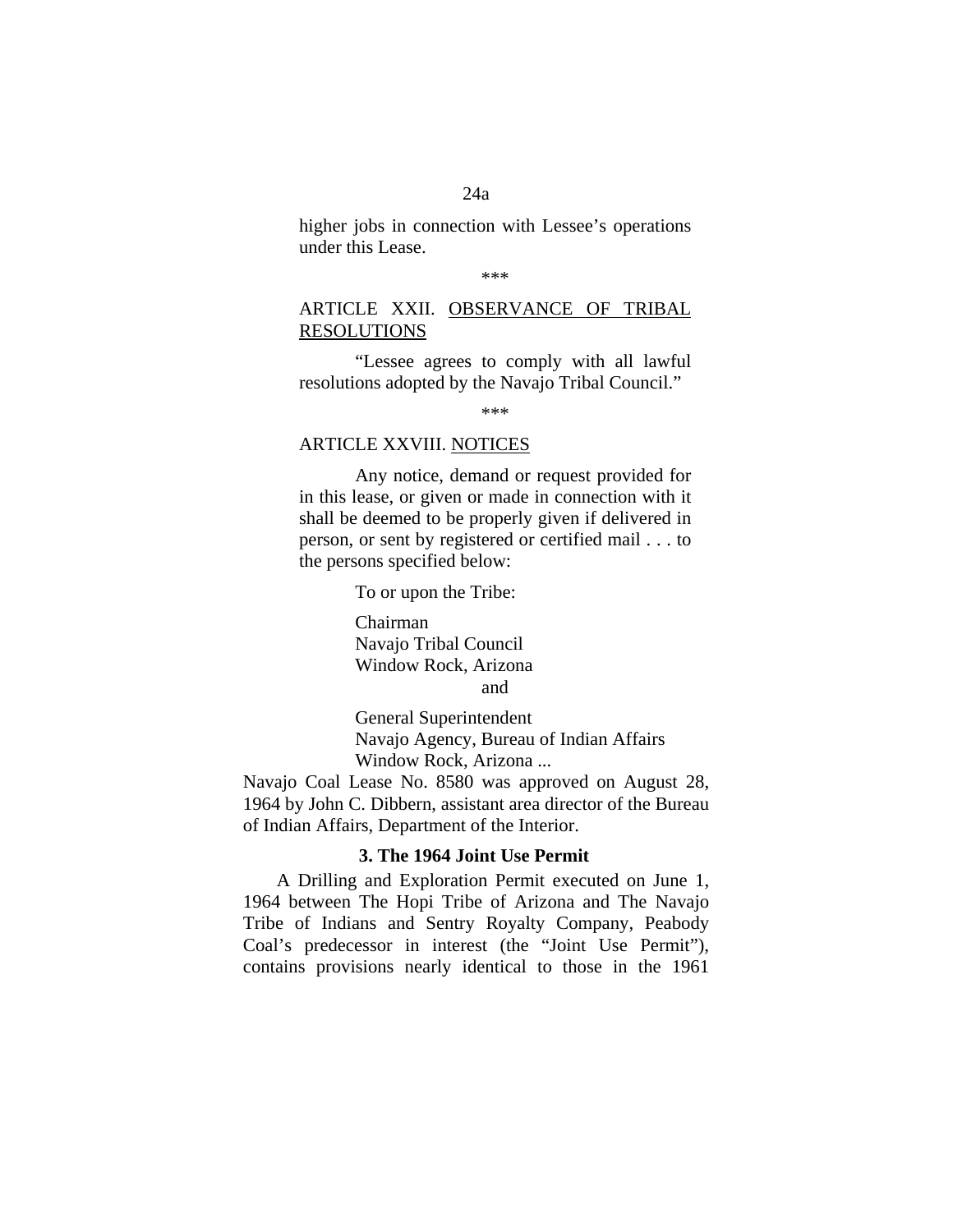higher jobs in connection with Lessee's operations under this Lease.

\*\*\*

ARTICLE XXII. <u>OBSERVANCE OF TRIBAL RESOLUTIONS</u>

"Lessee agrees to comply with all lawful resolutions adopted by the Navajo Tribal Council."

\*\*\*

ARTICLE XXVIII. <u>NOTICES</u>

Any notice, demand or request provided for in this lease, or given or made in connection with it shall be deemed to be properly given if delivered in person, or sent by registered or certified mail . . . to the persons specified below:

To or upon the Tribe:

Chairman
Navajo Tribal Council
Window Rock, Arizona
and

General Superintendent
Navajo Agency, Bureau of Indian Affairs
Window Rock, Arizona ...

Navajo Coal Lease No. 8580 was approved on August 28, 1964 by John C. Dibbern, assistant area director of the Bureau of Indian Affairs, Department of the Interior.

### 3. The 1964 Joint Use Permit

A Drilling and Exploration Permit executed on June 1, 1964 between The Hopi Tribe of Arizona and The Navajo Tribe of Indians and Sentry Royalty Company, Peabody Coal's predecessor in interest (the "Joint Use Permit"), contains provisions nearly identical to those in the 1961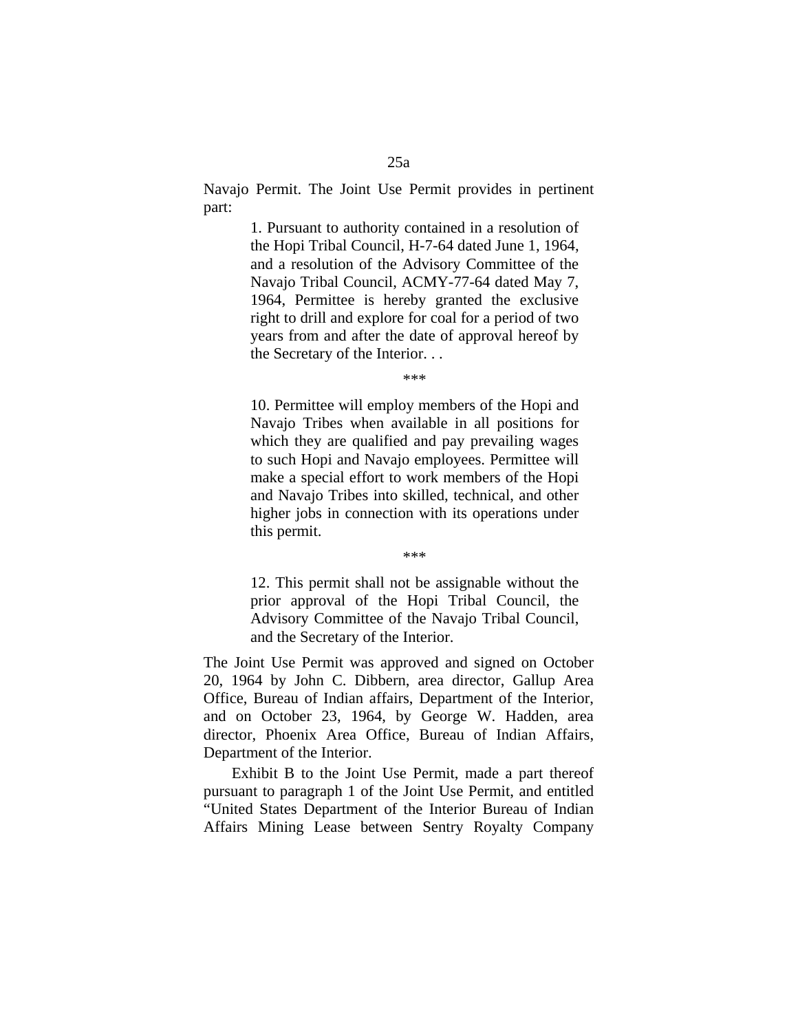Navajo Permit. The Joint Use Permit provides in pertinent part:

> 1. Pursuant to authority contained in a resolution of the Hopi Tribal Council, H-7-64 dated June 1, 1964, and a resolution of the Advisory Committee of the Navajo Tribal Council, ACMY-77-64 dated May 7, 1964, Permittee is hereby granted the exclusive right to drill and explore for coal for a period of two years from and after the date of approval hereof by the Secretary of the Interior. . .
>
> ***
>
> 10. Permittee will employ members of the Hopi and Navajo Tribes when available in all positions for which they are qualified and pay prevailing wages to such Hopi and Navajo employees. Permittee will make a special effort to work members of the Hopi and Navajo Tribes into skilled, technical, and other higher jobs in connection with its operations under this permit.
>
> ***
>
> 12. This permit shall not be assignable without the prior approval of the Hopi Tribal Council, the Advisory Committee of the Navajo Tribal Council, and the Secretary of the Interior.

The Joint Use Permit was approved and signed on October 20, 1964 by John C. Dibbern, area director, Gallup Area Office, Bureau of Indian affairs, Department of the Interior, and on October 23, 1964, by George W. Hadden, area director, Phoenix Area Office, Bureau of Indian Affairs, Department of the Interior.

Exhibit B to the Joint Use Permit, made a part thereof pursuant to paragraph 1 of the Joint Use Permit, and entitled "United States Department of the Interior Bureau of Indian Affairs Mining Lease between Sentry Royalty Company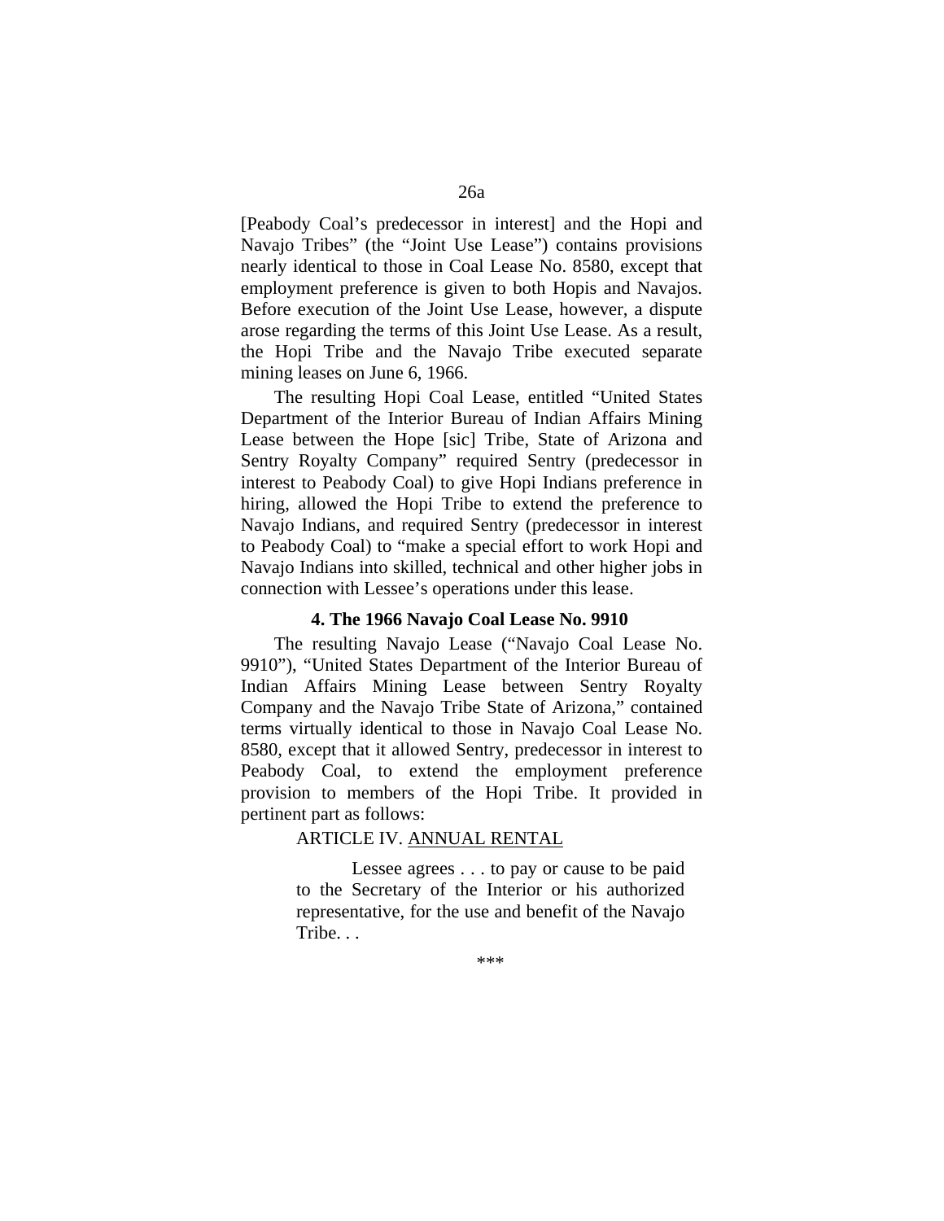[Peabody Coal's predecessor in interest] and the Hopi and Navajo Tribes" (the "Joint Use Lease") contains provisions nearly identical to those in Coal Lease No. 8580, except that employment preference is given to both Hopis and Navajos. Before execution of the Joint Use Lease, however, a dispute arose regarding the terms of this Joint Use Lease. As a result, the Hopi Tribe and the Navajo Tribe executed separate mining leases on June 6, 1966.

The resulting Hopi Coal Lease, entitled "United States Department of the Interior Bureau of Indian Affairs Mining Lease between the Hope [sic] Tribe, State of Arizona and Sentry Royalty Company" required Sentry (predecessor in interest to Peabody Coal) to give Hopi Indians preference in hiring, allowed the Hopi Tribe to extend the preference to Navajo Indians, and required Sentry (predecessor in interest to Peabody Coal) to "make a special effort to work Hopi and Navajo Indians into skilled, technical and other higher jobs in connection with Lessee's operations under this lease.

### 4. The 1966 Navajo Coal Lease No. 9910

The resulting Navajo Lease ("Navajo Coal Lease No. 9910"), "United States Department of the Interior Bureau of Indian Affairs Mining Lease between Sentry Royalty Company and the Navajo Tribe State of Arizona," contained terms virtually identical to those in Navajo Coal Lease No. 8580, except that it allowed Sentry, predecessor in interest to Peabody Coal, to extend the employment preference provision to members of the Hopi Tribe. It provided in pertinent part as follows:

> ARTICLE IV. ANNUAL RENTAL
>
> Lessee agrees . . . to pay or cause to be paid to the Secretary of the Interior or his authorized representative, for the use and benefit of the Navajo Tribe. . .
>
> ***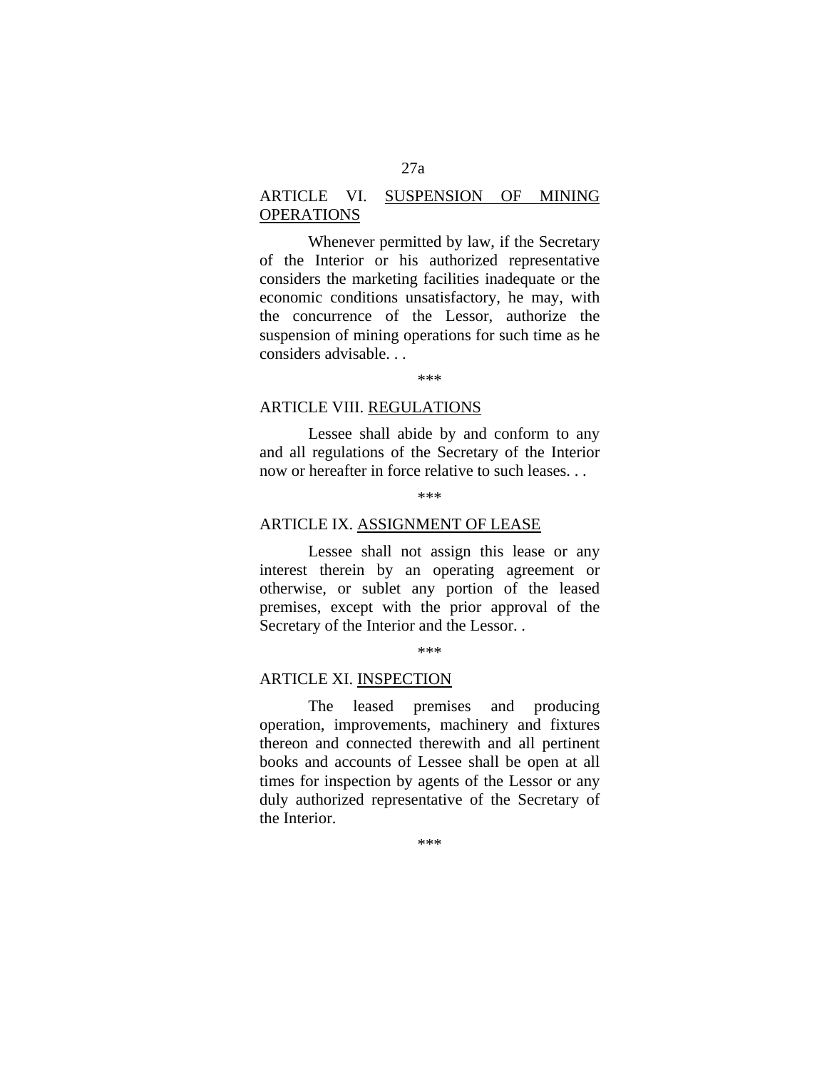ARTICLE VI. <u>SUSPENSION OF MINING OPERATIONS</u>

Whenever permitted by law, if the Secretary of the Interior or his authorized representative considers the marketing facilities inadequate or the economic conditions unsatisfactory, he may, with the concurrence of the Lessor, authorize the suspension of mining operations for such time as he considers advisable. . .

\*\*\*

ARTICLE VIII. <u>REGULATIONS</u>

Lessee shall abide by and conform to any and all regulations of the Secretary of the Interior now or hereafter in force relative to such leases. . .

\*\*\*

ARTICLE IX. <u>ASSIGNMENT OF LEASE</u>

Lessee shall not assign this lease or any interest therein by an operating agreement or otherwise, or sublet any portion of the leased premises, except with the prior approval of the Secretary of the Interior and the Lessor. .

\*\*\*

ARTICLE XI. <u>INSPECTION</u>

The leased premises and producing operation, improvements, machinery and fixtures thereon and connected therewith and all pertinent books and accounts of Lessee shall be open at all times for inspection by agents of the Lessor or any duly authorized representative of the Secretary of the Interior.

\*\*\*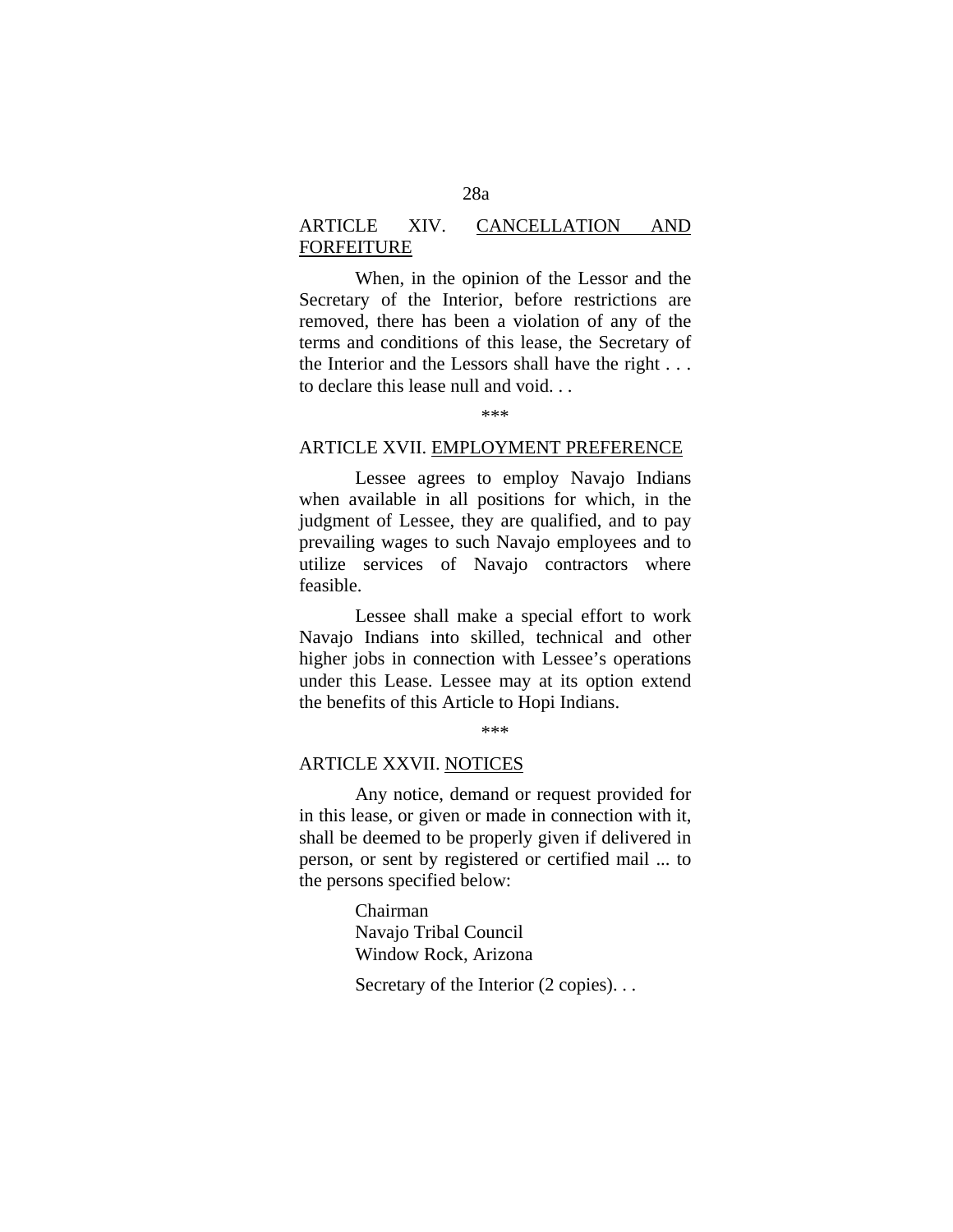ARTICLE XIV. CANCELLATION AND FORFEITURE

When, in the opinion of the Lessor and the Secretary of the Interior, before restrictions are removed, there has been a violation of any of the terms and conditions of this lease, the Secretary of the Interior and the Lessors shall have the right . . . to declare this lease null and void. . .

\*\*\*

ARTICLE XVII. EMPLOYMENT PREFERENCE

Lessee agrees to employ Navajo Indians when available in all positions for which, in the judgment of Lessee, they are qualified, and to pay prevailing wages to such Navajo employees and to utilize services of Navajo contractors where feasible.

Lessee shall make a special effort to work Navajo Indians into skilled, technical and other higher jobs in connection with Lessee's operations under this Lease. Lessee may at its option extend the benefits of this Article to Hopi Indians.

\*\*\*

ARTICLE XXVII. NOTICES

Any notice, demand or request provided for in this lease, or given or made in connection with it, shall be deemed to be properly given if delivered in person, or sent by registered or certified mail ... to the persons specified below:

Chairman
Navajo Tribal Council
Window Rock, Arizona

Secretary of the Interior (2 copies). . .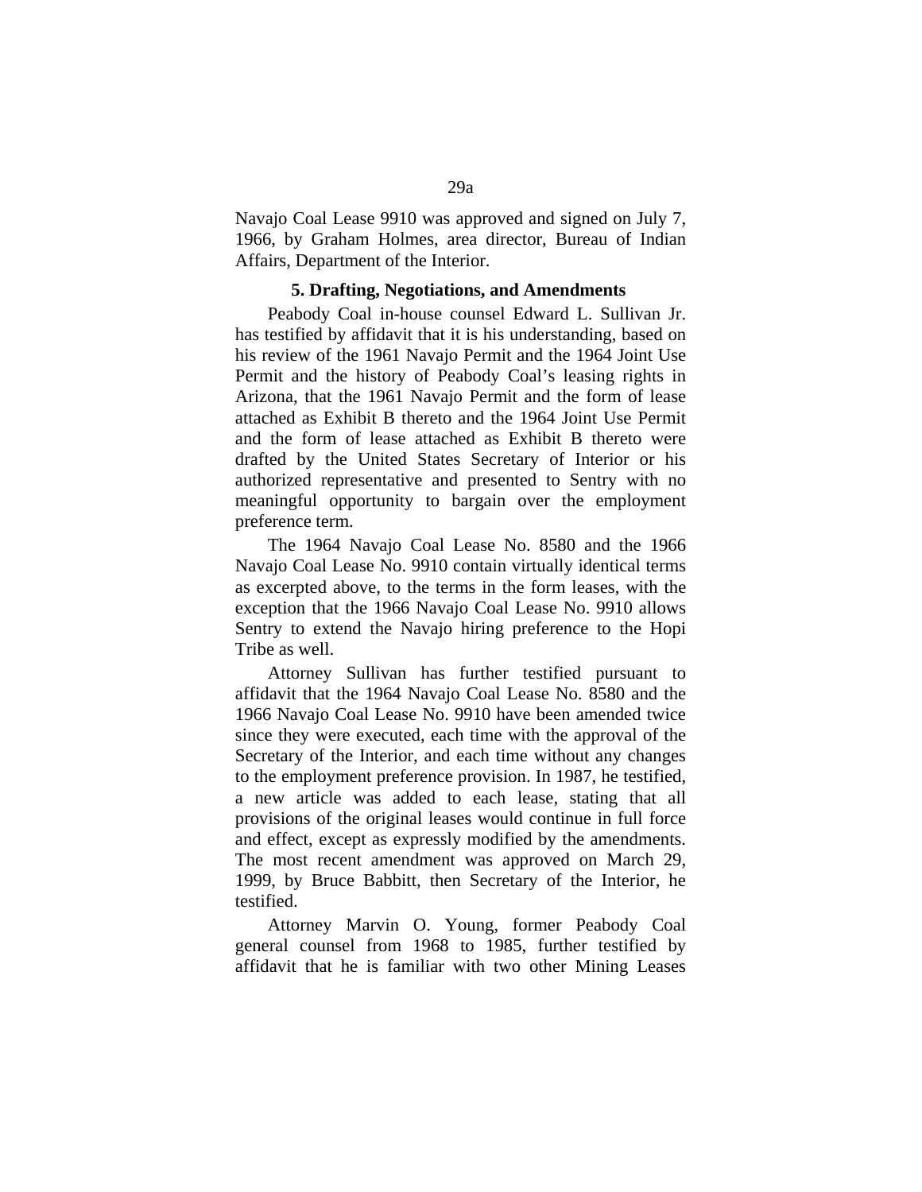Navajo Coal Lease 9910 was approved and signed on July 7, 1966, by Graham Holmes, area director, Bureau of Indian Affairs, Department of the Interior.

**5. Drafting, Negotiations, and Amendments**

Peabody Coal in-house counsel Edward L. Sullivan Jr. has testified by affidavit that it is his understanding, based on his review of the 1961 Navajo Permit and the 1964 Joint Use Permit and the history of Peabody Coal's leasing rights in Arizona, that the 1961 Navajo Permit and the form of lease attached as Exhibit B thereto and the 1964 Joint Use Permit and the form of lease attached as Exhibit B thereto were drafted by the United States Secretary of Interior or his authorized representative and presented to Sentry with no meaningful opportunity to bargain over the employment preference term.

The 1964 Navajo Coal Lease No. 8580 and the 1966 Navajo Coal Lease No. 9910 contain virtually identical terms as excerpted above, to the terms in the form leases, with the exception that the 1966 Navajo Coal Lease No. 9910 allows Sentry to extend the Navajo hiring preference to the Hopi Tribe as well.

Attorney Sullivan has further testified pursuant to affidavit that the 1964 Navajo Coal Lease No. 8580 and the 1966 Navajo Coal Lease No. 9910 have been amended twice since they were executed, each time with the approval of the Secretary of the Interior, and each time without any changes to the employment preference provision. In 1987, he testified, a new article was added to each lease, stating that all provisions of the original leases would continue in full force and effect, except as expressly modified by the amendments. The most recent amendment was approved on March 29, 1999, by Bruce Babbitt, then Secretary of the Interior, he testified.

Attorney Marvin O. Young, former Peabody Coal general counsel from 1968 to 1985, further testified by affidavit that he is familiar with two other Mining Leases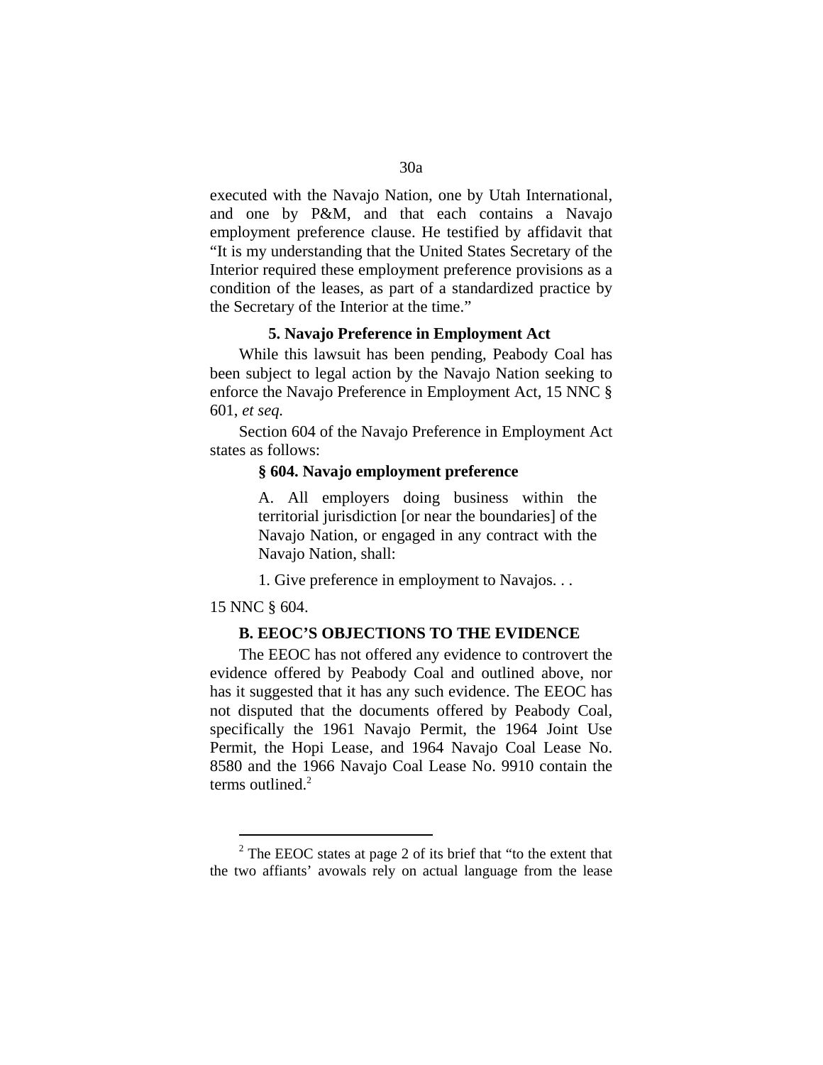executed with the Navajo Nation, one by Utah International, and one by P&M, and that each contains a Navajo employment preference clause. He testified by affidavit that "It is my understanding that the United States Secretary of the Interior required these employment preference provisions as a condition of the leases, as part of a standardized practice by the Secretary of the Interior at the time."

### 5. Navajo Preference in Employment Act

While this lawsuit has been pending, Peabody Coal has been subject to legal action by the Navajo Nation seeking to enforce the Navajo Preference in Employment Act, 15 NNC § 601, *et seq.*

Section 604 of the Navajo Preference in Employment Act states as follows:

> **§ 604. Navajo employment preference**
>
> A. All employers doing business within the territorial jurisdiction [or near the boundaries] of the Navajo Nation, or engaged in any contract with the Navajo Nation, shall:
>
> 1. Give preference in employment to Navajos. . .

15 NNC § 604.

### B. EEOC'S OBJECTIONS TO THE EVIDENCE

The EEOC has not offered any evidence to controvert the evidence offered by Peabody Coal and outlined above, nor has it suggested that it has any such evidence. The EEOC has not disputed that the documents offered by Peabody Coal, specifically the 1961 Navajo Permit, the 1964 Joint Use Permit, the Hopi Lease, and 1964 Navajo Coal Lease No. 8580 and the 1966 Navajo Coal Lease No. 9910 contain the terms outlined.[2]

---

[2] The EEOC states at page 2 of its brief that "to the extent that the two affiants' avowals rely on actual language from the lease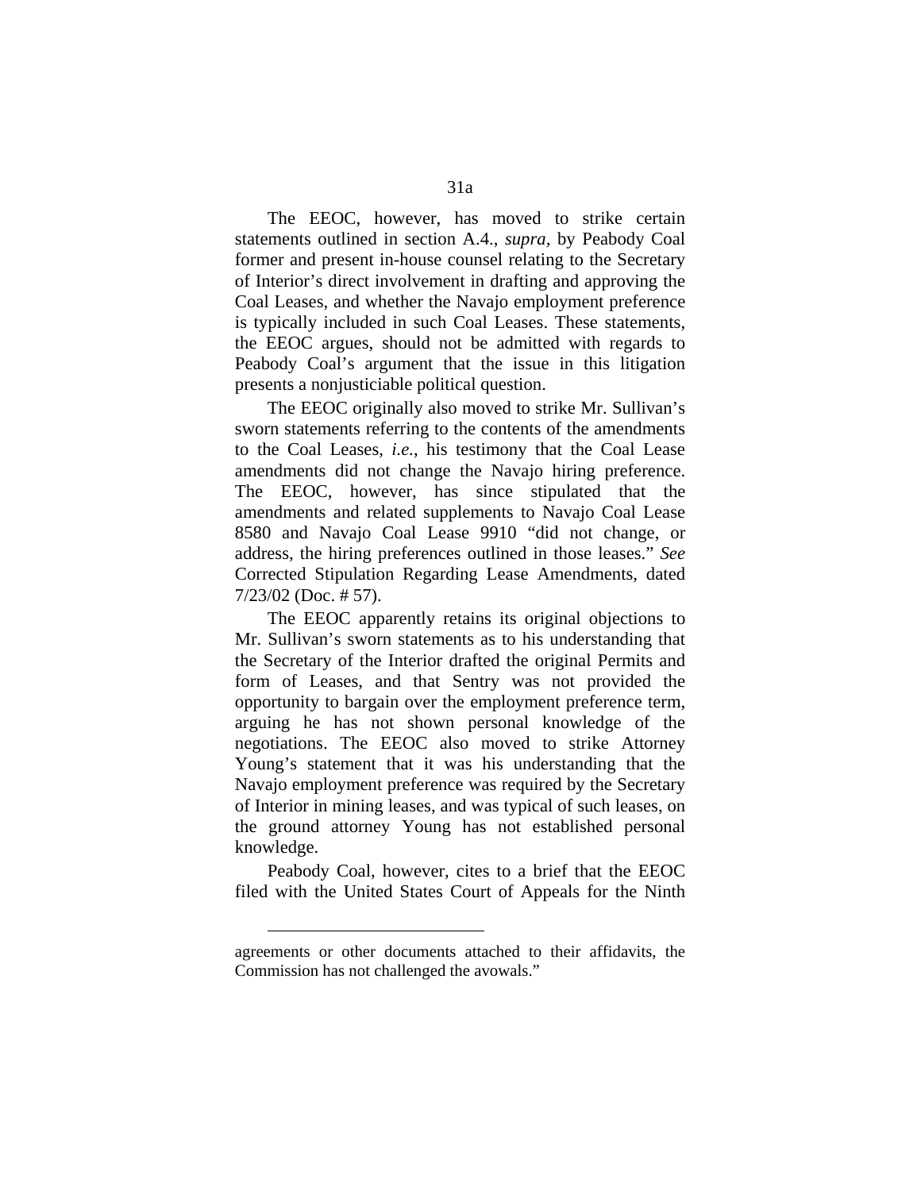The EEOC, however, has moved to strike certain statements outlined in section A.4., *supra*, by Peabody Coal former and present in-house counsel relating to the Secretary of Interior's direct involvement in drafting and approving the Coal Leases, and whether the Navajo employment preference is typically included in such Coal Leases. These statements, the EEOC argues, should not be admitted with regards to Peabody Coal's argument that the issue in this litigation presents a nonjusticiable political question.

The EEOC originally also moved to strike Mr. Sullivan's sworn statements referring to the contents of the amendments to the Coal Leases, *i.e.*, his testimony that the Coal Lease amendments did not change the Navajo hiring preference. The EEOC, however, has since stipulated that the amendments and related supplements to Navajo Coal Lease 8580 and Navajo Coal Lease 9910 "did not change, or address, the hiring preferences outlined in those leases." *See* Corrected Stipulation Regarding Lease Amendments, dated 7/23/02 (Doc. # 57).

The EEOC apparently retains its original objections to Mr. Sullivan's sworn statements as to his understanding that the Secretary of the Interior drafted the original Permits and form of Leases, and that Sentry was not provided the opportunity to bargain over the employment preference term, arguing he has not shown personal knowledge of the negotiations. The EEOC also moved to strike Attorney Young's statement that it was his understanding that the Navajo employment preference was required by the Secretary of Interior in mining leases, and was typical of such leases, on the ground attorney Young has not established personal knowledge.

Peabody Coal, however, cites to a brief that the EEOC filed with the United States Court of Appeals for the Ninth

---

agreements or other documents attached to their affidavits, the Commission has not challenged the avowals."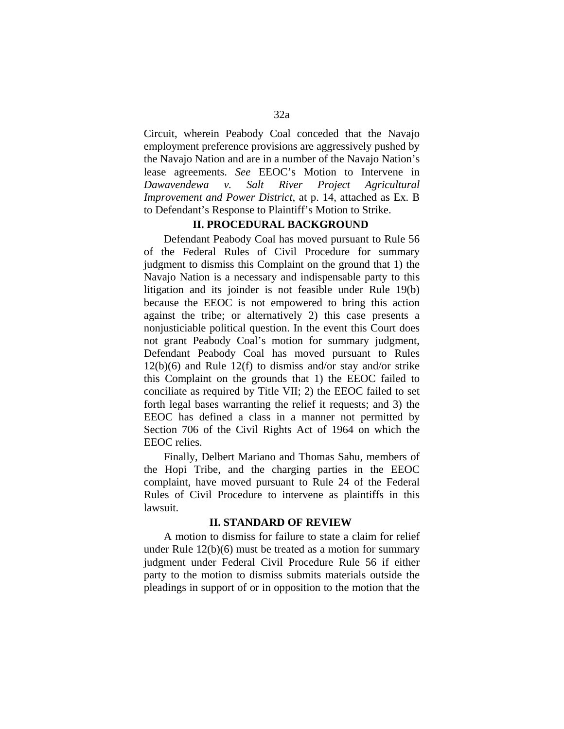Circuit, wherein Peabody Coal conceded that the Navajo employment preference provisions are aggressively pushed by the Navajo Nation and are in a number of the Navajo Nation's lease agreements. *See* EEOC's Motion to Intervene in *Dawavendewa v. Salt River Project Agricultural Improvement and Power District*, at p. 14, attached as Ex. B to Defendant's Response to Plaintiff's Motion to Strike.

## II. PROCEDURAL BACKGROUND

Defendant Peabody Coal has moved pursuant to Rule 56 of the Federal Rules of Civil Procedure for summary judgment to dismiss this Complaint on the ground that 1) the Navajo Nation is a necessary and indispensable party to this litigation and its joinder is not feasible under Rule 19(b) because the EEOC is not empowered to bring this action against the tribe; or alternatively 2) this case presents a nonjusticiable political question. In the event this Court does not grant Peabody Coal's motion for summary judgment, Defendant Peabody Coal has moved pursuant to Rules 12(b)(6) and Rule 12(f) to dismiss and/or stay and/or strike this Complaint on the grounds that 1) the EEOC failed to conciliate as required by Title VII; 2) the EEOC failed to set forth legal bases warranting the relief it requests; and 3) the EEOC has defined a class in a manner not permitted by Section 706 of the Civil Rights Act of 1964 on which the EEOC relies.

Finally, Delbert Mariano and Thomas Sahu, members of the Hopi Tribe, and the charging parties in the EEOC complaint, have moved pursuant to Rule 24 of the Federal Rules of Civil Procedure to intervene as plaintiffs in this lawsuit.

## II. STANDARD OF REVIEW

A motion to dismiss for failure to state a claim for relief under Rule 12(b)(6) must be treated as a motion for summary judgment under Federal Civil Procedure Rule 56 if either party to the motion to dismiss submits materials outside the pleadings in support of or in opposition to the motion that the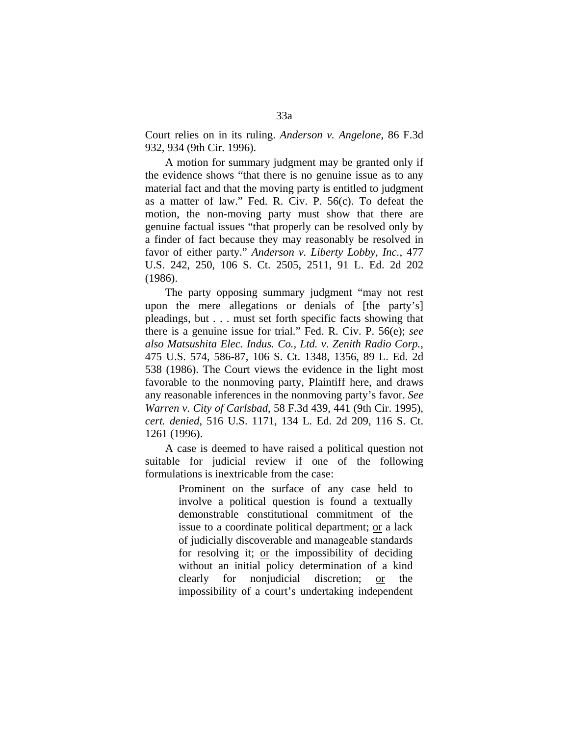Court relies on in its ruling. *Anderson v. Angelone*, 86 F.3d 932, 934 (9th Cir. 1996).

A motion for summary judgment may be granted only if the evidence shows "that there is no genuine issue as to any material fact and that the moving party is entitled to judgment as a matter of law." Fed. R. Civ. P. 56(c). To defeat the motion, the non-moving party must show that there are genuine factual issues "that properly can be resolved only by a finder of fact because they may reasonably be resolved in favor of either party." *Anderson v. Liberty Lobby, Inc.*, 477 U.S. 242, 250, 106 S. Ct. 2505, 2511, 91 L. Ed. 2d 202 (1986).

The party opposing summary judgment "may not rest upon the mere allegations or denials of [the party's] pleadings, but . . . must set forth specific facts showing that there is a genuine issue for trial." Fed. R. Civ. P. 56(e); *see also Matsushita Elec. Indus. Co., Ltd. v. Zenith Radio Corp.*, 475 U.S. 574, 586-87, 106 S. Ct. 1348, 1356, 89 L. Ed. 2d 538 (1986). The Court views the evidence in the light most favorable to the nonmoving party, Plaintiff here, and draws any reasonable inferences in the nonmoving party's favor. *See Warren v. City of Carlsbad*, 58 F.3d 439, 441 (9th Cir. 1995), *cert. denied*, 516 U.S. 1171, 134 L. Ed. 2d 209, 116 S. Ct. 1261 (1996).

A case is deemed to have raised a political question not suitable for judicial review if one of the following formulations is inextricable from the case:

> Prominent on the surface of any case held to involve a political question is found a textually demonstrable constitutional commitment of the issue to a coordinate political department; <u>or</u> a lack of judicially discoverable and manageable standards for resolving it; <u>or</u> the impossibility of deciding without an initial policy determination of a kind clearly for nonjudicial discretion; <u>or</u> the impossibility of a court's undertaking independent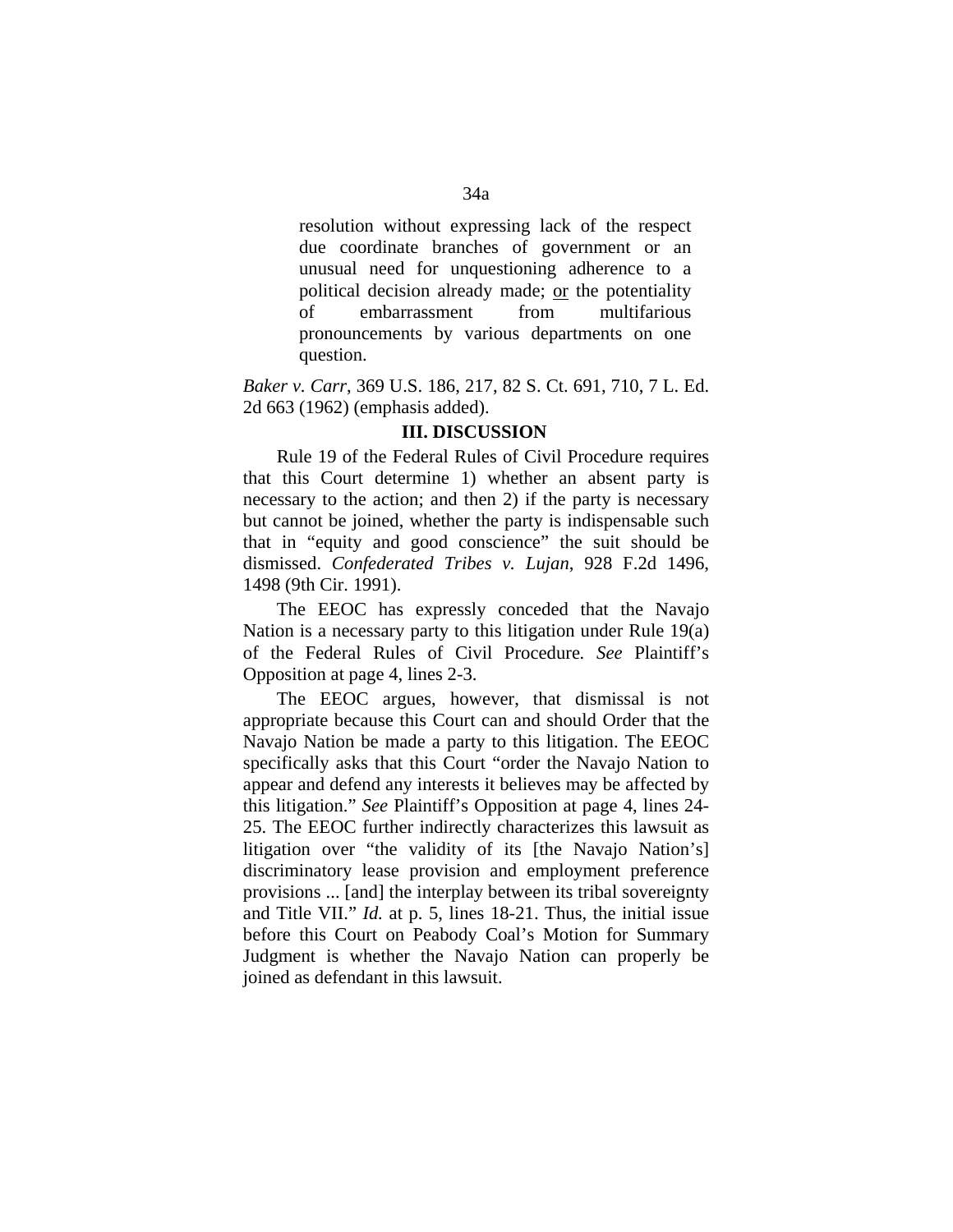> resolution without expressing lack of the respect due coordinate branches of government or an unusual need for unquestioning adherence to a political decision already made; <u>or</u> the potentiality of embarrassment from multifarious pronouncements by various departments on one question.

*Baker v. Carr*, 369 U.S. 186, 217, 82 S. Ct. 691, 710, 7 L. Ed. 2d 663 (1962) (emphasis added).

**III. DISCUSSION**

Rule 19 of the Federal Rules of Civil Procedure requires that this Court determine 1) whether an absent party is necessary to the action; and then 2) if the party is necessary but cannot be joined, whether the party is indispensable such that in "equity and good conscience" the suit should be dismissed. *Confederated Tribes v. Lujan*, 928 F.2d 1496, 1498 (9th Cir. 1991).

The EEOC has expressly conceded that the Navajo Nation is a necessary party to this litigation under Rule 19(a) of the Federal Rules of Civil Procedure. *See* Plaintiff's Opposition at page 4, lines 2-3.

The EEOC argues, however, that dismissal is not appropriate because this Court can and should Order that the Navajo Nation be made a party to this litigation. The EEOC specifically asks that this Court "order the Navajo Nation to appear and defend any interests it believes may be affected by this litigation." *See* Plaintiff's Opposition at page 4, lines 24-25. The EEOC further indirectly characterizes this lawsuit as litigation over "the validity of its [the Navajo Nation's] discriminatory lease provision and employment preference provisions ... [and] the interplay between its tribal sovereignty and Title VII." *Id.* at p. 5, lines 18-21. Thus, the initial issue before this Court on Peabody Coal's Motion for Summary Judgment is whether the Navajo Nation can properly be joined as defendant in this lawsuit.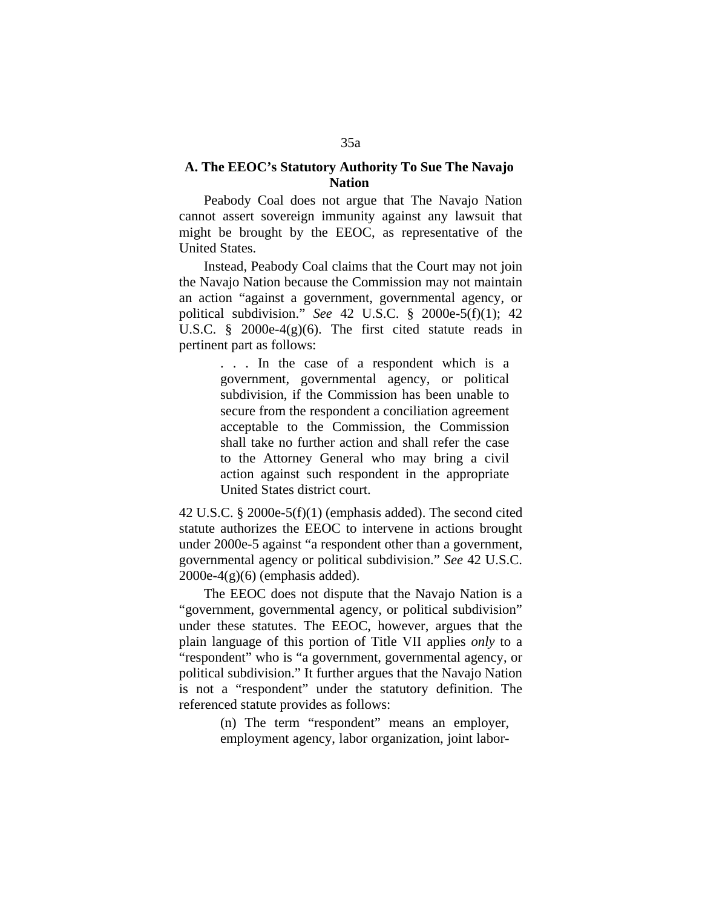### A. The EEOC's Statutory Authority To Sue The Navajo Nation

Peabody Coal does not argue that The Navajo Nation cannot assert sovereign immunity against any lawsuit that might be brought by the EEOC, as representative of the United States.

Instead, Peabody Coal claims that the Court may not join the Navajo Nation because the Commission may not maintain an action "against a government, governmental agency, or political subdivision." *See* 42 U.S.C. § 2000e-5(f)(1); 42 U.S.C. § 2000e-4(g)(6). The first cited statute reads in pertinent part as follows:

> . . . In the case of a respondent which is a government, governmental agency, or political subdivision, if the Commission has been unable to secure from the respondent a conciliation agreement acceptable to the Commission, the Commission shall take no further action and shall refer the case to the Attorney General who may bring a civil action against such respondent in the appropriate United States district court.

42 U.S.C. § 2000e-5(f)(1) (emphasis added). The second cited statute authorizes the EEOC to intervene in actions brought under 2000e-5 against "a respondent other than a government, governmental agency or political subdivision." *See* 42 U.S.C. 2000e-4(g)(6) (emphasis added).

The EEOC does not dispute that the Navajo Nation is a "government, governmental agency, or political subdivision" under these statutes. The EEOC, however, argues that the plain language of this portion of Title VII applies *only* to a "respondent" who is "a government, governmental agency, or political subdivision." It further argues that the Navajo Nation is not a "respondent" under the statutory definition. The referenced statute provides as follows:

> (n) The term "respondent" means an employer, employment agency, labor organization, joint labor-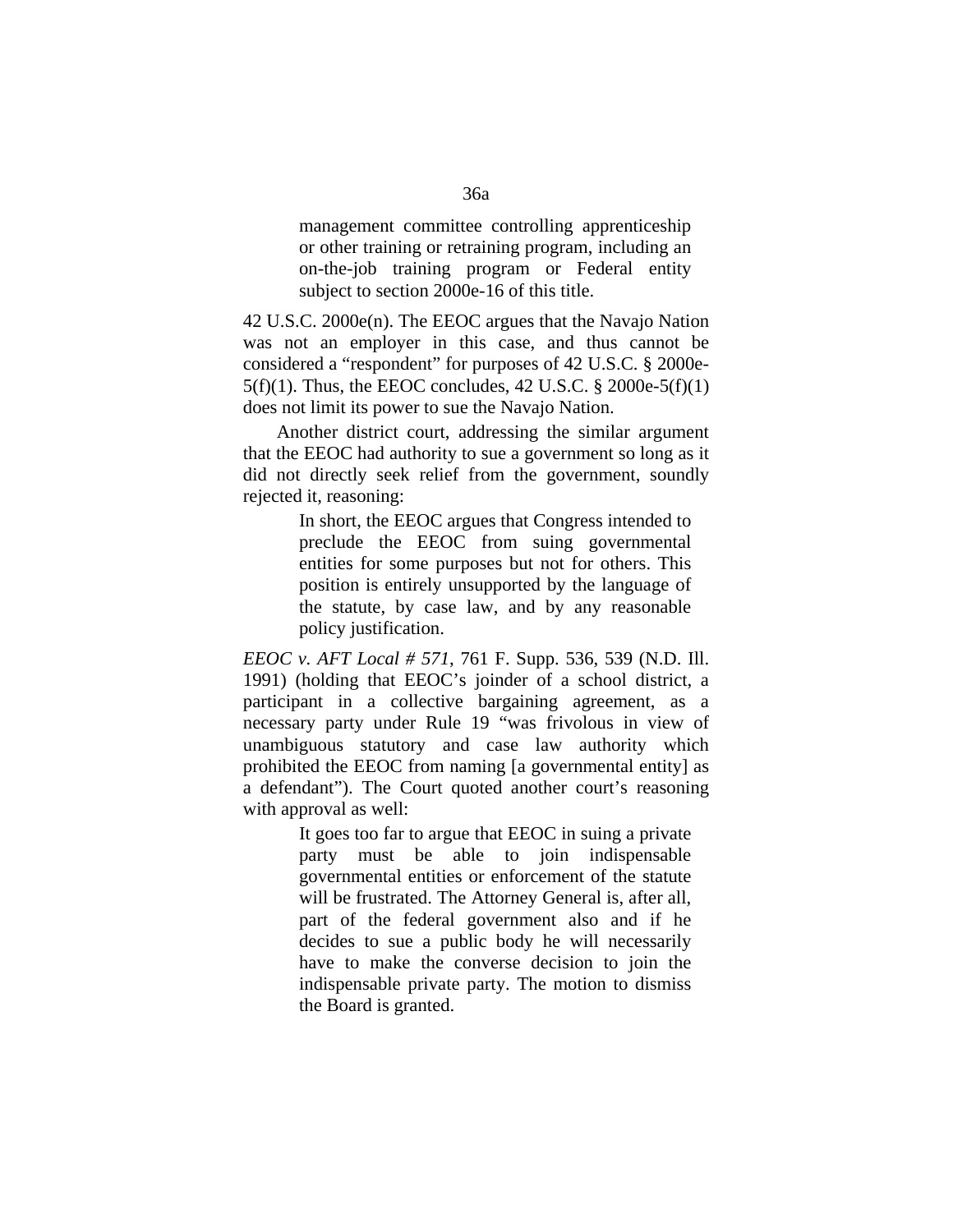> management committee controlling apprenticeship or other training or retraining program, including an on-the-job training program or Federal entity subject to section 2000e-16 of this title.

42 U.S.C. 2000e(n). The EEOC argues that the Navajo Nation was not an employer in this case, and thus cannot be considered a "respondent" for purposes of 42 U.S.C. § 2000e-5(f)(1). Thus, the EEOC concludes, 42 U.S.C. § 2000e-5(f)(1) does not limit its power to sue the Navajo Nation.

Another district court, addressing the similar argument that the EEOC had authority to sue a government so long as it did not directly seek relief from the government, soundly rejected it, reasoning:

> In short, the EEOC argues that Congress intended to preclude the EEOC from suing governmental entities for some purposes but not for others. This position is entirely unsupported by the language of the statute, by case law, and by any reasonable policy justification.

*EEOC v. AFT Local # 571*, 761 F. Supp. 536, 539 (N.D. Ill. 1991) (holding that EEOC's joinder of a school district, a participant in a collective bargaining agreement, as a necessary party under Rule 19 "was frivolous in view of unambiguous statutory and case law authority which prohibited the EEOC from naming [a governmental entity] as a defendant"). The Court quoted another court's reasoning with approval as well:

> It goes too far to argue that EEOC in suing a private party must be able to join indispensable governmental entities or enforcement of the statute will be frustrated. The Attorney General is, after all, part of the federal government also and if he decides to sue a public body he will necessarily have to make the converse decision to join the indispensable private party. The motion to dismiss the Board is granted.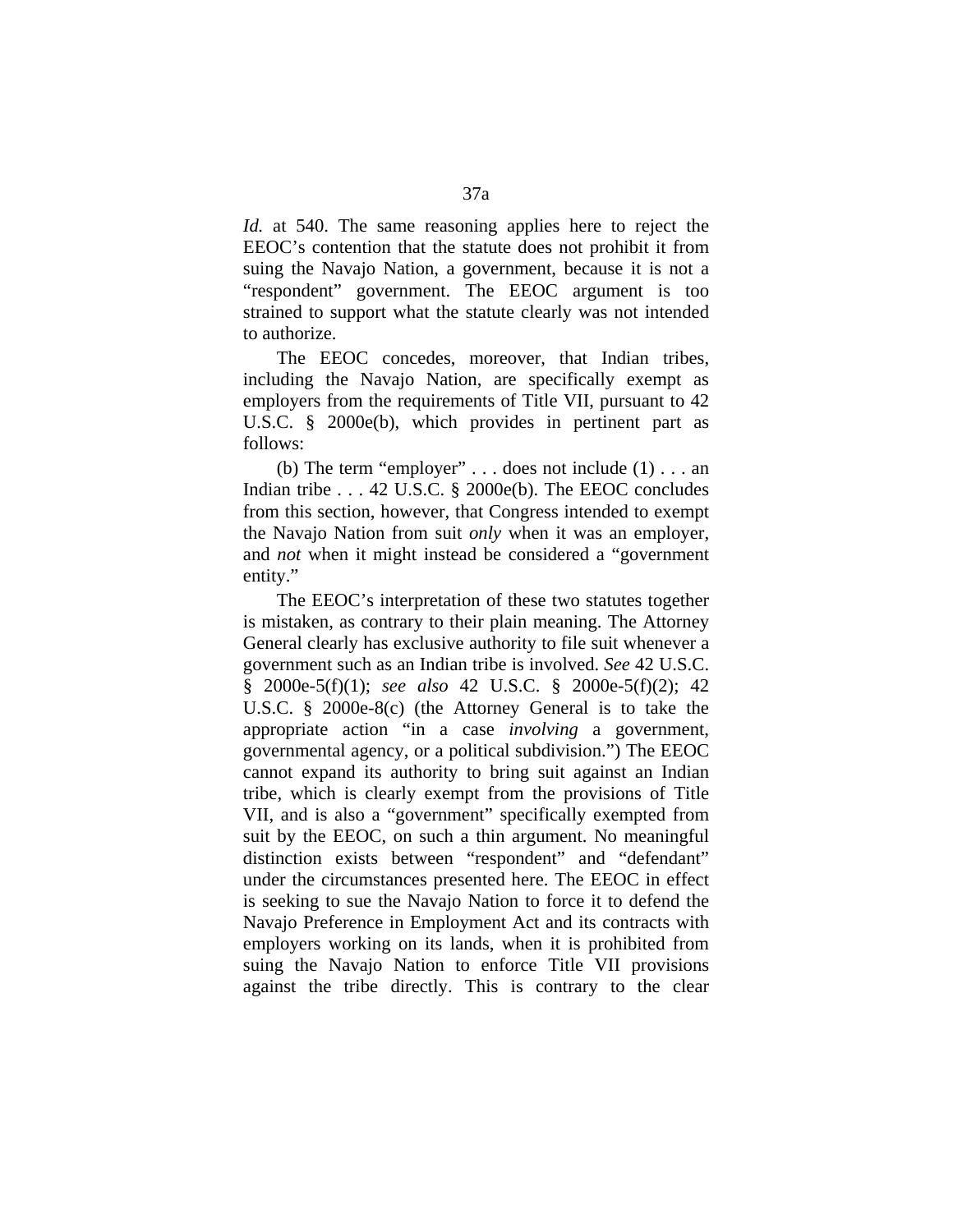*Id.* at 540. The same reasoning applies here to reject the EEOC's contention that the statute does not prohibit it from suing the Navajo Nation, a government, because it is not a "respondent" government. The EEOC argument is too strained to support what the statute clearly was not intended to authorize.

The EEOC concedes, moreover, that Indian tribes, including the Navajo Nation, are specifically exempt as employers from the requirements of Title VII, pursuant to 42 U.S.C. § 2000e(b), which provides in pertinent part as follows:

(b) The term "employer" . . . does not include (1) . . . an Indian tribe . . . 42 U.S.C. § 2000e(b). The EEOC concludes from this section, however, that Congress intended to exempt the Navajo Nation from suit *only* when it was an employer, and *not* when it might instead be considered a "government entity."

The EEOC's interpretation of these two statutes together is mistaken, as contrary to their plain meaning. The Attorney General clearly has exclusive authority to file suit whenever a government such as an Indian tribe is involved. *See* 42 U.S.C. § 2000e-5(f)(1); *see also* 42 U.S.C. § 2000e-5(f)(2); 42 U.S.C. § 2000e-8(c) (the Attorney General is to take the appropriate action "in a case *involving* a government, governmental agency, or a political subdivision.") The EEOC cannot expand its authority to bring suit against an Indian tribe, which is clearly exempt from the provisions of Title VII, and is also a "government" specifically exempted from suit by the EEOC, on such a thin argument. No meaningful distinction exists between "respondent" and "defendant" under the circumstances presented here. The EEOC in effect is seeking to sue the Navajo Nation to force it to defend the Navajo Preference in Employment Act and its contracts with employers working on its lands, when it is prohibited from suing the Navajo Nation to enforce Title VII provisions against the tribe directly. This is contrary to the clear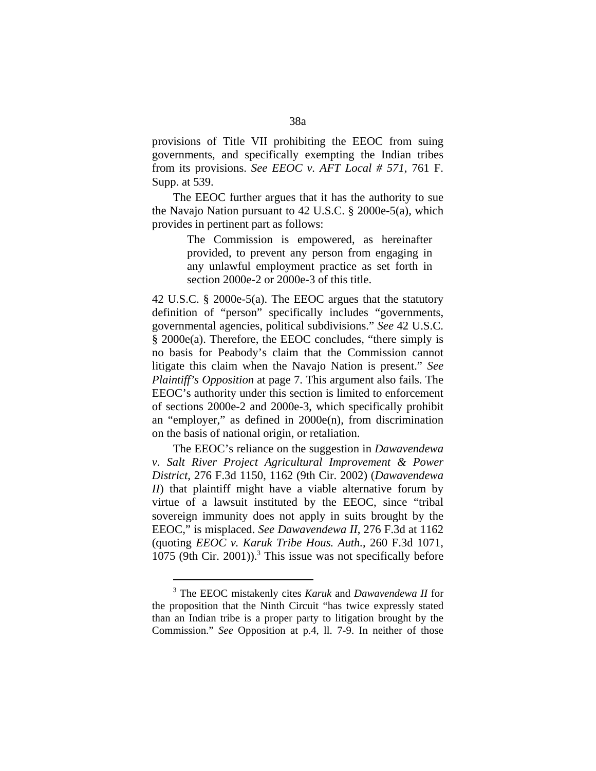provisions of Title VII prohibiting the EEOC from suing governments, and specifically exempting the Indian tribes from its provisions. *See EEOC v. AFT Local # 571*, 761 F. Supp. at 539.

The EEOC further argues that it has the authority to sue the Navajo Nation pursuant to 42 U.S.C. § 2000e-5(a), which provides in pertinent part as follows:

> The Commission is empowered, as hereinafter provided, to prevent any person from engaging in any unlawful employment practice as set forth in section 2000e-2 or 2000e-3 of this title.

42 U.S.C. § 2000e-5(a). The EEOC argues that the statutory definition of "person" specifically includes "governments, governmental agencies, political subdivisions." *See* 42 U.S.C. § 2000e(a). Therefore, the EEOC concludes, "there simply is no basis for Peabody's claim that the Commission cannot litigate this claim when the Navajo Nation is present." *See Plaintiff's Opposition* at page 7. This argument also fails. The EEOC's authority under this section is limited to enforcement of sections 2000e-2 and 2000e-3, which specifically prohibit an "employer," as defined in 2000e(n), from discrimination on the basis of national origin, or retaliation.

The EEOC's reliance on the suggestion in *Dawavendewa v. Salt River Project Agricultural Improvement & Power District*, 276 F.3d 1150, 1162 (9th Cir. 2002) (*Dawavendewa II*) that plaintiff might have a viable alternative forum by virtue of a lawsuit instituted by the EEOC, since "tribal sovereign immunity does not apply in suits brought by the EEOC," is misplaced. *See Dawavendewa II*, 276 F.3d at 1162 (quoting *EEOC v. Karuk Tribe Hous. Auth.*, 260 F.3d 1071, 1075 (9th Cir. 2001)).[3] This issue was not specifically before

[3] The EEOC mistakenly cites *Karuk* and *Dawavendewa II* for the proposition that the Ninth Circuit "has twice expressly stated than an Indian tribe is a proper party to litigation brought by the Commission." *See* Opposition at p.4, ll. 7-9. In neither of those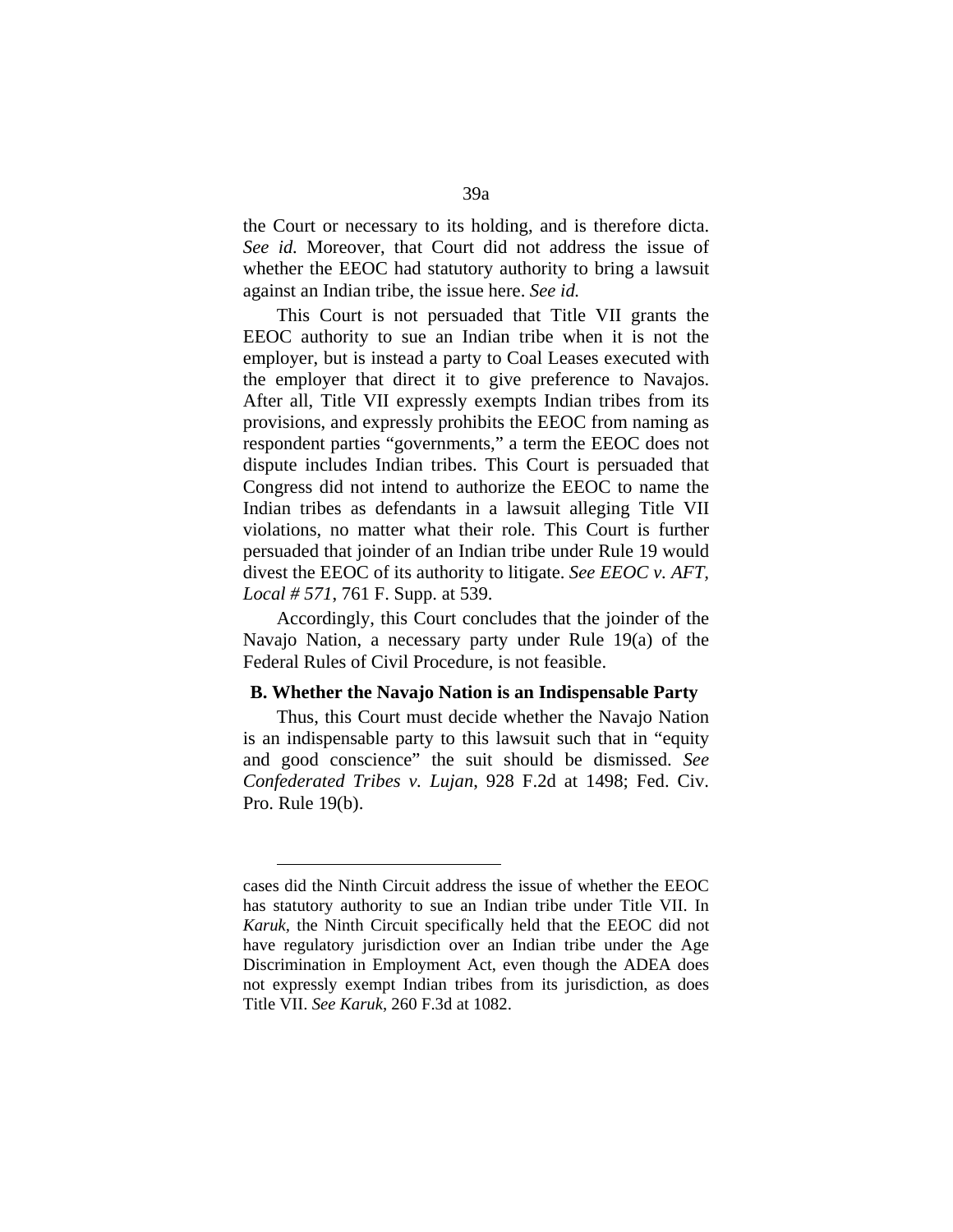the Court or necessary to its holding, and is therefore dicta. *See id.* Moreover, that Court did not address the issue of whether the EEOC had statutory authority to bring a lawsuit against an Indian tribe, the issue here. *See id.*

This Court is not persuaded that Title VII grants the EEOC authority to sue an Indian tribe when it is not the employer, but is instead a party to Coal Leases executed with the employer that direct it to give preference to Navajos. After all, Title VII expressly exempts Indian tribes from its provisions, and expressly prohibits the EEOC from naming as respondent parties "governments," a term the EEOC does not dispute includes Indian tribes. This Court is persuaded that Congress did not intend to authorize the EEOC to name the Indian tribes as defendants in a lawsuit alleging Title VII violations, no matter what their role. This Court is further persuaded that joinder of an Indian tribe under Rule 19 would divest the EEOC of its authority to litigate. *See EEOC v. AFT, Local # 571*, 761 F. Supp. at 539.

Accordingly, this Court concludes that the joinder of the Navajo Nation, a necessary party under Rule 19(a) of the Federal Rules of Civil Procedure, is not feasible.

### B. Whether the Navajo Nation is an Indispensable Party

Thus, this Court must decide whether the Navajo Nation is an indispensable party to this lawsuit such that in "equity and good conscience" the suit should be dismissed. *See Confederated Tribes v. Lujan*, 928 F.2d at 1498; Fed. Civ. Pro. Rule 19(b).

---

cases did the Ninth Circuit address the issue of whether the EEOC has statutory authority to sue an Indian tribe under Title VII. In *Karuk*, the Ninth Circuit specifically held that the EEOC did not have regulatory jurisdiction over an Indian tribe under the Age Discrimination in Employment Act, even though the ADEA does not expressly exempt Indian tribes from its jurisdiction, as does Title VII. *See Karuk*, 260 F.3d at 1082.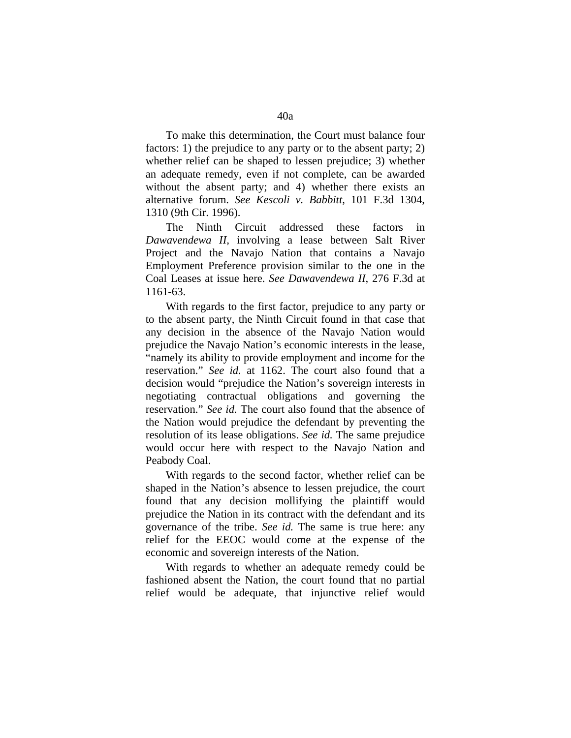To make this determination, the Court must balance four factors: 1) the prejudice to any party or to the absent party; 2) whether relief can be shaped to lessen prejudice; 3) whether an adequate remedy, even if not complete, can be awarded without the absent party; and 4) whether there exists an alternative forum. *See Kescoli v. Babbitt*, 101 F.3d 1304, 1310 (9th Cir. 1996).

The Ninth Circuit addressed these factors in *Dawavendewa II*, involving a lease between Salt River Project and the Navajo Nation that contains a Navajo Employment Preference provision similar to the one in the Coal Leases at issue here. *See Dawavendewa II*, 276 F.3d at 1161-63.

With regards to the first factor, prejudice to any party or to the absent party, the Ninth Circuit found in that case that any decision in the absence of the Navajo Nation would prejudice the Navajo Nation's economic interests in the lease, "namely its ability to provide employment and income for the reservation." *See id.* at 1162. The court also found that a decision would "prejudice the Nation's sovereign interests in negotiating contractual obligations and governing the reservation." *See id.* The court also found that the absence of the Nation would prejudice the defendant by preventing the resolution of its lease obligations. *See id.* The same prejudice would occur here with respect to the Navajo Nation and Peabody Coal.

With regards to the second factor, whether relief can be shaped in the Nation's absence to lessen prejudice, the court found that any decision mollifying the plaintiff would prejudice the Nation in its contract with the defendant and its governance of the tribe. *See id.* The same is true here: any relief for the EEOC would come at the expense of the economic and sovereign interests of the Nation.

With regards to whether an adequate remedy could be fashioned absent the Nation, the court found that no partial relief would be adequate, that injunctive relief would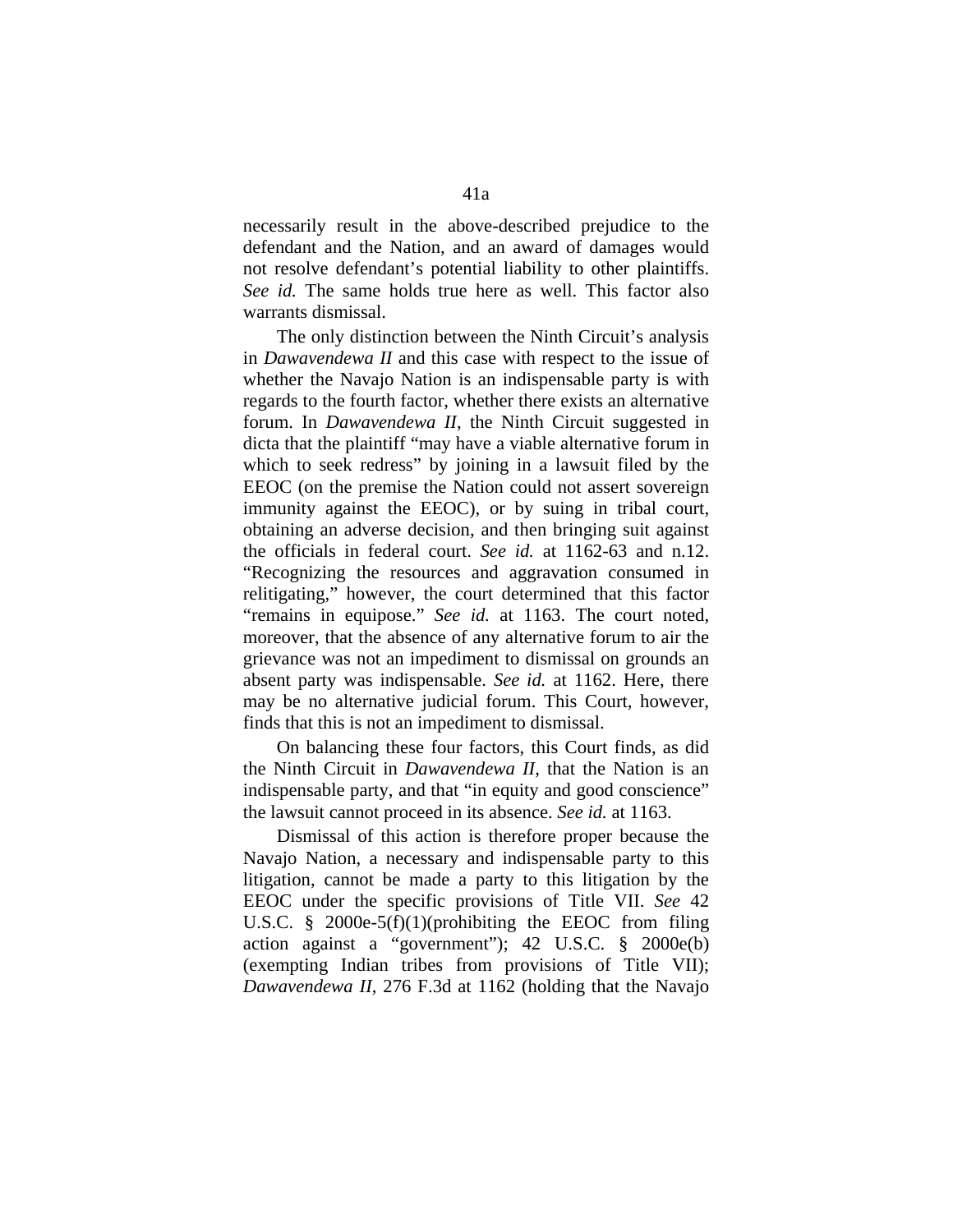necessarily result in the above-described prejudice to the defendant and the Nation, and an award of damages would not resolve defendant's potential liability to other plaintiffs. *See id.* The same holds true here as well. This factor also warrants dismissal.

The only distinction between the Ninth Circuit's analysis in *Dawavendewa II* and this case with respect to the issue of whether the Navajo Nation is an indispensable party is with regards to the fourth factor, whether there exists an alternative forum. In *Dawavendewa II*, the Ninth Circuit suggested in dicta that the plaintiff "may have a viable alternative forum in which to seek redress" by joining in a lawsuit filed by the EEOC (on the premise the Nation could not assert sovereign immunity against the EEOC), or by suing in tribal court, obtaining an adverse decision, and then bringing suit against the officials in federal court. *See id.* at 1162-63 and n.12. "Recognizing the resources and aggravation consumed in relitigating," however, the court determined that this factor "remains in equipose." *See id.* at 1163. The court noted, moreover, that the absence of any alternative forum to air the grievance was not an impediment to dismissal on grounds an absent party was indispensable. *See id.* at 1162. Here, there may be no alternative judicial forum. This Court, however, finds that this is not an impediment to dismissal.

On balancing these four factors, this Court finds, as did the Ninth Circuit in *Dawavendewa II,* that the Nation is an indispensable party, and that "in equity and good conscience" the lawsuit cannot proceed in its absence. *See id.* at 1163.

Dismissal of this action is therefore proper because the Navajo Nation, a necessary and indispensable party to this litigation, cannot be made a party to this litigation by the EEOC under the specific provisions of Title VII. *See* 42 U.S.C. § 2000e-5(f)(1)(prohibiting the EEOC from filing action against a "government"); 42 U.S.C. § 2000e(b) (exempting Indian tribes from provisions of Title VII); *Dawavendewa II*, 276 F.3d at 1162 (holding that the Navajo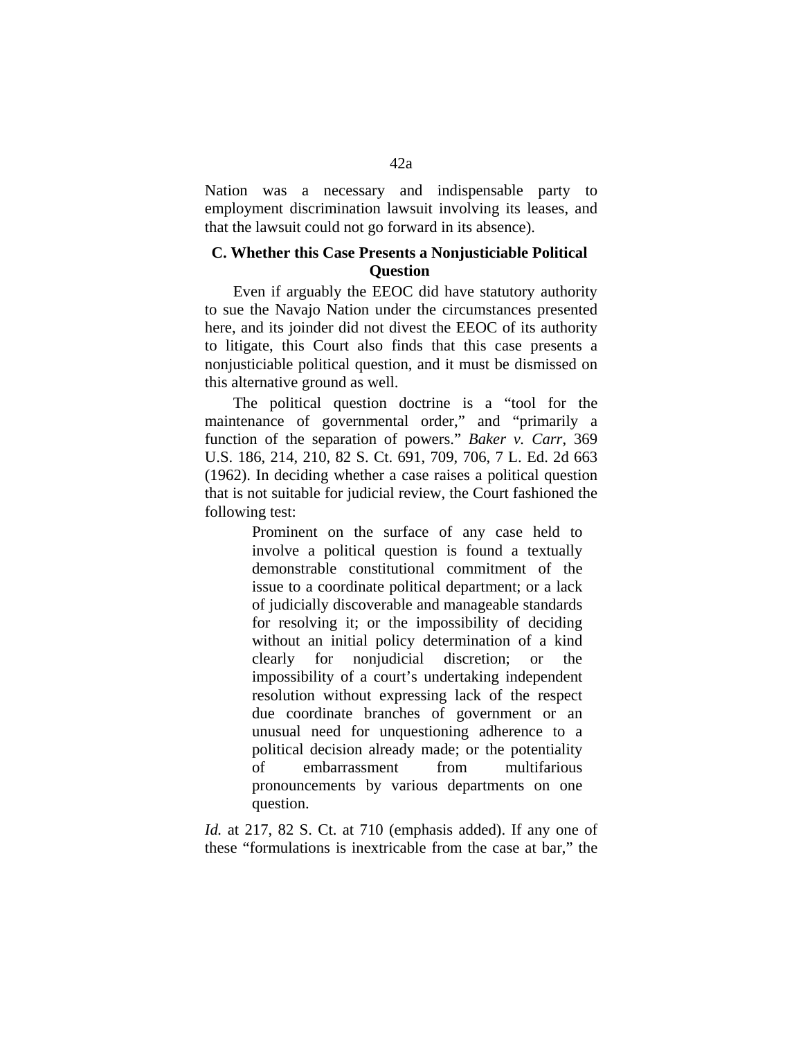Nation was a necessary and indispensable party to employment discrimination lawsuit involving its leases, and that the lawsuit could not go forward in its absence).

### C. Whether this Case Presents a Nonjusticiable Political Question

Even if arguably the EEOC did have statutory authority to sue the Navajo Nation under the circumstances presented here, and its joinder did not divest the EEOC of its authority to litigate, this Court also finds that this case presents a nonjusticiable political question, and it must be dismissed on this alternative ground as well.

The political question doctrine is a "tool for the maintenance of governmental order," and "primarily a function of the separation of powers." *Baker v. Carr*, 369 U.S. 186, 214, 210, 82 S. Ct. 691, 709, 706, 7 L. Ed. 2d 663 (1962). In deciding whether a case raises a political question that is not suitable for judicial review, the Court fashioned the following test:

> Prominent on the surface of any case held to involve a political question is found a textually demonstrable constitutional commitment of the issue to a coordinate political department; or a lack of judicially discoverable and manageable standards for resolving it; or the impossibility of deciding without an initial policy determination of a kind clearly for nonjudicial discretion; or the impossibility of a court's undertaking independent resolution without expressing lack of the respect due coordinate branches of government or an unusual need for unquestioning adherence to a political decision already made; or the potentiality of embarrassment from multifarious pronouncements by various departments on one question.

*Id.* at 217, 82 S. Ct. at 710 (emphasis added). If any one of these "formulations is inextricable from the case at bar," the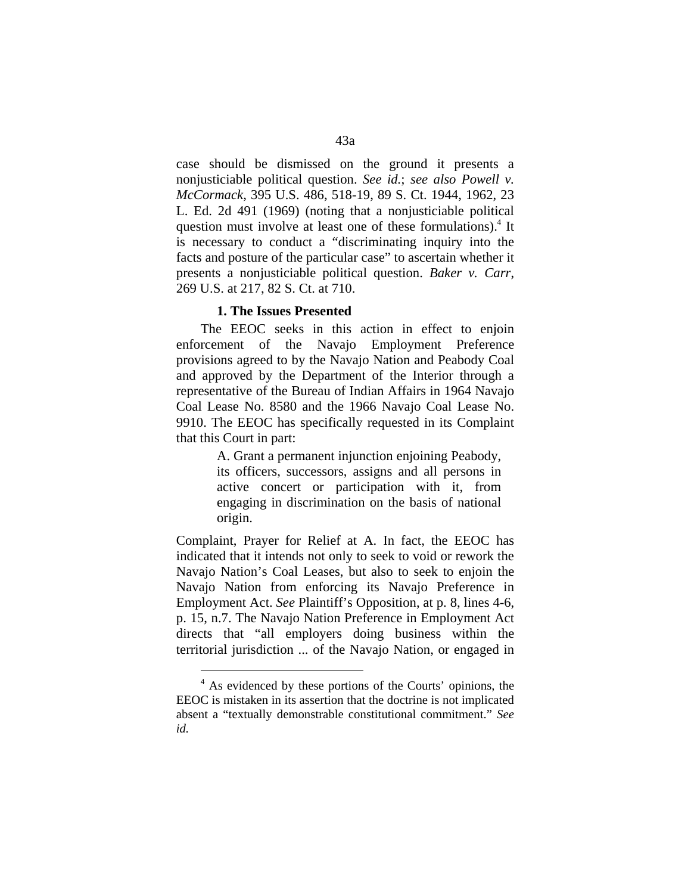case should be dismissed on the ground it presents a nonjusticiable political question. *See id.*; *see also Powell v. McCormack*, 395 U.S. 486, 518-19, 89 S. Ct. 1944, 1962, 23 L. Ed. 2d 491 (1969) (noting that a nonjusticiable political question must involve at least one of these formulations).[4] It is necessary to conduct a "discriminating inquiry into the facts and posture of the particular case" to ascertain whether it presents a nonjusticiable political question. *Baker v. Carr*, 269 U.S. at 217, 82 S. Ct. at 710.

**1. The Issues Presented**

The EEOC seeks in this action in effect to enjoin enforcement of the Navajo Employment Preference provisions agreed to by the Navajo Nation and Peabody Coal and approved by the Department of the Interior through a representative of the Bureau of Indian Affairs in 1964 Navajo Coal Lease No. 8580 and the 1966 Navajo Coal Lease No. 9910. The EEOC has specifically requested in its Complaint that this Court in part:

> A. Grant a permanent injunction enjoining Peabody, its officers, successors, assigns and all persons in active concert or participation with it, from engaging in discrimination on the basis of national origin.

Complaint, Prayer for Relief at A. In fact, the EEOC has indicated that it intends not only to seek to void or rework the Navajo Nation's Coal Leases, but also to seek to enjoin the Navajo Nation from enforcing its Navajo Preference in Employment Act. *See* Plaintiff's Opposition, at p. 8, lines 4-6, p. 15, n.7. The Navajo Nation Preference in Employment Act directs that "all employers doing business within the territorial jurisdiction ... of the Navajo Nation, or engaged in

[4] As evidenced by these portions of the Courts' opinions, the EEOC is mistaken in its assertion that the doctrine is not implicated absent a "textually demonstrable constitutional commitment." *See id.*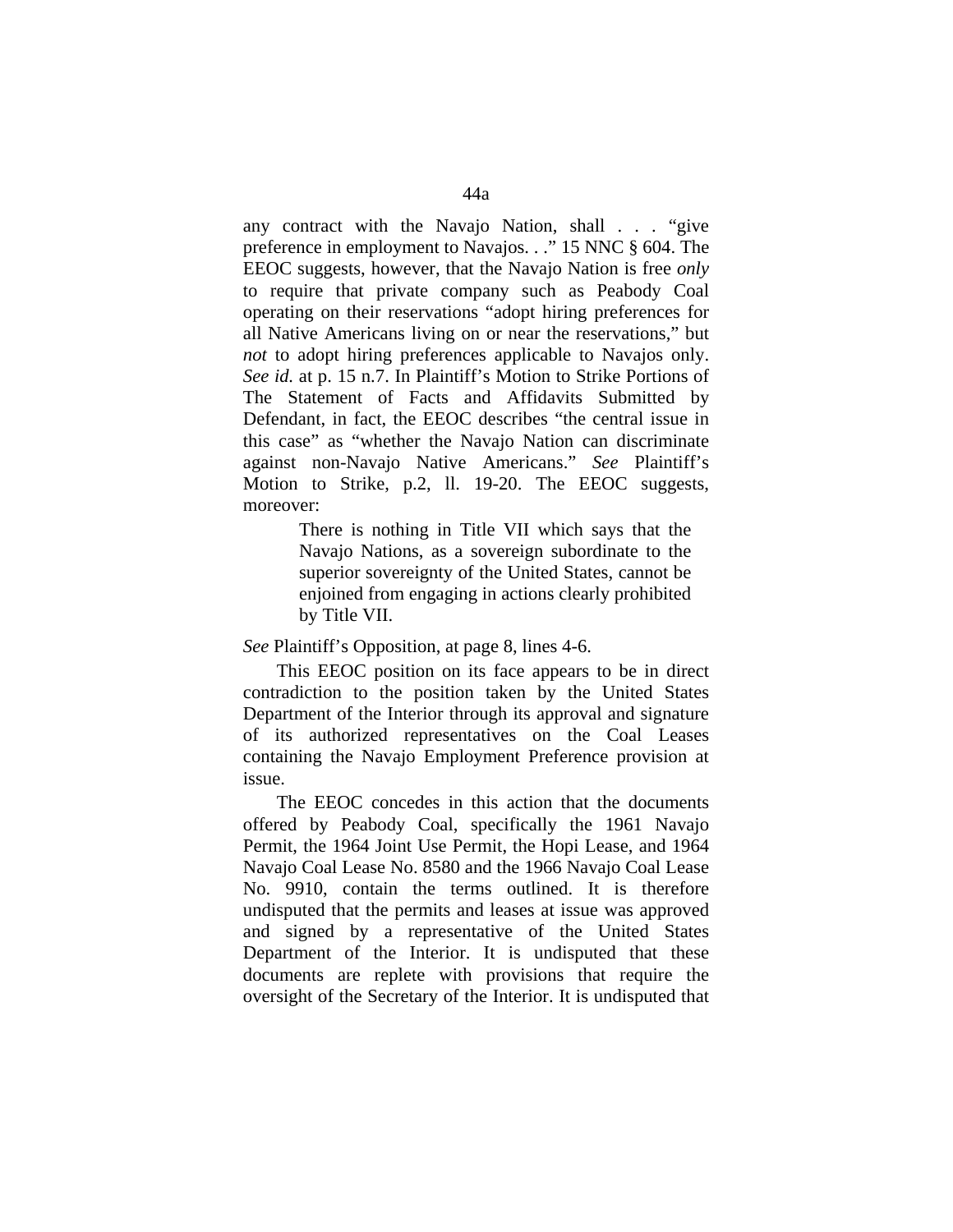any contract with the Navajo Nation, shall . . . "give preference in employment to Navajos. . ." 15 NNC § 604. The EEOC suggests, however, that the Navajo Nation is free *only* to require that private company such as Peabody Coal operating on their reservations "adopt hiring preferences for all Native Americans living on or near the reservations," but *not* to adopt hiring preferences applicable to Navajos only. *See id.* at p. 15 n.7. In Plaintiff's Motion to Strike Portions of The Statement of Facts and Affidavits Submitted by Defendant, in fact, the EEOC describes "the central issue in this case" as "whether the Navajo Nation can discriminate against non-Navajo Native Americans." *See* Plaintiff's Motion to Strike, p.2, ll. 19-20. The EEOC suggests, moreover:

> There is nothing in Title VII which says that the Navajo Nations, as a sovereign subordinate to the superior sovereignty of the United States, cannot be enjoined from engaging in actions clearly prohibited by Title VII.

*See* Plaintiff's Opposition, at page 8, lines 4-6.

This EEOC position on its face appears to be in direct contradiction to the position taken by the United States Department of the Interior through its approval and signature of its authorized representatives on the Coal Leases containing the Navajo Employment Preference provision at issue.

The EEOC concedes in this action that the documents offered by Peabody Coal, specifically the 1961 Navajo Permit, the 1964 Joint Use Permit, the Hopi Lease, and 1964 Navajo Coal Lease No. 8580 and the 1966 Navajo Coal Lease No. 9910, contain the terms outlined. It is therefore undisputed that the permits and leases at issue was approved and signed by a representative of the United States Department of the Interior. It is undisputed that these documents are replete with provisions that require the oversight of the Secretary of the Interior. It is undisputed that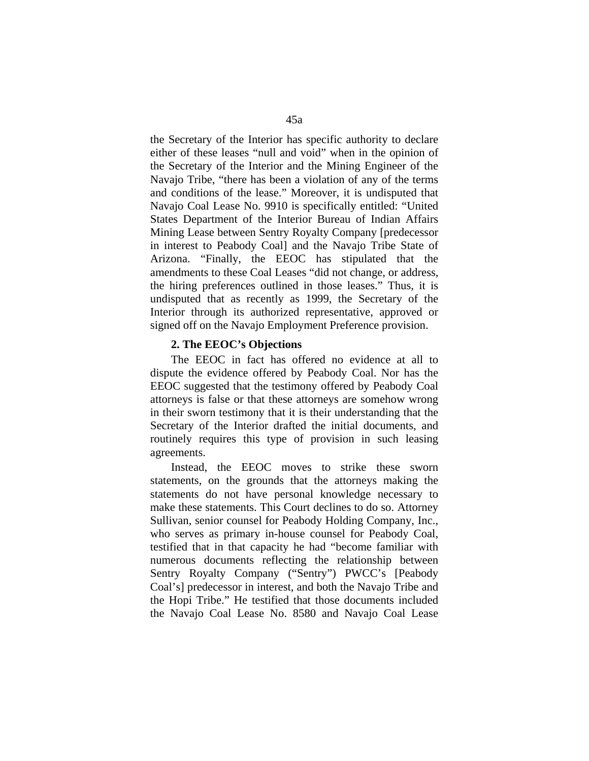the Secretary of the Interior has specific authority to declare either of these leases "null and void" when in the opinion of the Secretary of the Interior and the Mining Engineer of the Navajo Tribe, "there has been a violation of any of the terms and conditions of the lease." Moreover, it is undisputed that Navajo Coal Lease No. 9910 is specifically entitled: "United States Department of the Interior Bureau of Indian Affairs Mining Lease between Sentry Royalty Company [predecessor in interest to Peabody Coal] and the Navajo Tribe State of Arizona. "Finally, the EEOC has stipulated that the amendments to these Coal Leases "did not change, or address, the hiring preferences outlined in those leases." Thus, it is undisputed that as recently as 1999, the Secretary of the Interior through its authorized representative, approved or signed off on the Navajo Employment Preference provision.

**2. The EEOC's Objections**

The EEOC in fact has offered no evidence at all to dispute the evidence offered by Peabody Coal. Nor has the EEOC suggested that the testimony offered by Peabody Coal attorneys is false or that these attorneys are somehow wrong in their sworn testimony that it is their understanding that the Secretary of the Interior drafted the initial documents, and routinely requires this type of provision in such leasing agreements.

Instead, the EEOC moves to strike these sworn statements, on the grounds that the attorneys making the statements do not have personal knowledge necessary to make these statements. This Court declines to do so. Attorney Sullivan, senior counsel for Peabody Holding Company, Inc., who serves as primary in-house counsel for Peabody Coal, testified that in that capacity he had "become familiar with numerous documents reflecting the relationship between Sentry Royalty Company ("Sentry") PWCC's [Peabody Coal's] predecessor in interest, and both the Navajo Tribe and the Hopi Tribe." He testified that those documents included the Navajo Coal Lease No. 8580 and Navajo Coal Lease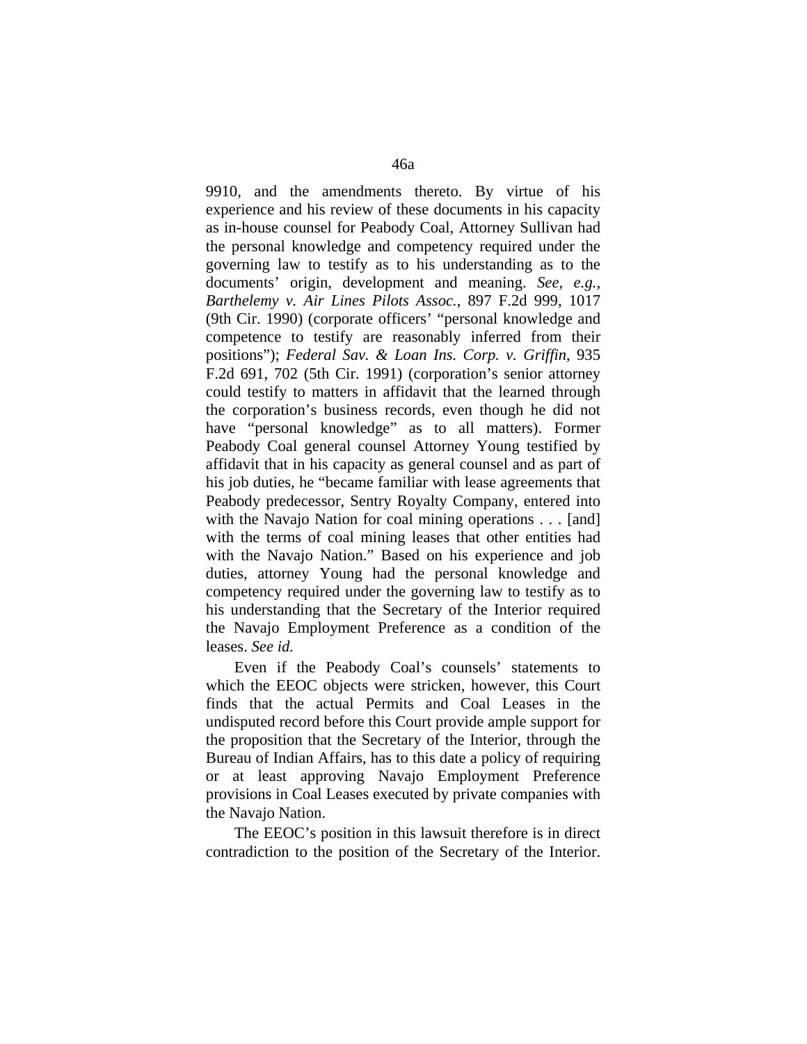9910, and the amendments thereto. By virtue of his experience and his review of these documents in his capacity as in-house counsel for Peabody Coal, Attorney Sullivan had the personal knowledge and competency required under the governing law to testify as to his understanding as to the documents' origin, development and meaning. *See, e.g., Barthelemy v. Air Lines Pilots Assoc.*, 897 F.2d 999, 1017 (9th Cir. 1990) (corporate officers' "personal knowledge and competence to testify are reasonably inferred from their positions"); *Federal Sav. & Loan Ins. Corp. v. Griffin*, 935 F.2d 691, 702 (5th Cir. 1991) (corporation's senior attorney could testify to matters in affidavit that the learned through the corporation's business records, even though he did not have "personal knowledge" as to all matters). Former Peabody Coal general counsel Attorney Young testified by affidavit that in his capacity as general counsel and as part of his job duties, he "became familiar with lease agreements that Peabody predecessor, Sentry Royalty Company, entered into with the Navajo Nation for coal mining operations . . . [and] with the terms of coal mining leases that other entities had with the Navajo Nation." Based on his experience and job duties, attorney Young had the personal knowledge and competency required under the governing law to testify as to his understanding that the Secretary of the Interior required the Navajo Employment Preference as a condition of the leases. *See id.*

Even if the Peabody Coal's counsels' statements to which the EEOC objects were stricken, however, this Court finds that the actual Permits and Coal Leases in the undisputed record before this Court provide ample support for the proposition that the Secretary of the Interior, through the Bureau of Indian Affairs, has to this date a policy of requiring or at least approving Navajo Employment Preference provisions in Coal Leases executed by private companies with the Navajo Nation.

The EEOC's position in this lawsuit therefore is in direct contradiction to the position of the Secretary of the Interior.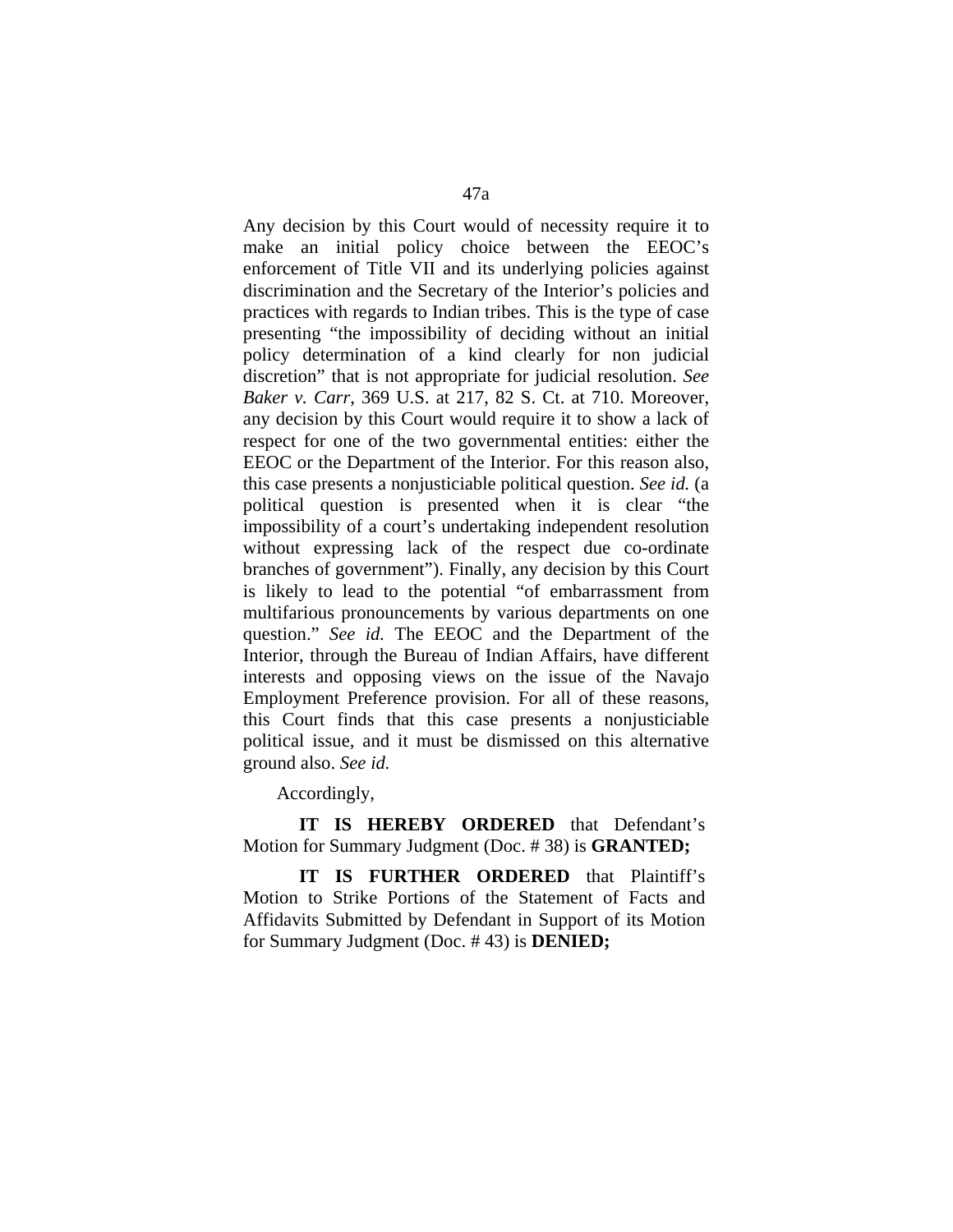Any decision by this Court would of necessity require it to make an initial policy choice between the EEOC's enforcement of Title VII and its underlying policies against discrimination and the Secretary of the Interior's policies and practices with regards to Indian tribes. This is the type of case presenting "the impossibility of deciding without an initial policy determination of a kind clearly for non judicial discretion" that is not appropriate for judicial resolution. *See Baker v. Carr*, 369 U.S. at 217, 82 S. Ct. at 710. Moreover, any decision by this Court would require it to show a lack of respect for one of the two governmental entities: either the EEOC or the Department of the Interior. For this reason also, this case presents a nonjusticiable political question. *See id.* (a political question is presented when it is clear "the impossibility of a court's undertaking independent resolution without expressing lack of the respect due co-ordinate branches of government"). Finally, any decision by this Court is likely to lead to the potential "of embarrassment from multifarious pronouncements by various departments on one question." *See id.* The EEOC and the Department of the Interior, through the Bureau of Indian Affairs, have different interests and opposing views on the issue of the Navajo Employment Preference provision. For all of these reasons, this Court finds that this case presents a nonjusticiable political issue, and it must be dismissed on this alternative ground also. *See id.*

Accordingly,

**IT IS HEREBY ORDERED** that Defendant's Motion for Summary Judgment (Doc. # 38) is **GRANTED;**

**IT IS FURTHER ORDERED** that Plaintiff's Motion to Strike Portions of the Statement of Facts and Affidavits Submitted by Defendant in Support of its Motion for Summary Judgment (Doc. # 43) is **DENIED;**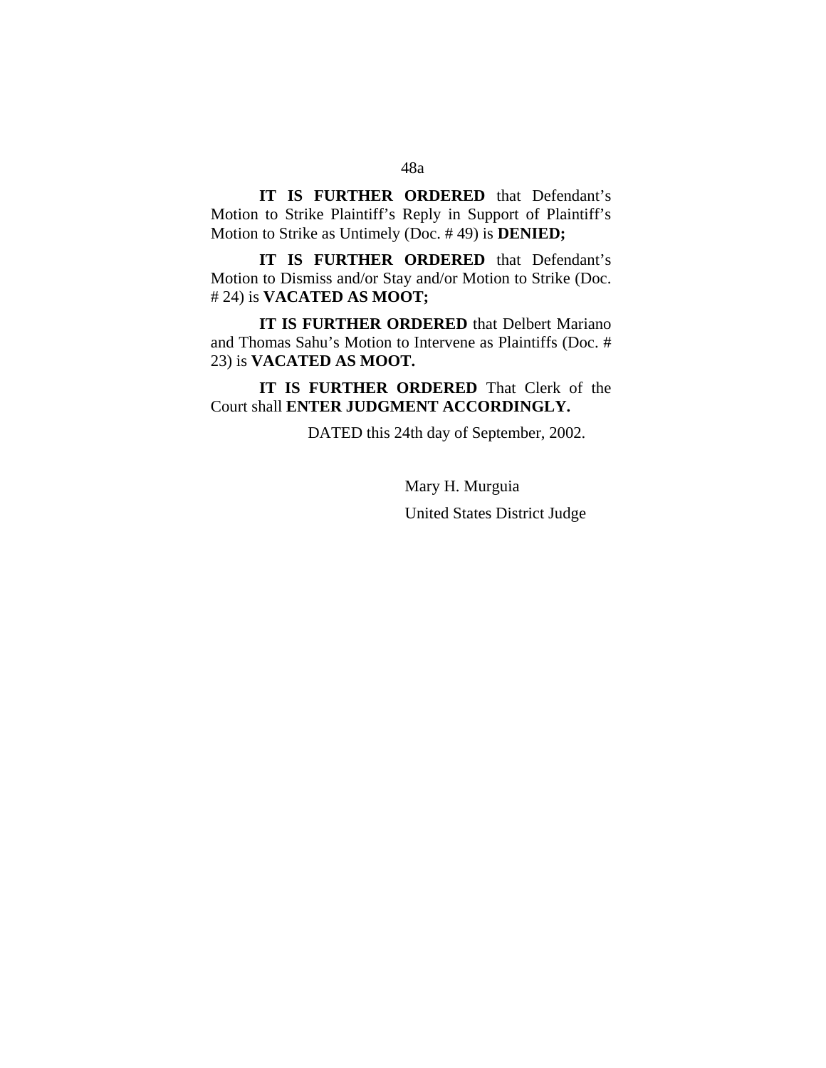**IT IS FURTHER ORDERED** that Defendant's Motion to Strike Plaintiff's Reply in Support of Plaintiff's Motion to Strike as Untimely (Doc. # 49) is **DENIED;**

**IT IS FURTHER ORDERED** that Defendant's Motion to Dismiss and/or Stay and/or Motion to Strike (Doc. # 24) is **VACATED AS MOOT;**

**IT IS FURTHER ORDERED** that Delbert Mariano and Thomas Sahu's Motion to Intervene as Plaintiffs (Doc. # 23) is **VACATED AS MOOT.**

**IT IS FURTHER ORDERED** That Clerk of the Court shall **ENTER JUDGMENT ACCORDINGLY.**

DATED this 24th day of September, 2002.

Mary H. Murguia

United States District Judge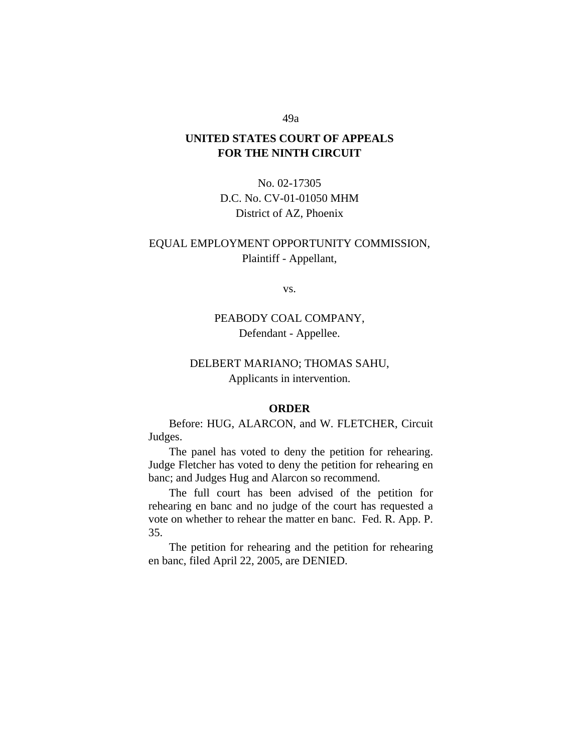**UNITED STATES COURT OF APPEALS
FOR THE NINTH CIRCUIT**

No. 02-17305
D.C. No. CV-01-01050 MHM
District of AZ, Phoenix

EQUAL EMPLOYMENT OPPORTUNITY COMMISSION,
Plaintiff - Appellant,

vs.

PEABODY COAL COMPANY,
Defendant - Appellee.

DELBERT MARIANO; THOMAS SAHU,
Applicants in intervention.

**ORDER**

Before: HUG, ALARCON, and W. FLETCHER, Circuit Judges.

The panel has voted to deny the petition for rehearing. Judge Fletcher has voted to deny the petition for rehearing en banc; and Judges Hug and Alarcon so recommend.

The full court has been advised of the petition for rehearing en banc and no judge of the court has requested a vote on whether to rehear the matter en banc. Fed. R. App. P. 35.

The petition for rehearing and the petition for rehearing en banc, filed April 22, 2005, are DENIED.